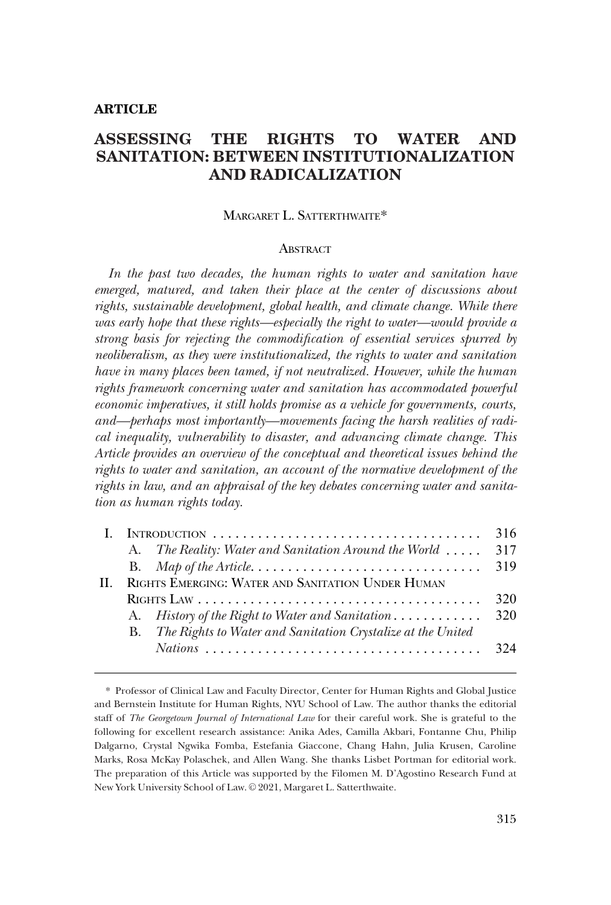**ARTICLE**

# ASSESSING THE RIGHTS TO WATER AND SANITATION: BETWEEN INSTITUTIONALIZATION AND RADICALIZATION

MARGARET L. SATTERTHWAITE*

## ABSTRACT

*In the past two decades, the human rights to water and sanitation have emerged, matured, and taken their place at the center of discussions about rights, sustainable development, global health, and climate change. While there was early hope that these rights—especially the right to water—would provide a strong basis for rejecting the commodification of essential services spurred by neoliberalism, as they were institutionalized, the rights to water and sanitation have in many places been tamed, if not neutralized. However, while the human rights framework concerning water and sanitation has accommodated powerful economic imperatives, it still holds promise as a vehicle for governments, courts, and—perhaps most importantly—movements facing the harsh realities of radical inequality, vulnerability to disaster, and advancing climate change. This Article provides an overview of the conceptual and theoretical issues behind the rights to water and sanitation, an account of the normative development of the rights in law, and an appraisal of the key debates concerning water and sanitation as human rights today.*

| | | | |
|---|---|---|---|
| I. | INTRODUCTION | | 316 |
| | A. | *The Reality: Water and Sanitation Around the World* | 317 |
| | B. | *Map of the Article* | 319 |
| II. | RIGHTS EMERGING: WATER AND SANITATION UNDER HUMAN RIGHTS LAW | | 320 |
| | A. | *History of the Right to Water and Sanitation* | 320 |
| | B. | *The Rights to Water and Sanitation Crystalize at the United Nations* | 324 |

\* Professor of Clinical Law and Faculty Director, Center for Human Rights and Global Justice and Bernstein Institute for Human Rights, NYU School of Law. The author thanks the editorial staff of *The Georgetown Journal of International Law* for their careful work. She is grateful to the following for excellent research assistance: Anika Ades, Camilla Akbari, Fontanne Chu, Philip Dalgarno, Crystal Ngwika Fomba, Estefania Giaccone, Chang Hahn, Julia Krusen, Caroline Marks, Rosa McKay Polaschek, and Allen Wang. She thanks Lisbet Portman for editorial work. The preparation of this Article was supported by the Filomen M. D'Agostino Research Fund at New York University School of Law. © 2021, Margaret L. Satterthwaite.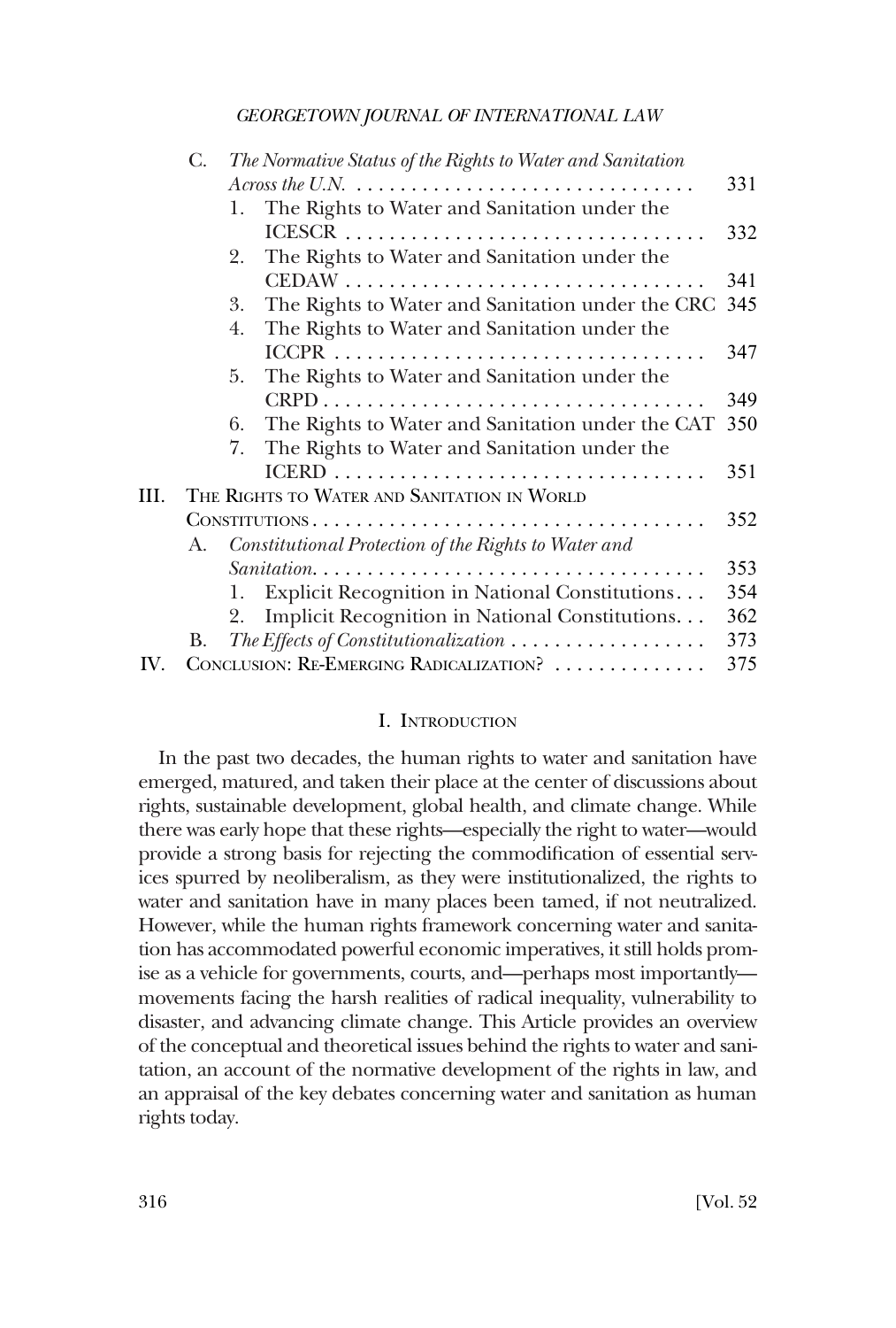- C. *The Normative Status of the Rights to Water and Sanitation Across the U.N.* . . . 331
  1. The Rights to Water and Sanitation under the ICESCR . . . 332
  2. The Rights to Water and Sanitation under the CEDAW . . . 341
  3. The Rights to Water and Sanitation under the CRC . . . 345
  4. The Rights to Water and Sanitation under the ICCPR . . . 347
  5. The Rights to Water and Sanitation under the CRPD . . . 349
  6. The Rights to Water and Sanitation under the CAT . . . 350
  7. The Rights to Water and Sanitation under the ICERD . . . 351

III. THE RIGHTS TO WATER AND SANITATION IN WORLD CONSTITUTIONS . . . 352
- A. *Constitutional Protection of the Rights to Water and Sanitation.* . . . 353
  1. Explicit Recognition in National Constitutions . . . 354
  2. Implicit Recognition in National Constitutions . . . 362
- B. *The Effects of Constitutionalization* . . . 373

IV. CONCLUSION: RE-EMERGING RADICALIZATION? . . . 375

## I. INTRODUCTION

In the past two decades, the human rights to water and sanitation have emerged, matured, and taken their place at the center of discussions about rights, sustainable development, global health, and climate change. While there was early hope that these rights—especially the right to water—would provide a strong basis for rejecting the commodification of essential services spurred by neoliberalism, as they were institutionalized, the rights to water and sanitation have in many places been tamed, if not neutralized. However, while the human rights framework concerning water and sanitation has accommodated powerful economic imperatives, it still holds promise as a vehicle for governments, courts, and—perhaps most importantly—movements facing the harsh realities of radical inequality, vulnerability to disaster, and advancing climate change. This Article provides an overview of the conceptual and theoretical issues behind the rights to water and sanitation, an account of the normative development of the rights in law, and an appraisal of the key debates concerning water and sanitation as human rights today.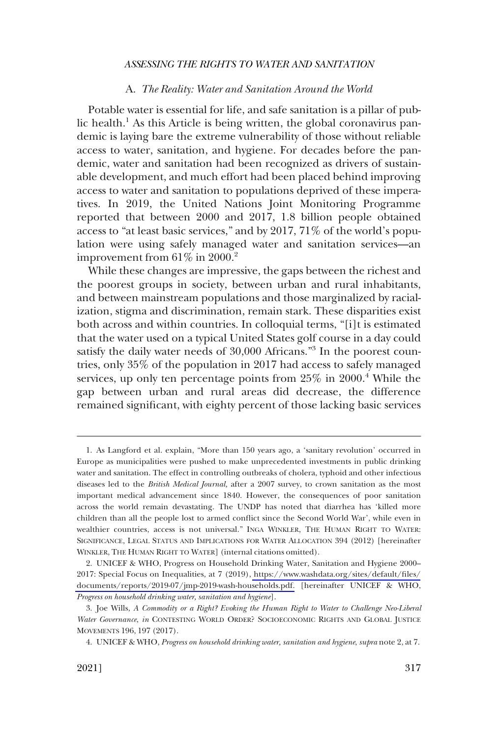### A. *The Reality: Water and Sanitation Around the World*

Potable water is essential for life, and safe sanitation is a pillar of public health.[1] As this Article is being written, the global coronavirus pandemic is laying bare the extreme vulnerability of those without reliable access to water, sanitation, and hygiene. For decades before the pandemic, water and sanitation had been recognized as drivers of sustainable development, and much effort had been placed behind improving access to water and sanitation to populations deprived of these imperatives. In 2019, the United Nations Joint Monitoring Programme reported that between 2000 and 2017, 1.8 billion people obtained access to "at least basic services," and by 2017, 71% of the world's population were using safely managed water and sanitation services—an improvement from 61% in 2000.[2]

While these changes are impressive, the gaps between the richest and the poorest groups in society, between urban and rural inhabitants, and between mainstream populations and those marginalized by racialization, stigma and discrimination, remain stark. These disparities exist both across and within countries. In colloquial terms, "[i]t is estimated that the water used on a typical United States golf course in a day could satisfy the daily water needs of 30,000 Africans."[3] In the poorest countries, only 35% of the population in 2017 had access to safely managed services, up only ten percentage points from 25% in 2000.[4] While the gap between urban and rural areas did decrease, the difference remained significant, with eighty percent of those lacking basic services

---

1. As Langford et al. explain, "More than 150 years ago, a 'sanitary revolution' occurred in Europe as municipalities were pushed to make unprecedented investments in public drinking water and sanitation. The effect in controlling outbreaks of cholera, typhoid and other infectious diseases led to the *British Medical Journal,* after a 2007 survey, to crown sanitation as the most important medical advancement since 1840. However, the consequences of poor sanitation across the world remain devastating. The UNDP has noted that diarrhea has 'killed more children than all the people lost to armed conflict since the Second World War', while even in wealthier countries, access is not universal." INGA WINKLER, THE HUMAN RIGHT TO WATER: SIGNIFICANCE, LEGAL STATUS AND IMPLICATIONS FOR WATER ALLOCATION 394 (2012) [hereinafter WINKLER, THE HUMAN RIGHT TO WATER] (internal citations omitted).

2. UNICEF & WHO, Progress on Household Drinking Water, Sanitation and Hygiene 2000–2017: Special Focus on Inequalities, at 7 (2019), https://www.washdata.org/sites/default/files/documents/reports/2019-07/jmp-2019-wash-households.pdf. [hereinafter UNICEF & WHO, *Progress on household drinking water, sanitation and hygiene*].

3. Joe Wills, *A Commodity or a Right? Evoking the Human Right to Water to Challenge Neo-Liberal Water Governance*, *in* CONTESTING WORLD ORDER? SOCIOECONOMIC RIGHTS AND GLOBAL JUSTICE MOVEMENTS 196, 197 (2017).

4. UNICEF & WHO, *Progress on household drinking water, sanitation and hygiene*, *supra* note 2, at 7.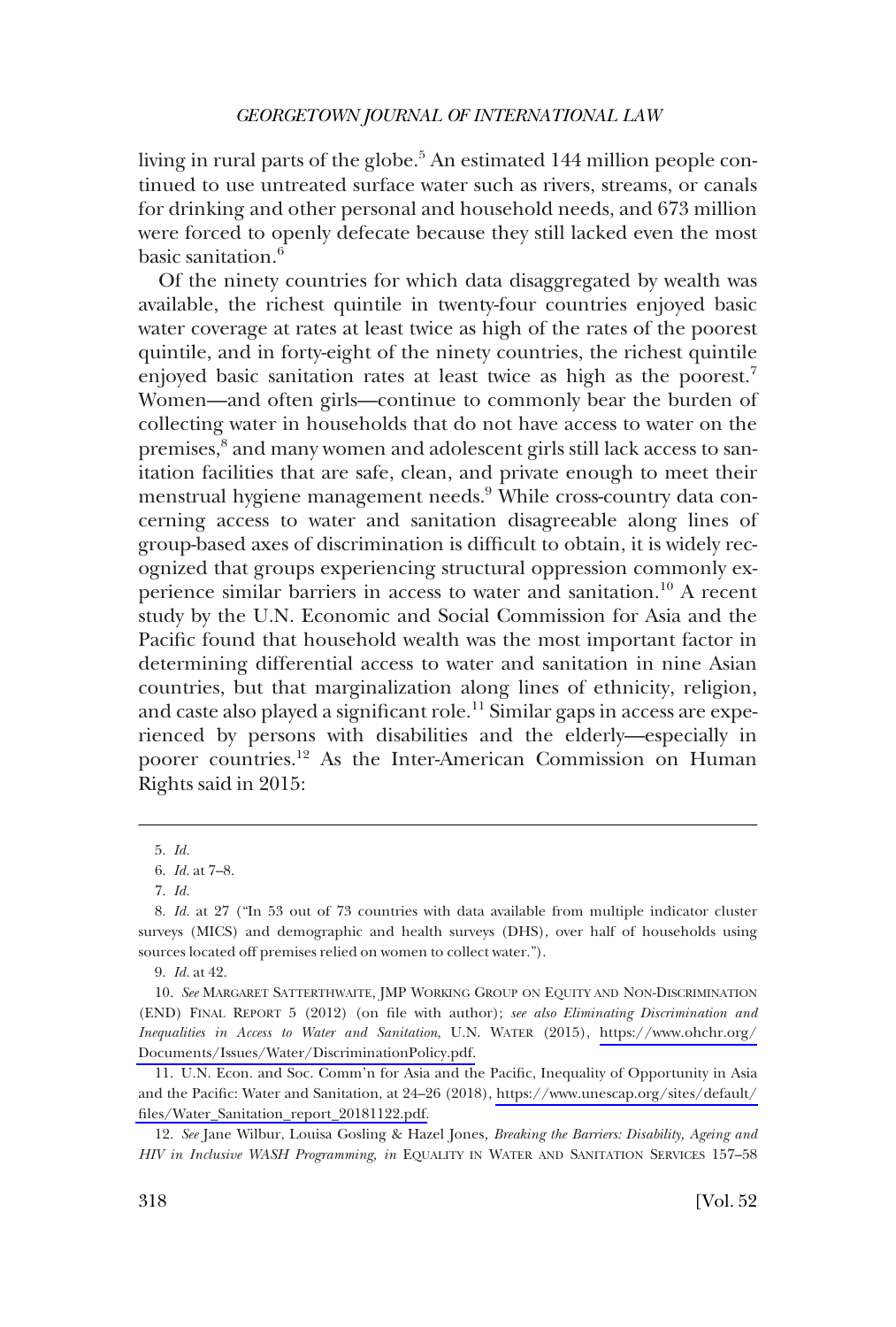living in rural parts of the globe.[5] An estimated 144 million people continued to use untreated surface water such as rivers, streams, or canals for drinking and other personal and household needs, and 673 million were forced to openly defecate because they still lacked even the most basic sanitation.[6]

Of the ninety countries for which data disaggregated by wealth was available, the richest quintile in twenty-four countries enjoyed basic water coverage at rates at least twice as high of the rates of the poorest quintile, and in forty-eight of the ninety countries, the richest quintile enjoyed basic sanitation rates at least twice as high as the poorest.[7] Women—and often girls—continue to commonly bear the burden of collecting water in households that do not have access to water on the premises,[8] and many women and adolescent girls still lack access to sanitation facilities that are safe, clean, and private enough to meet their menstrual hygiene management needs.[9] While cross-country data concerning access to water and sanitation disagreeable along lines of group-based axes of discrimination is difficult to obtain, it is widely recognized that groups experiencing structural oppression commonly experience similar barriers in access to water and sanitation.[10] A recent study by the U.N. Economic and Social Commission for Asia and the Pacific found that household wealth was the most important factor in determining differential access to water and sanitation in nine Asian countries, but that marginalization along lines of ethnicity, religion, and caste also played a significant role.[11] Similar gaps in access are experienced by persons with disabilities and the elderly—especially in poorer countries.[12] As the Inter-American Commission on Human Rights said in 2015:

---

5. *Id.*

6. *Id.* at 7–8.

7. *Id.*

8. *Id.* at 27 ("In 53 out of 73 countries with data available from multiple indicator cluster surveys (MICS) and demographic and health surveys (DHS), over half of households using sources located off premises relied on women to collect water.").

9. *Id.* at 42.

10. *See* MARGARET SATTERTHWAITE, JMP WORKING GROUP ON EQUITY AND NON-DISCRIMINATION (END) FINAL REPORT 5 (2012) (on file with author); *see also Eliminating Discrimination and Inequalities in Access to Water and Sanitation*, U.N. WATER (2015), https://www.ohchr.org/Documents/Issues/Water/DiscriminationPolicy.pdf.

11. U.N. Econ. and Soc. Comm'n for Asia and the Pacific, Inequality of Opportunity in Asia and the Pacific: Water and Sanitation, at 24–26 (2018), https://www.unescap.org/sites/default/files/Water_Sanitation_report_20181122.pdf.

12. *See* Jane Wilbur, Louisa Gosling & Hazel Jones, *Breaking the Barriers: Disability, Ageing and HIV in Inclusive WASH Programming*, *in* EQUALITY IN WATER AND SANITATION SERVICES 157–58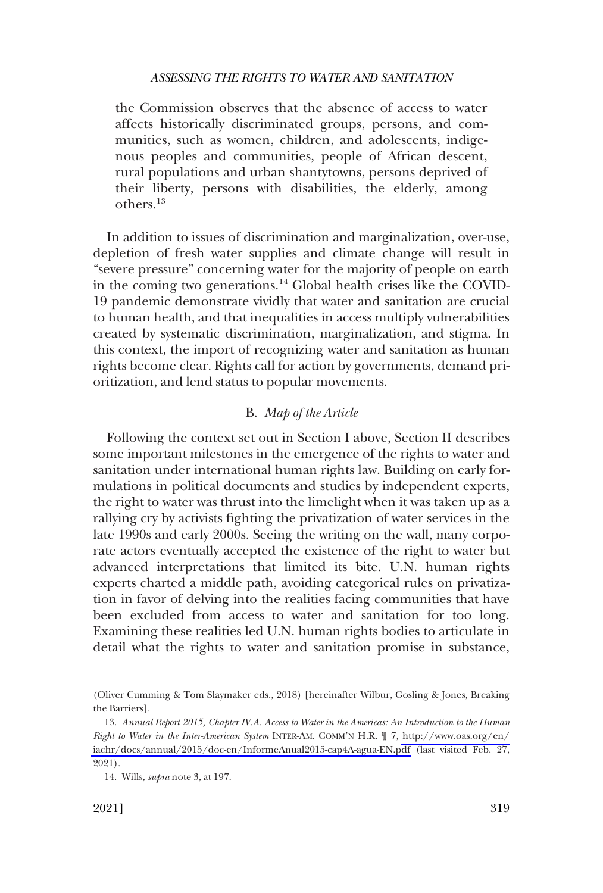the Commission observes that the absence of access to water affects historically discriminated groups, persons, and communities, such as women, children, and adolescents, indigenous peoples and communities, people of African descent, rural populations and urban shantytowns, persons deprived of their liberty, persons with disabilities, the elderly, among others.[13]

In addition to issues of discrimination and marginalization, over-use, depletion of fresh water supplies and climate change will result in "severe pressure" concerning water for the majority of people on earth in the coming two generations.[14] Global health crises like the COVID-19 pandemic demonstrate vividly that water and sanitation are crucial to human health, and that inequalities in access multiply vulnerabilities created by systematic discrimination, marginalization, and stigma. In this context, the import of recognizing water and sanitation as human rights become clear. Rights call for action by governments, demand prioritization, and lend status to popular movements.

### B. *Map of the Article*

Following the context set out in Section I above, Section II describes some important milestones in the emergence of the rights to water and sanitation under international human rights law. Building on early formulations in political documents and studies by independent experts, the right to water was thrust into the limelight when it was taken up as a rallying cry by activists fighting the privatization of water services in the late 1990s and early 2000s. Seeing the writing on the wall, many corporate actors eventually accepted the existence of the right to water but advanced interpretations that limited its bite. U.N. human rights experts charted a middle path, avoiding categorical rules on privatization in favor of delving into the realities facing communities that have been excluded from access to water and sanitation for too long. Examining these realities led U.N. human rights bodies to articulate in detail what the rights to water and sanitation promise in substance,

---

(Oliver Cumming & Tom Slaymaker eds., 2018) [hereinafter Wilbur, Gosling & Jones, Breaking the Barriers].

13. *Annual Report 2015, Chapter IV.A. Access to Water in the Americas: An Introduction to the Human Right to Water in the Inter-American System* INTER-AM. COMM'N H.R. ¶ 7, http://www.oas.org/en/iachr/docs/annual/2015/doc-en/InformeAnual2015-cap4A-agua-EN.pdf (last visited Feb. 27, 2021).

14. Wills, *supra* note 3, at 197.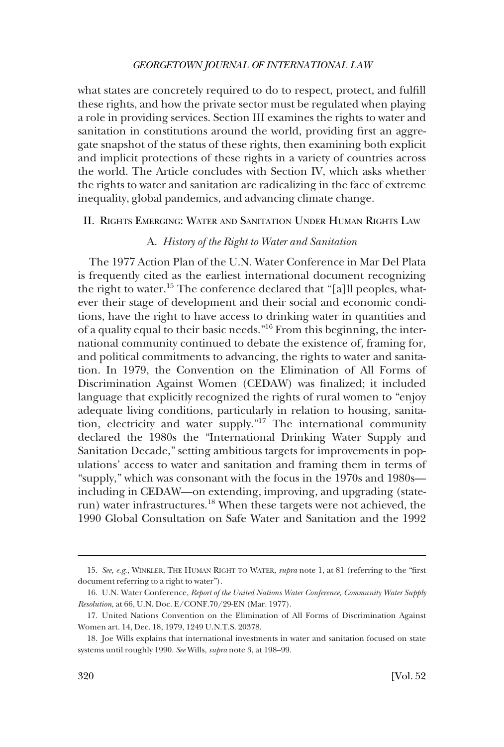what states are concretely required to do to respect, protect, and fulfill these rights, and how the private sector must be regulated when playing a role in providing services. Section III examines the rights to water and sanitation in constitutions around the world, providing first an aggregate snapshot of the status of these rights, then examining both explicit and implicit protections of these rights in a variety of countries across the world. The Article concludes with Section IV, which asks whether the rights to water and sanitation are radicalizing in the face of extreme inequality, global pandemics, and advancing climate change.

## II. Rights Emerging: Water and Sanitation Under Human Rights Law

### A. *History of the Right to Water and Sanitation*

The 1977 Action Plan of the U.N. Water Conference in Mar Del Plata is frequently cited as the earliest international document recognizing the right to water.[15] The conference declared that "[a]ll peoples, whatever their stage of development and their social and economic conditions, have the right to have access to drinking water in quantities and of a quality equal to their basic needs."[16] From this beginning, the international community continued to debate the existence of, framing for, and political commitments to advancing, the rights to water and sanitation. In 1979, the Convention on the Elimination of All Forms of Discrimination Against Women (CEDAW) was finalized; it included language that explicitly recognized the rights of rural women to "enjoy adequate living conditions, particularly in relation to housing, sanitation, electricity and water supply."[17] The international community declared the 1980s the "International Drinking Water Supply and Sanitation Decade," setting ambitious targets for improvements in populations' access to water and sanitation and framing them in terms of "supply," which was consonant with the focus in the 1970s and 1980s—including in CEDAW—on extending, improving, and upgrading (state-run) water infrastructures.[18] When these targets were not achieved, the 1990 Global Consultation on Safe Water and Sanitation and the 1992

---

15. *See, e.g.*, Winkler, The Human Right to Water, *supra* note 1, at 81 (referring to the "first document referring to a right to water").

16. U.N. Water Conference, *Report of the United Nations Water Conference, Community Water Supply Resolution*, at 66, U.N. Doc. E/CONF.70/29-EN (Mar. 1977).

17. United Nations Convention on the Elimination of All Forms of Discrimination Against Women art. 14, Dec. 18, 1979, 1249 U.N.T.S. 20378.

18. Joe Wills explains that international investments in water and sanitation focused on state systems until roughly 1990. *See* Wills, *supra* note 3, at 198–99.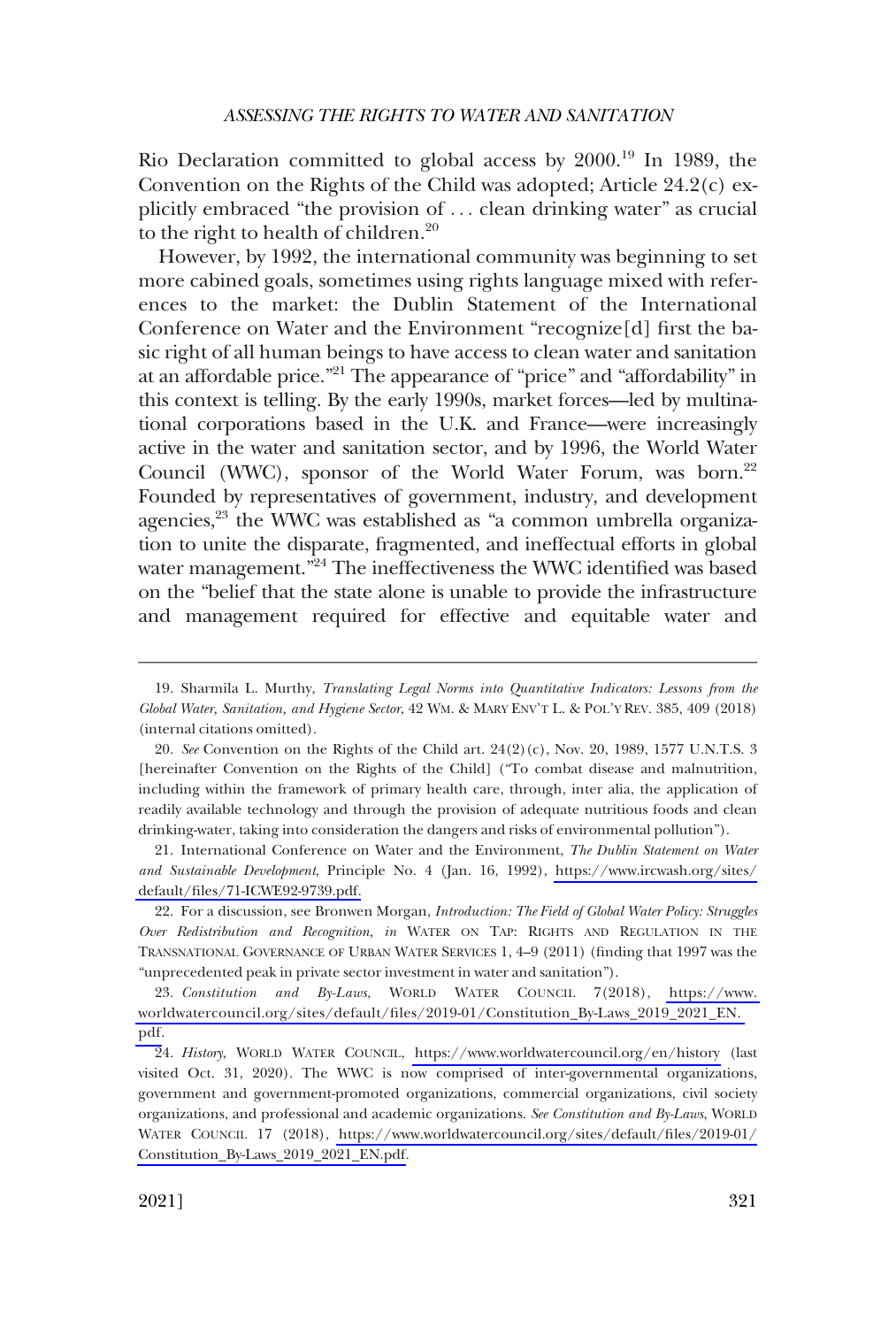Rio Declaration committed to global access by 2000.[19] In 1989, the Convention on the Rights of the Child was adopted; Article 24.2(c) explicitly embraced "the provision of . . . clean drinking water" as crucial to the right to health of children.[20]

However, by 1992, the international community was beginning to set more cabined goals, sometimes using rights language mixed with references to the market: the Dublin Statement of the International Conference on Water and the Environment "recognize[d] first the basic right of all human beings to have access to clean water and sanitation at an affordable price."[21] The appearance of "price" and "affordability" in this context is telling. By the early 1990s, market forces—led by multinational corporations based in the U.K. and France—were increasingly active in the water and sanitation sector, and by 1996, the World Water Council (WWC), sponsor of the World Water Forum, was born.[22] Founded by representatives of government, industry, and development agencies,[23] the WWC was established as "a common umbrella organization to unite the disparate, fragmented, and ineffectual efforts in global water management."[24] The ineffectiveness the WWC identified was based on the "belief that the state alone is unable to provide the infrastructure and management required for effective and equitable water and

---

19. Sharmila L. Murthy, *Translating Legal Norms into Quantitative Indicators: Lessons from the Global Water, Sanitation, and Hygiene Sector*, 42 WM. & MARY ENV'T L. & POL'Y REV. 385, 409 (2018) (internal citations omitted).

20. *See* Convention on the Rights of the Child art. 24(2)(c), Nov. 20, 1989, 1577 U.N.T.S. 3 [hereinafter Convention on the Rights of the Child] ("To combat disease and malnutrition, including within the framework of primary health care, through, inter alia, the application of readily available technology and through the provision of adequate nutritious foods and clean drinking-water, taking into consideration the dangers and risks of environmental pollution").

21. International Conference on Water and the Environment, *The Dublin Statement on Water and Sustainable Development*, Principle No. 4 (Jan. 16, 1992), https://www.ircwash.org/sites/default/files/71-ICWE92-9739.pdf.

22. For a discussion, see Bronwen Morgan, *Introduction: The Field of Global Water Policy: Struggles Over Redistribution and Recognition, in* WATER ON TAP: RIGHTS AND REGULATION IN THE TRANSNATIONAL GOVERNANCE OF URBAN WATER SERVICES 1, 4–9 (2011) (finding that 1997 was the "unprecedented peak in private sector investment in water and sanitation").

23. *Constitution and By-Laws*, WORLD WATER COUNCIL 7(2018), https://www.worldwatercouncil.org/sites/default/files/2019-01/Constitution_By-Laws_2019_2021_EN.pdf.

24. *History*, WORLD WATER COUNCIL, https://www.worldwatercouncil.org/en/history (last visited Oct. 31, 2020). The WWC is now comprised of inter-governmental organizations, government and government-promoted organizations, commercial organizations, civil society organizations, and professional and academic organizations. *See Constitution and By-Laws*, WORLD WATER COUNCIL 17 (2018), https://www.worldwatercouncil.org/sites/default/files/2019-01/Constitution_By-Laws_2019_2021_EN.pdf.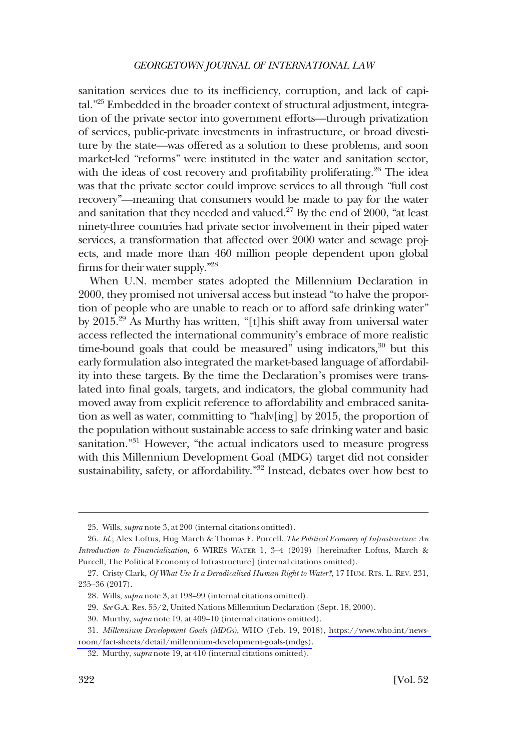sanitation services due to its inefficiency, corruption, and lack of capital."[25] Embedded in the broader context of structural adjustment, integration of the private sector into government efforts—through privatization of services, public-private investments in infrastructure, or broad divestiture by the state—was offered as a solution to these problems, and soon market-led "reforms" were instituted in the water and sanitation sector, with the ideas of cost recovery and profitability proliferating.[26] The idea was that the private sector could improve services to all through "full cost recovery"—meaning that consumers would be made to pay for the water and sanitation that they needed and valued.[27] By the end of 2000, "at least ninety-three countries had private sector involvement in their piped water services, a transformation that affected over 2000 water and sewage projects, and made more than 460 million people dependent upon global firms for their water supply."[28]

When U.N. member states adopted the Millennium Declaration in 2000, they promised not universal access but instead "to halve the proportion of people who are unable to reach or to afford safe drinking water" by 2015.[29] As Murthy has written, "[t]his shift away from universal water access reflected the international community's embrace of more realistic time-bound goals that could be measured" using indicators,[30] but this early formulation also integrated the market-based language of affordability into these targets. By the time the Declaration's promises were translated into final goals, targets, and indicators, the global community had moved away from explicit reference to affordability and embraced sanitation as well as water, committing to "halv[ing] by 2015, the proportion of the population without sustainable access to safe drinking water and basic sanitation."[31] However, "the actual indicators used to measure progress with this Millennium Development Goal (MDG) target did not consider sustainability, safety, or affordability."[32] Instead, debates over how best to

---

25. Wills, *supra* note 3, at 200 (internal citations omitted).

26. *Id.*; Alex Loftus, Hug March & Thomas F. Purcell, *The Political Economy of Infrastructure: An Introduction to Financialization*, 6 WIREs WATER 1, 3–4 (2019) [hereinafter Loftus, March & Purcell, The Political Economy of Infrastructure] (internal citations omitted).

27. Cristy Clark, *Of What Use Is a Deradicalized Human Right to Water?*, 17 HUM. RTS. L. REV. 231, 235–36 (2017).

28. Wills, *supra* note 3, at 198–99 (internal citations omitted).

29. *See* G.A. Res. 55/2, United Nations Millennium Declaration (Sept. 18, 2000).

30. Murthy, *supra* note 19, at 409–10 (internal citations omitted).

31. *Millennium Development Goals (MDGs)*, WHO (Feb. 19, 2018), https://www.who.int/news-room/fact-sheets/detail/millennium-development-goals-(mdgs).

32. Murthy, *supra* note 19, at 410 (internal citations omitted).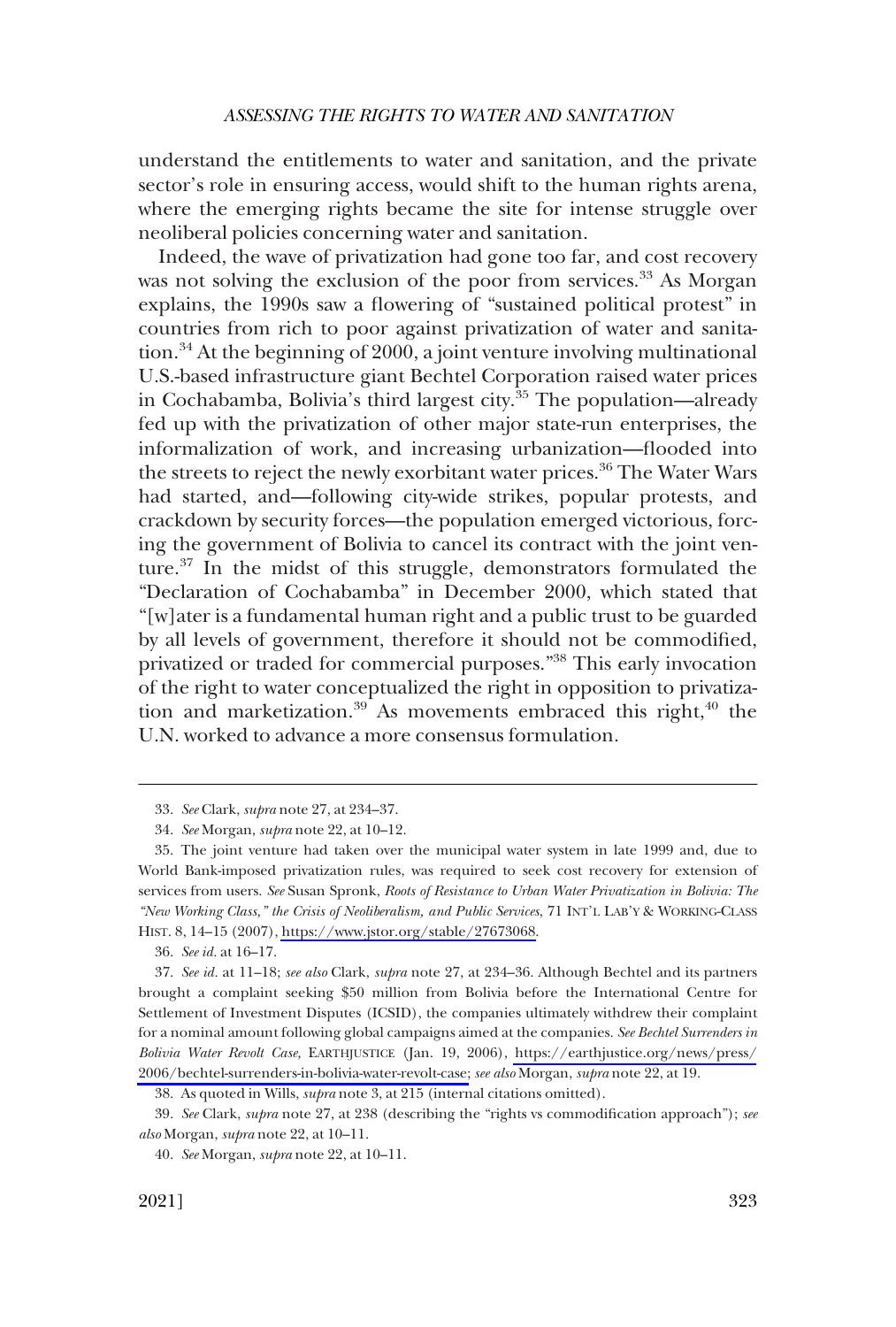understand the entitlements to water and sanitation, and the private sector's role in ensuring access, would shift to the human rights arena, where the emerging rights became the site for intense struggle over neoliberal policies concerning water and sanitation.

Indeed, the wave of privatization had gone too far, and cost recovery was not solving the exclusion of the poor from services.[33] As Morgan explains, the 1990s saw a flowering of "sustained political protest" in countries from rich to poor against privatization of water and sanitation.[34] At the beginning of 2000, a joint venture involving multinational U.S.-based infrastructure giant Bechtel Corporation raised water prices in Cochabamba, Bolivia's third largest city.[35] The population—already fed up with the privatization of other major state-run enterprises, the informalization of work, and increasing urbanization—flooded into the streets to reject the newly exorbitant water prices.[36] The Water Wars had started, and—following city-wide strikes, popular protests, and crackdown by security forces—the population emerged victorious, forcing the government of Bolivia to cancel its contract with the joint venture.[37] In the midst of this struggle, demonstrators formulated the "Declaration of Cochabamba" in December 2000, which stated that "[w]ater is a fundamental human right and a public trust to be guarded by all levels of government, therefore it should not be commodified, privatized or traded for commercial purposes."[38] This early invocation of the right to water conceptualized the right in opposition to privatization and marketization.[39] As movements embraced this right,[40] the U.N. worked to advance a more consensus formulation.

---

33. *See* Clark, *supra* note 27, at 234–37.

34. *See* Morgan, *supra* note 22, at 10–12.

35. The joint venture had taken over the municipal water system in late 1999 and, due to World Bank-imposed privatization rules, was required to seek cost recovery for extension of services from users. *See* Susan Spronk, *Roots of Resistance to Urban Water Privatization in Bolivia: The "New Working Class," the Crisis of Neoliberalism, and Public Services*, 71 INT'L LAB'Y & WORKING-CLASS HIST. 8, 14–15 (2007), https://www.jstor.org/stable/27673068.

36. *See id.* at 16–17.

37. *See id.* at 11–18; *see also* Clark, *supra* note 27, at 234–36. Although Bechtel and its partners brought a complaint seeking $50 million from Bolivia before the International Centre for Settlement of Investment Disputes (ICSID), the companies ultimately withdrew their complaint for a nominal amount following global campaigns aimed at the companies. *See Bechtel Surrenders in Bolivia Water Revolt Case,* EARTHJUSTICE (Jan. 19, 2006), https://earthjustice.org/news/press/2006/bechtel-surrenders-in-bolivia-water-revolt-case; *see also* Morgan, *supra* note 22, at 19.

38. As quoted in Wills, *supra* note 3, at 215 (internal citations omitted).

39. *See* Clark, *supra* note 27, at 238 (describing the "rights vs commodification approach"); *see also* Morgan, *supra* note 22, at 10–11.

40. *See* Morgan, *supra* note 22, at 10–11.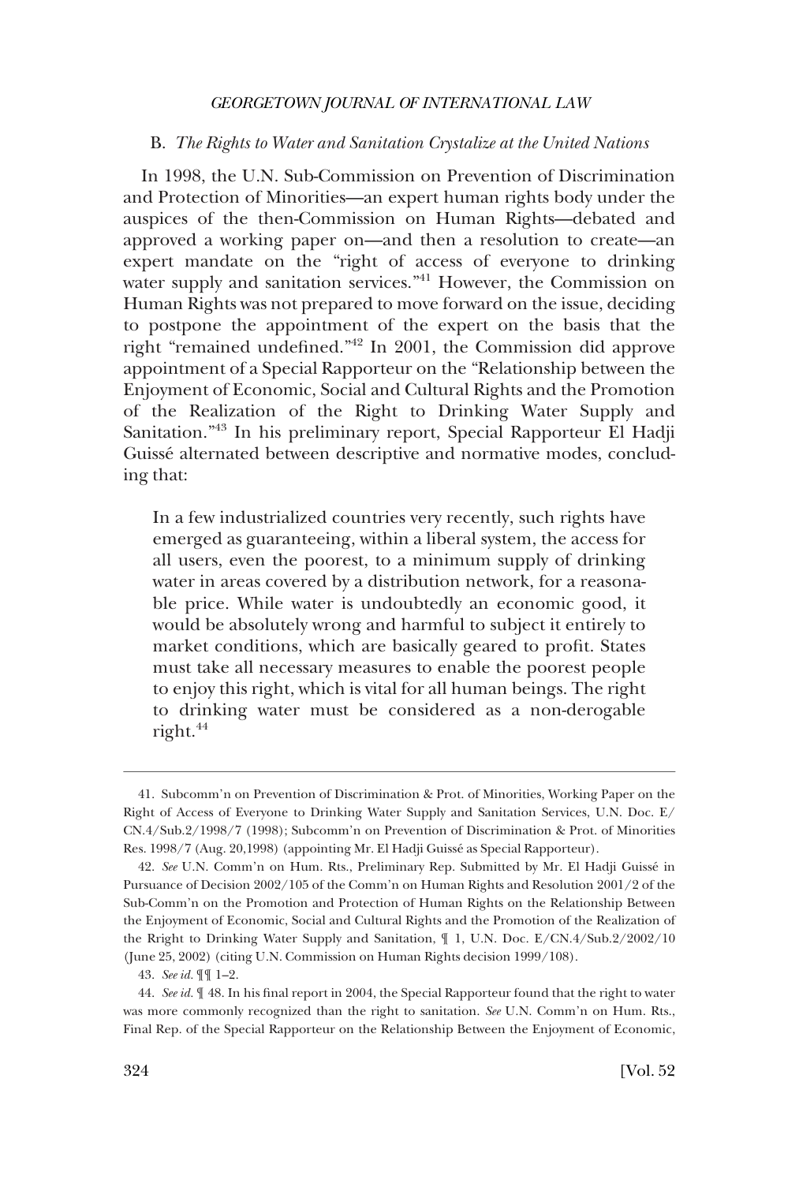### B. *The Rights to Water and Sanitation Crystalize at the United Nations*

In 1998, the U.N. Sub-Commission on Prevention of Discrimination and Protection of Minorities—an expert human rights body under the auspices of the then-Commission on Human Rights—debated and approved a working paper on—and then a resolution to create—an expert mandate on the "right of access of everyone to drinking water supply and sanitation services."[41] However, the Commission on Human Rights was not prepared to move forward on the issue, deciding to postpone the appointment of the expert on the basis that the right "remained undefined."[42] In 2001, the Commission did approve appointment of a Special Rapporteur on the "Relationship between the Enjoyment of Economic, Social and Cultural Rights and the Promotion of the Realization of the Right to Drinking Water Supply and Sanitation."[43] In his preliminary report, Special Rapporteur El Hadji Guissé alternated between descriptive and normative modes, concluding that:

> In a few industrialized countries very recently, such rights have emerged as guaranteeing, within a liberal system, the access for all users, even the poorest, to a minimum supply of drinking water in areas covered by a distribution network, for a reasonable price. While water is undoubtedly an economic good, it would be absolutely wrong and harmful to subject it entirely to market conditions, which are basically geared to profit. States must take all necessary measures to enable the poorest people to enjoy this right, which is vital for all human beings. The right to drinking water must be considered as a non-derogable right.[44]

---

41. Subcomm'n on Prevention of Discrimination & Prot. of Minorities, Working Paper on the Right of Access of Everyone to Drinking Water Supply and Sanitation Services, U.N. Doc. E/CN.4/Sub.2/1998/7 (1998); Subcomm'n on Prevention of Discrimination & Prot. of Minorities Res. 1998/7 (Aug. 20,1998) (appointing Mr. El Hadji Guissé as Special Rapporteur).

42. *See* U.N. Comm'n on Hum. Rts., Preliminary Rep. Submitted by Mr. El Hadji Guissé in Pursuance of Decision 2002/105 of the Comm'n on Human Rights and Resolution 2001/2 of the Sub-Comm'n on the Promotion and Protection of Human Rights on the Relationship Between the Enjoyment of Economic, Social and Cultural Rights and the Promotion of the Realization of the Rright to Drinking Water Supply and Sanitation, ¶ 1, U.N. Doc. E/CN.4/Sub.2/2002/10 (June 25, 2002) (citing U.N. Commission on Human Rights decision 1999/108).

43. *See id.* ¶¶ 1–2.

44. *See id.* ¶ 48. In his final report in 2004, the Special Rapporteur found that the right to water was more commonly recognized than the right to sanitation. *See* U.N. Comm'n on Hum. Rts., Final Rep. of the Special Rapporteur on the Relationship Between the Enjoyment of Economic,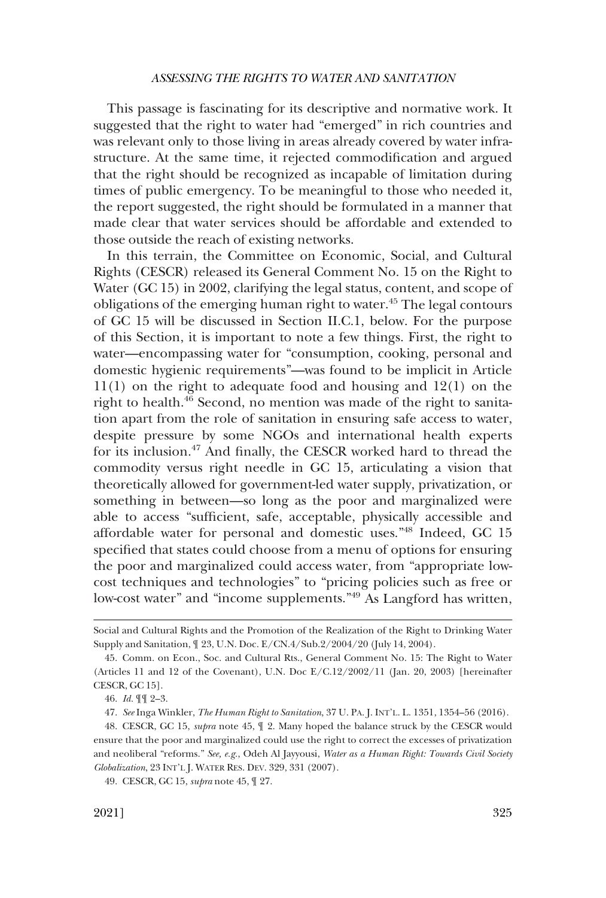This passage is fascinating for its descriptive and normative work. It suggested that the right to water had "emerged" in rich countries and was relevant only to those living in areas already covered by water infrastructure. At the same time, it rejected commodification and argued that the right should be recognized as incapable of limitation during times of public emergency. To be meaningful to those who needed it, the report suggested, the right should be formulated in a manner that made clear that water services should be affordable and extended to those outside the reach of existing networks.

In this terrain, the Committee on Economic, Social, and Cultural Rights (CESCR) released its General Comment No. 15 on the Right to Water (GC 15) in 2002, clarifying the legal status, content, and scope of obligations of the emerging human right to water.[45] The legal contours of GC 15 will be discussed in Section II.C.1, below. For the purpose of this Section, it is important to note a few things. First, the right to water—encompassing water for "consumption, cooking, personal and domestic hygienic requirements"—was found to be implicit in Article 11(1) on the right to adequate food and housing and 12(1) on the right to health.[46] Second, no mention was made of the right to sanitation apart from the role of sanitation in ensuring safe access to water, despite pressure by some NGOs and international health experts for its inclusion.[47] And finally, the CESCR worked hard to thread the commodity versus right needle in GC 15, articulating a vision that theoretically allowed for government-led water supply, privatization, or something in between—so long as the poor and marginalized were able to access "sufficient, safe, acceptable, physically accessible and affordable water for personal and domestic uses."[48] Indeed, GC 15 specified that states could choose from a menu of options for ensuring the poor and marginalized could access water, from "appropriate low-cost techniques and technologies" to "pricing policies such as free or low-cost water" and "income supplements."[49] As Langford has written,

---

Social and Cultural Rights and the Promotion of the Realization of the Right to Drinking Water Supply and Sanitation, ¶ 23, U.N. Doc. E/CN.4/Sub.2/2004/20 (July 14, 2004).

45. Comm. on Econ., Soc. and Cultural Rts., General Comment No. 15: The Right to Water (Articles 11 and 12 of the Covenant), U.N. Doc E/C.12/2002/11 (Jan. 20, 2003) [hereinafter CESCR, GC 15].

46. *Id.* ¶¶ 2–3.

47. *See* Inga Winkler, *The Human Right to Sanitation*, 37 U. PA. J. INT'L. L. 1351, 1354–56 (2016).

48. CESCR, GC 15, *supra* note 45, ¶ 2. Many hoped the balance struck by the CESCR would ensure that the poor and marginalized could use the right to correct the excesses of privatization and neoliberal "reforms." *See, e.g.*, Odeh Al Jayyousi, *Water as a Human Right: Towards Civil Society Globalization*, 23 INT'L J. WATER RES. DEV. 329, 331 (2007).

49. CESCR, GC 15, *supra* note 45, ¶ 27.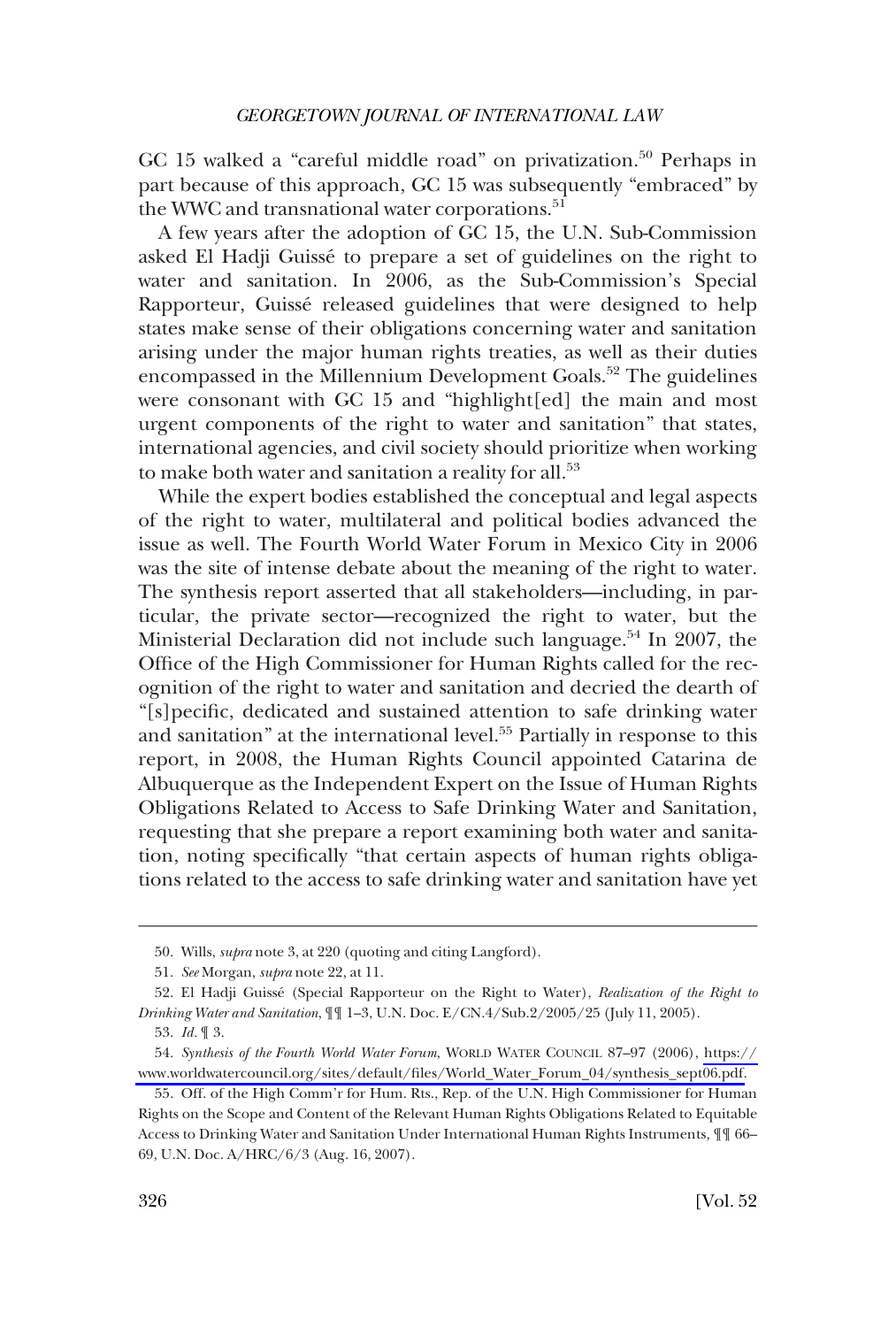GC 15 walked a "careful middle road" on privatization.[50] Perhaps in part because of this approach, GC 15 was subsequently "embraced" by the WWC and transnational water corporations.[51]

A few years after the adoption of GC 15, the U.N. Sub-Commission asked El Hadji Guissé to prepare a set of guidelines on the right to water and sanitation. In 2006, as the Sub-Commission's Special Rapporteur, Guissé released guidelines that were designed to help states make sense of their obligations concerning water and sanitation arising under the major human rights treaties, as well as their duties encompassed in the Millennium Development Goals.[52] The guidelines were consonant with GC 15 and "highlight[ed] the main and most urgent components of the right to water and sanitation" that states, international agencies, and civil society should prioritize when working to make both water and sanitation a reality for all.[53]

While the expert bodies established the conceptual and legal aspects of the right to water, multilateral and political bodies advanced the issue as well. The Fourth World Water Forum in Mexico City in 2006 was the site of intense debate about the meaning of the right to water. The synthesis report asserted that all stakeholders—including, in particular, the private sector—recognized the right to water, but the Ministerial Declaration did not include such language.[54] In 2007, the Office of the High Commissioner for Human Rights called for the recognition of the right to water and sanitation and decried the dearth of "[s]pecific, dedicated and sustained attention to safe drinking water and sanitation" at the international level.[55] Partially in response to this report, in 2008, the Human Rights Council appointed Catarina de Albuquerque as the Independent Expert on the Issue of Human Rights Obligations Related to Access to Safe Drinking Water and Sanitation, requesting that she prepare a report examining both water and sanitation, noting specifically "that certain aspects of human rights obligations related to the access to safe drinking water and sanitation have yet

---

50. Wills, *supra* note 3, at 220 (quoting and citing Langford).

51. *See* Morgan, *supra* note 22, at 11.

52. El Hadji Guissé (Special Rapporteur on the Right to Water), *Realization of the Right to Drinking Water and Sanitation*, ¶¶ 1–3, U.N. Doc. E/CN.4/Sub.2/2005/25 (July 11, 2005).

53. *Id.* ¶ 3.

54. *Synthesis of the Fourth World Water Forum*, WORLD WATER COUNCIL 87–97 (2006), https://www.worldwatercouncil.org/sites/default/files/World_Water_Forum_04/synthesis_sept06.pdf.

55. Off. of the High Comm'r for Hum. Rts., Rep. of the U.N. High Commissioner for Human Rights on the Scope and Content of the Relevant Human Rights Obligations Related to Equitable Access to Drinking Water and Sanitation Under International Human Rights Instruments, ¶¶ 66–69, U.N. Doc. A/HRC/6/3 (Aug. 16, 2007).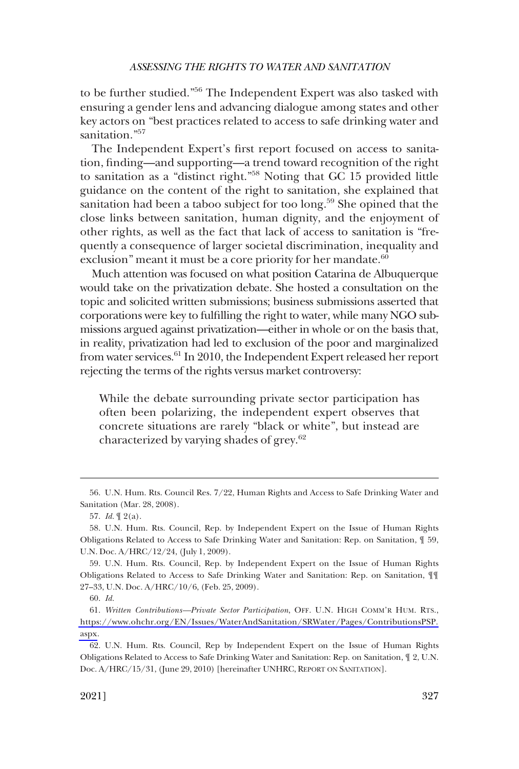to be further studied."[56] The Independent Expert was also tasked with ensuring a gender lens and advancing dialogue among states and other key actors on "best practices related to access to safe drinking water and sanitation."[57]

The Independent Expert's first report focused on access to sanitation, finding—and supporting—a trend toward recognition of the right to sanitation as a "distinct right."[58] Noting that GC 15 provided little guidance on the content of the right to sanitation, she explained that sanitation had been a taboo subject for too long.[59] She opined that the close links between sanitation, human dignity, and the enjoyment of other rights, as well as the fact that lack of access to sanitation is "frequently a consequence of larger societal discrimination, inequality and exclusion" meant it must be a core priority for her mandate.[60]

Much attention was focused on what position Catarina de Albuquerque would take on the privatization debate. She hosted a consultation on the topic and solicited written submissions; business submissions asserted that corporations were key to fulfilling the right to water, while many NGO submissions argued against privatization—either in whole or on the basis that, in reality, privatization had led to exclusion of the poor and marginalized from water services.[61] In 2010, the Independent Expert released her report rejecting the terms of the rights versus market controversy:

> While the debate surrounding private sector participation has often been polarizing, the independent expert observes that concrete situations are rarely "black or white", but instead are characterized by varying shades of grey.[62]

---

56. U.N. Hum. Rts. Council Res. 7/22, Human Rights and Access to Safe Drinking Water and Sanitation (Mar. 28, 2008).

57. *Id.* ¶ 2(a).

58. U.N. Hum. Rts. Council, Rep. by Independent Expert on the Issue of Human Rights Obligations Related to Access to Safe Drinking Water and Sanitation: Rep. on Sanitation, ¶ 59, U.N. Doc. A/HRC/12/24, (July 1, 2009).

59. U.N. Hum. Rts. Council, Rep. by Independent Expert on the Issue of Human Rights Obligations Related to Access to Safe Drinking Water and Sanitation: Rep. on Sanitation, ¶¶ 27–33, U.N. Doc. A/HRC/10/6, (Feb. 25, 2009).

60. *Id.*

61. *Written Contributions—Private Sector Participation*, OFF. U.N. HIGH COMM'R HUM. RTS., https://www.ohchr.org/EN/Issues/WaterAndSanitation/SRWater/Pages/ContributionsPSP.aspx.

62. U.N. Hum. Rts. Council, Rep by Independent Expert on the Issue of Human Rights Obligations Related to Access to Safe Drinking Water and Sanitation: Rep. on Sanitation, ¶ 2, U.N. Doc. A/HRC/15/31, (June 29, 2010) [hereinafter UNHRC, REPORT ON SANITATION].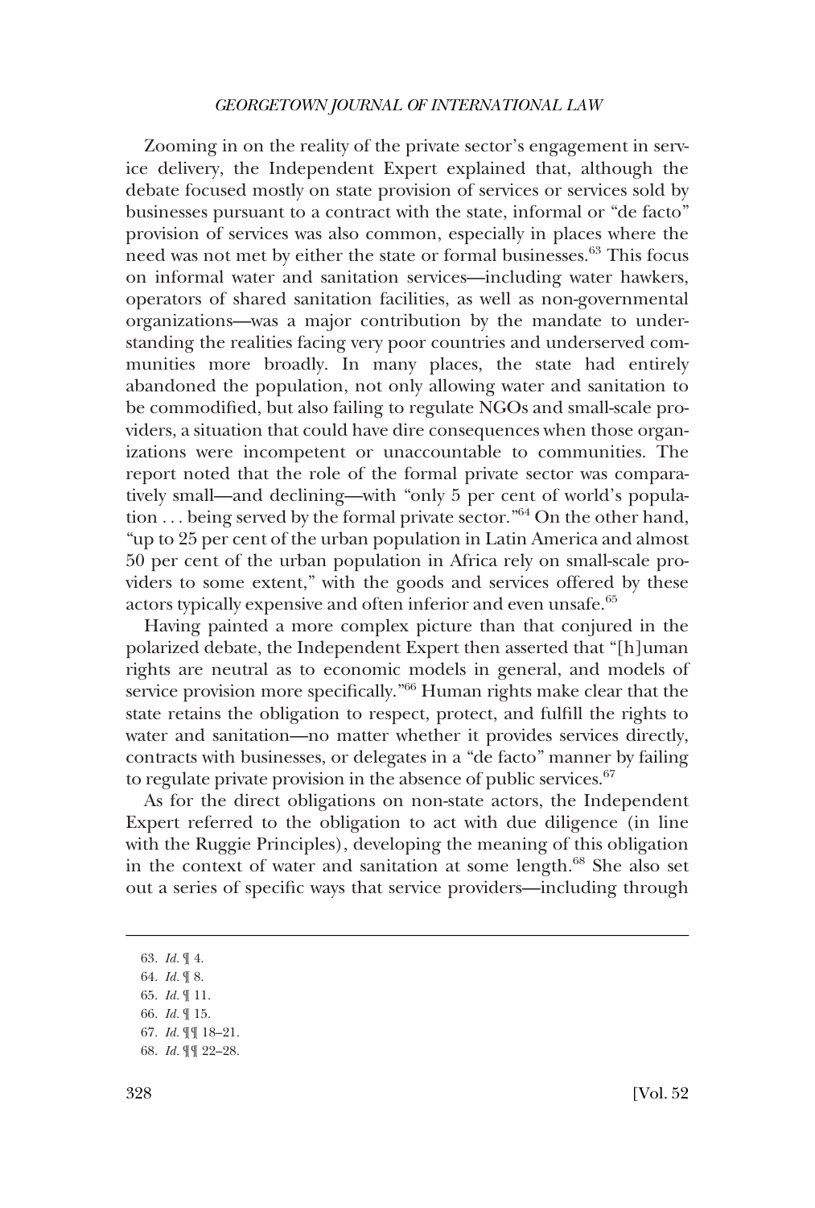Zooming in on the reality of the private sector's engagement in service delivery, the Independent Expert explained that, although the debate focused mostly on state provision of services or services sold by businesses pursuant to a contract with the state, informal or "de facto" provision of services was also common, especially in places where the need was not met by either the state or formal businesses.[63] This focus on informal water and sanitation services—including water hawkers, operators of shared sanitation facilities, as well as non-governmental organizations—was a major contribution by the mandate to understanding the realities facing very poor countries and underserved communities more broadly. In many places, the state had entirely abandoned the population, not only allowing water and sanitation to be commodified, but also failing to regulate NGOs and small-scale providers, a situation that could have dire consequences when those organizations were incompetent or unaccountable to communities. The report noted that the role of the formal private sector was comparatively small—and declining—with "only 5 per cent of world's population . . . being served by the formal private sector."[64] On the other hand, "up to 25 per cent of the urban population in Latin America and almost 50 per cent of the urban population in Africa rely on small-scale providers to some extent," with the goods and services offered by these actors typically expensive and often inferior and even unsafe.[65]

Having painted a more complex picture than that conjured in the polarized debate, the Independent Expert then asserted that "[h]uman rights are neutral as to economic models in general, and models of service provision more specifically."[66] Human rights make clear that the state retains the obligation to respect, protect, and fulfill the rights to water and sanitation—no matter whether it provides services directly, contracts with businesses, or delegates in a "de facto" manner by failing to regulate private provision in the absence of public services.[67]

As for the direct obligations on non-state actors, the Independent Expert referred to the obligation to act with due diligence (in line with the Ruggie Principles), developing the meaning of this obligation in the context of water and sanitation at some length.[68] She also set out a series of specific ways that service providers—including through

63. *Id.* ¶ 4.

64. *Id.* ¶ 8.

65. *Id.* ¶ 11.

66. *Id.* ¶ 15.

67. *Id.* ¶¶ 18–21.

68. *Id.* ¶¶ 22–28.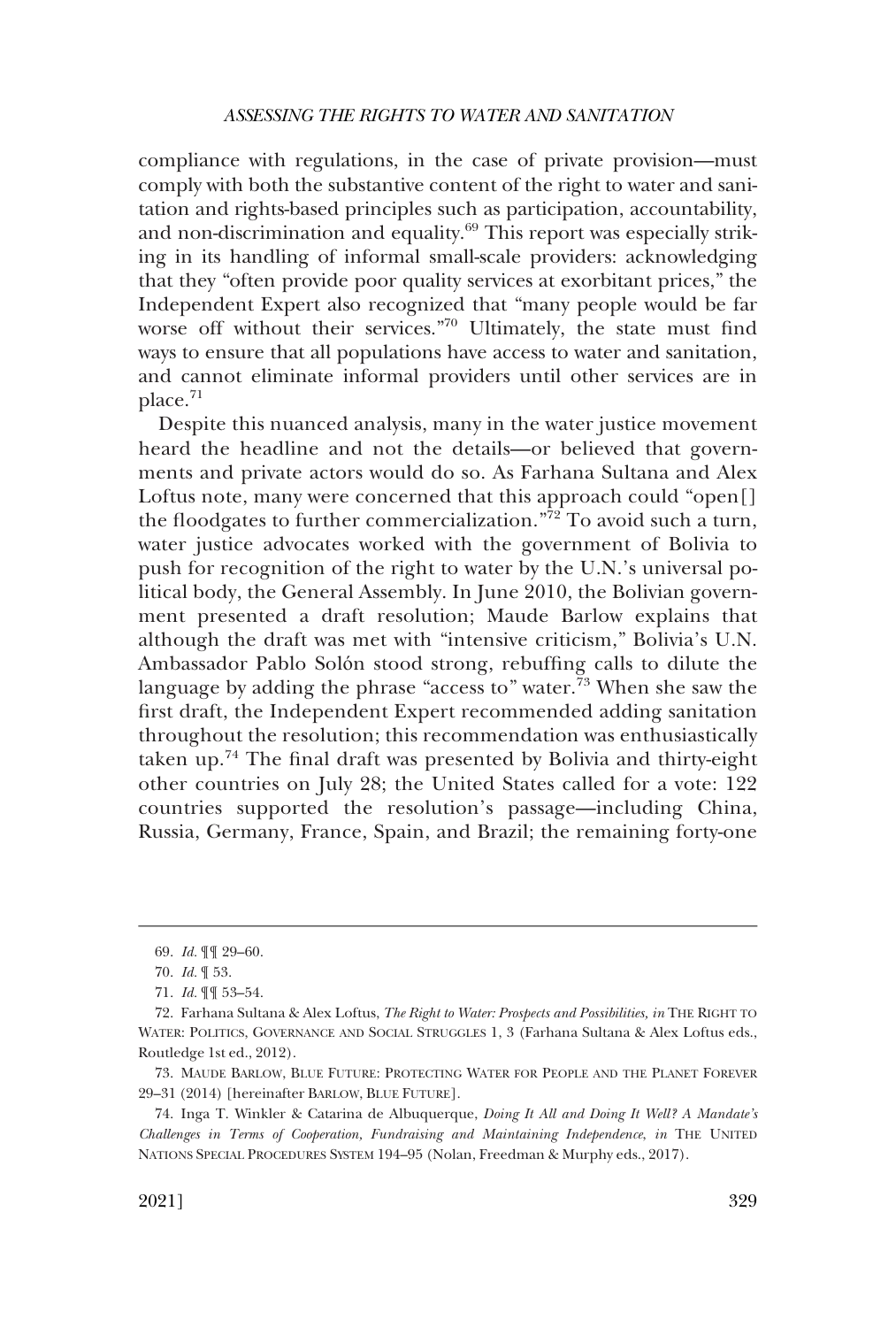compliance with regulations, in the case of private provision—must comply with both the substantive content of the right to water and sanitation and rights-based principles such as participation, accountability, and non-discrimination and equality.[69] This report was especially striking in its handling of informal small-scale providers: acknowledging that they "often provide poor quality services at exorbitant prices," the Independent Expert also recognized that "many people would be far worse off without their services."[70] Ultimately, the state must find ways to ensure that all populations have access to water and sanitation, and cannot eliminate informal providers until other services are in place.[71]

Despite this nuanced analysis, many in the water justice movement heard the headline and not the details—or believed that governments and private actors would do so. As Farhana Sultana and Alex Loftus note, many were concerned that this approach could "open[] the floodgates to further commercialization."[72] To avoid such a turn, water justice advocates worked with the government of Bolivia to push for recognition of the right to water by the U.N.'s universal political body, the General Assembly. In June 2010, the Bolivian government presented a draft resolution; Maude Barlow explains that although the draft was met with "intensive criticism," Bolivia's U.N. Ambassador Pablo Solón stood strong, rebuffing calls to dilute the language by adding the phrase "access to" water.[73] When she saw the first draft, the Independent Expert recommended adding sanitation throughout the resolution; this recommendation was enthusiastically taken up.[74] The final draft was presented by Bolivia and thirty-eight other countries on July 28; the United States called for a vote: 122 countries supported the resolution's passage—including China, Russia, Germany, France, Spain, and Brazil; the remaining forty-one

---

69. *Id.* ¶¶ 29–60.

70. *Id.* ¶ 53.

71. *Id.* ¶¶ 53–54.

72. Farhana Sultana & Alex Loftus, *The Right to Water: Prospects and Possibilities, in* THE RIGHT TO WATER: POLITICS, GOVERNANCE AND SOCIAL STRUGGLES 1, 3 (Farhana Sultana & Alex Loftus eds., Routledge 1st ed., 2012).

73. MAUDE BARLOW, BLUE FUTURE: PROTECTING WATER FOR PEOPLE AND THE PLANET FOREVER 29–31 (2014) [hereinafter BARLOW, BLUE FUTURE].

74. Inga T. Winkler & Catarina de Albuquerque, *Doing It All and Doing It Well? A Mandate's Challenges in Terms of Cooperation, Fundraising and Maintaining Independence, in* THE UNITED NATIONS SPECIAL PROCEDURES SYSTEM 194–95 (Nolan, Freedman & Murphy eds., 2017).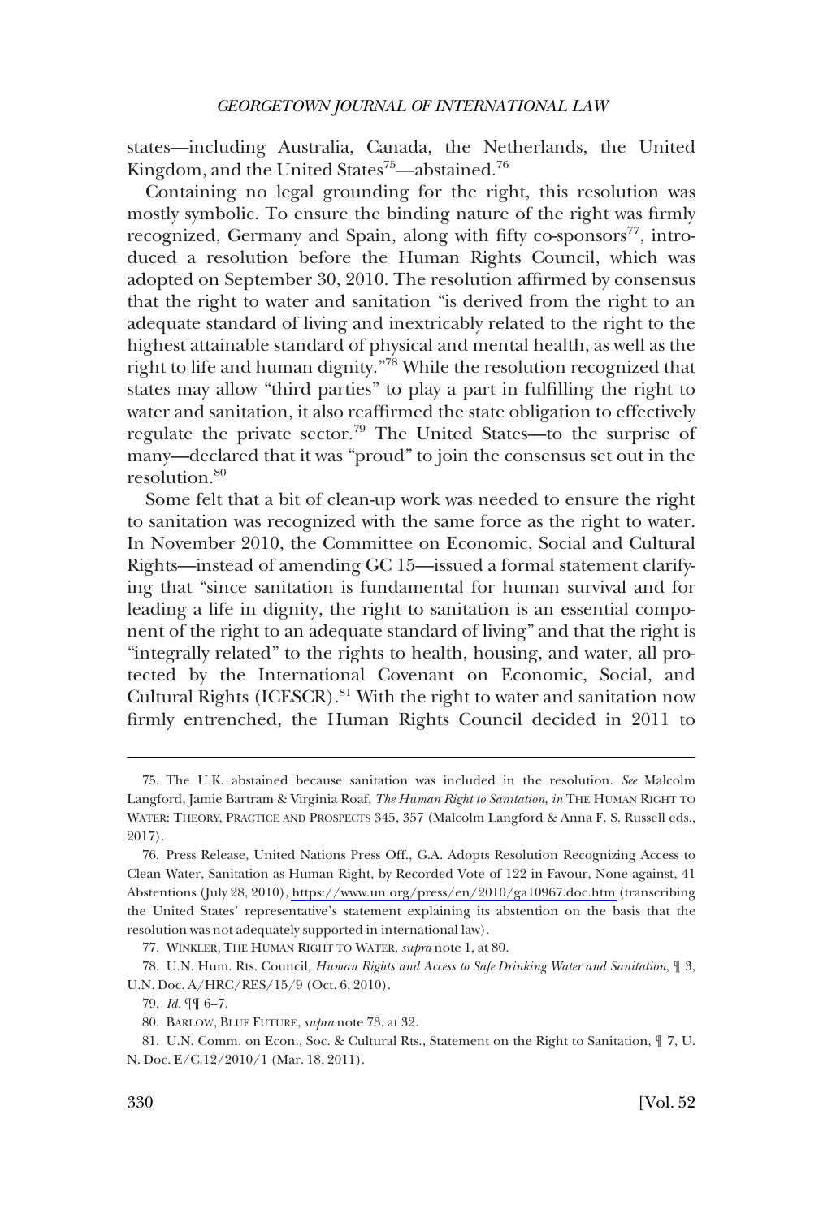states—including Australia, Canada, the Netherlands, the United Kingdom, and the United States[75]—abstained.[76]

Containing no legal grounding for the right, this resolution was mostly symbolic. To ensure the binding nature of the right was firmly recognized, Germany and Spain, along with fifty co-sponsors[77], introduced a resolution before the Human Rights Council, which was adopted on September 30, 2010. The resolution affirmed by consensus that the right to water and sanitation "is derived from the right to an adequate standard of living and inextricably related to the right to the highest attainable standard of physical and mental health, as well as the right to life and human dignity."[78] While the resolution recognized that states may allow "third parties" to play a part in fulfilling the right to water and sanitation, it also reaffirmed the state obligation to effectively regulate the private sector.[79] The United States—to the surprise of many—declared that it was "proud" to join the consensus set out in the resolution.[80]

Some felt that a bit of clean-up work was needed to ensure the right to sanitation was recognized with the same force as the right to water. In November 2010, the Committee on Economic, Social and Cultural Rights—instead of amending GC 15—issued a formal statement clarifying that "since sanitation is fundamental for human survival and for leading a life in dignity, the right to sanitation is an essential component of the right to an adequate standard of living" and that the right is "integrally related" to the rights to health, housing, and water, all protected by the International Covenant on Economic, Social, and Cultural Rights (ICESCR).[81] With the right to water and sanitation now firmly entrenched, the Human Rights Council decided in 2011 to

---

75. The U.K. abstained because sanitation was included in the resolution. *See* Malcolm Langford, Jamie Bartram & Virginia Roaf, *The Human Right to Sanitation*, *in* THE HUMAN RIGHT TO WATER: THEORY, PRACTICE AND PROSPECTS 345, 357 (Malcolm Langford & Anna F. S. Russell eds., 2017).

76. Press Release, United Nations Press Off., G.A. Adopts Resolution Recognizing Access to Clean Water, Sanitation as Human Right, by Recorded Vote of 122 in Favour, None against, 41 Abstentions (July 28, 2010), https://www.un.org/press/en/2010/ga10967.doc.htm (transcribing the United States' representative's statement explaining its abstention on the basis that the resolution was not adequately supported in international law).

77. WINKLER, THE HUMAN RIGHT TO WATER, *supra* note 1, at 80.

78. U.N. Hum. Rts. Council, *Human Rights and Access to Safe Drinking Water and Sanitation*, ¶ 3, U.N. Doc. A/HRC/RES/15/9 (Oct. 6, 2010).

79. *Id.* ¶¶ 6–7.

80. BARLOW, BLUE FUTURE, *supra* note 73, at 32.

81. U.N. Comm. on Econ., Soc. & Cultural Rts., Statement on the Right to Sanitation, ¶ 7, U.N. Doc. E/C.12/2010/1 (Mar. 18, 2011).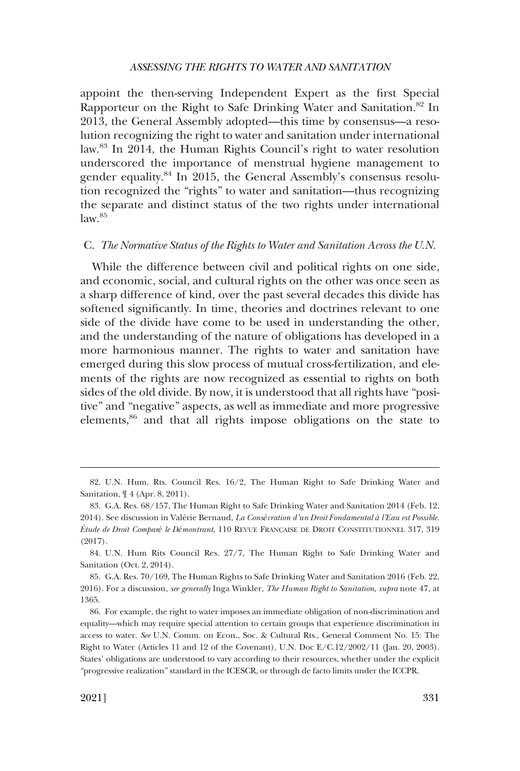appoint the then-serving Independent Expert as the first Special Rapporteur on the Right to Safe Drinking Water and Sanitation.[82] In 2013, the General Assembly adopted—this time by consensus—a resolution recognizing the right to water and sanitation under international law.[83] In 2014, the Human Rights Council's right to water resolution underscored the importance of menstrual hygiene management to gender equality.[84] In 2015, the General Assembly's consensus resolution recognized the "rights" to water and sanitation—thus recognizing the separate and distinct status of the two rights under international law.[85]

### C. *The Normative Status of the Rights to Water and Sanitation Across the U.N.*

While the difference between civil and political rights on one side, and economic, social, and cultural rights on the other was once seen as a sharp difference of kind, over the past several decades this divide has softened significantly. In time, theories and doctrines relevant to one side of the divide have come to be used in understanding the other, and the understanding of the nature of obligations has developed in a more harmonious manner. The rights to water and sanitation have emerged during this slow process of mutual cross-fertilization, and elements of the rights are now recognized as essential to rights on both sides of the old divide. By now, it is understood that all rights have "positive" and "negative" aspects, as well as immediate and more progressive elements,[86] and that all rights impose obligations on the state to

---

82. U.N. Hum. Rts. Council Res. 16/2, The Human Right to Safe Drinking Water and Sanitation, ¶ 4 (Apr. 8, 2011).

83. G.A. Res. 68/157, The Human Right to Safe Drinking Water and Sanitation 2014 (Feb. 12, 2014). See discussion in Valérie Bernaud, *La Consécration d'un Droit Fondamental à l'Eau est Possible. Étude de Droit Comparé le Démontrant*, 110 REVUE FRANÇAISE DE DROIT CONSTITUTIONNEL 317, 319 (2017).

84. U.N. Hum Rits Council Res. 27/7, The Human Right to Safe Drinking Water and Sanitation (Oct. 2, 2014).

85. G.A. Res. 70/169, The Human Rights to Safe Drinking Water and Sanitation 2016 (Feb. 22, 2016). For a discussion, *see generally* Inga Winkler, *The Human Right to Sanitation*, *supra* note 47, at 1365.

86. For example, the right to water imposes an immediate obligation of non-discrimination and equality—which may require special attention to certain groups that experience discrimination in access to water. *See* U.N. Comm. on Econ., Soc. & Cultural Rts., General Comment No. 15: The Right to Water (Articles 11 and 12 of the Covenant), U.N. Doc E/C.12/2002/11 (Jan. 20, 2003). States' obligations are understood to vary according to their resources, whether under the explicit "progressive realization" standard in the ICESCR, or through de facto limits under the ICCPR.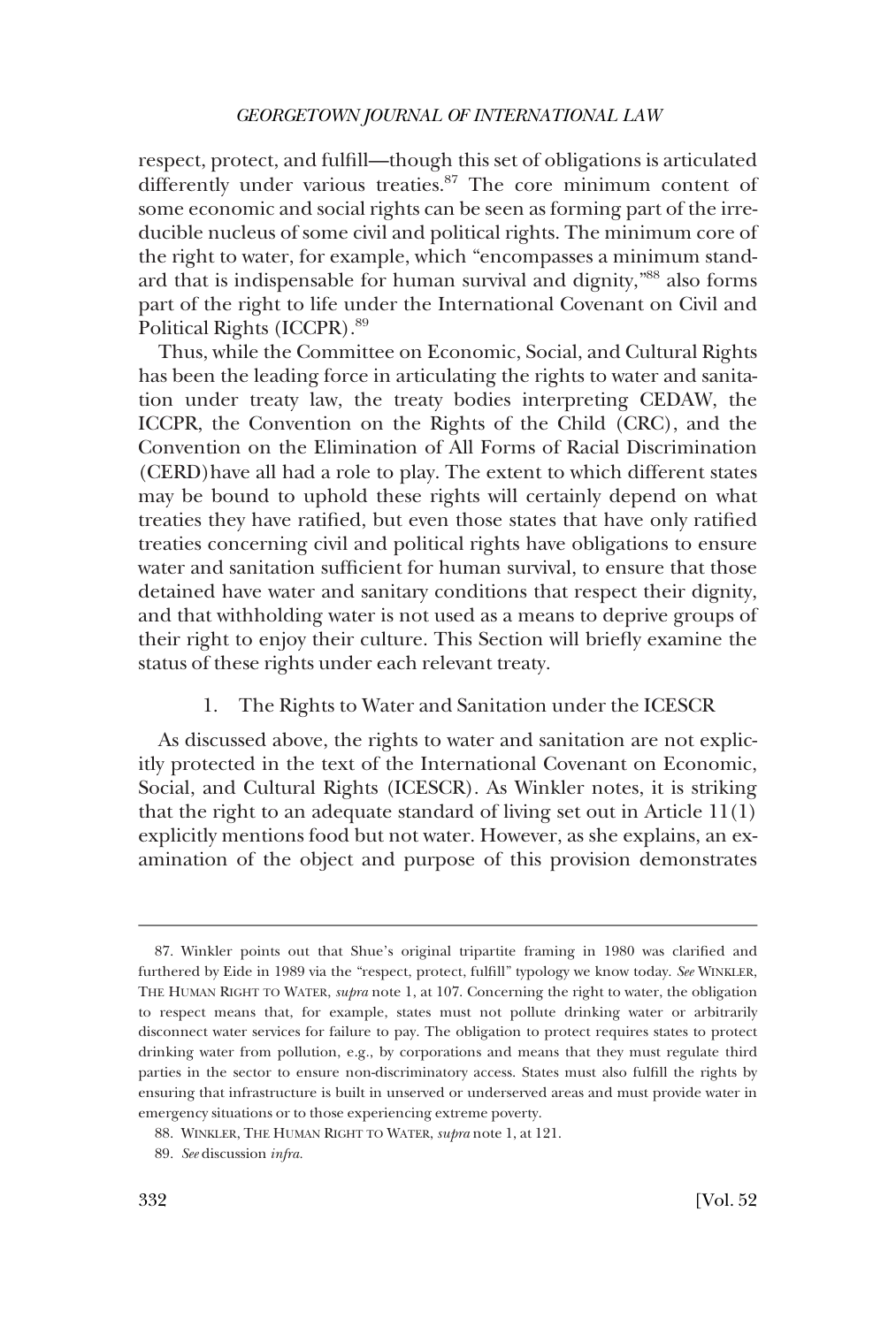respect, protect, and fulfill—though this set of obligations is articulated differently under various treaties.[87] The core minimum content of some economic and social rights can be seen as forming part of the irreducible nucleus of some civil and political rights. The minimum core of the right to water, for example, which "encompasses a minimum standard that is indispensable for human survival and dignity,"[88] also forms part of the right to life under the International Covenant on Civil and Political Rights (ICCPR).[89]

Thus, while the Committee on Economic, Social, and Cultural Rights has been the leading force in articulating the rights to water and sanitation under treaty law, the treaty bodies interpreting CEDAW, the ICCPR, the Convention on the Rights of the Child (CRC), and the Convention on the Elimination of All Forms of Racial Discrimination (CERD) have all had a role to play. The extent to which different states may be bound to uphold these rights will certainly depend on what treaties they have ratified, but even those states that have only ratified treaties concerning civil and political rights have obligations to ensure water and sanitation sufficient for human survival, to ensure that those detained have water and sanitary conditions that respect their dignity, and that withholding water is not used as a means to deprive groups of their right to enjoy their culture. This Section will briefly examine the status of these rights under each relevant treaty.

### 1. The Rights to Water and Sanitation under the ICESCR

As discussed above, the rights to water and sanitation are not explicitly protected in the text of the International Covenant on Economic, Social, and Cultural Rights (ICESCR). As Winkler notes, it is striking that the right to an adequate standard of living set out in Article 11(1) explicitly mentions food but not water. However, as she explains, an examination of the object and purpose of this provision demonstrates

---

87. Winkler points out that Shue's original tripartite framing in 1980 was clarified and furthered by Eide in 1989 via the "respect, protect, fulfill" typology we know today. *See* WINKLER, THE HUMAN RIGHT TO WATER, *supra* note 1, at 107. Concerning the right to water, the obligation to respect means that, for example, states must not pollute drinking water or arbitrarily disconnect water services for failure to pay. The obligation to protect requires states to protect drinking water from pollution, e.g., by corporations and means that they must regulate third parties in the sector to ensure non-discriminatory access. States must also fulfill the rights by ensuring that infrastructure is built in unserved or underserved areas and must provide water in emergency situations or to those experiencing extreme poverty.

88. WINKLER, THE HUMAN RIGHT TO WATER, *supra* note 1, at 121.

89. *See* discussion *infra*.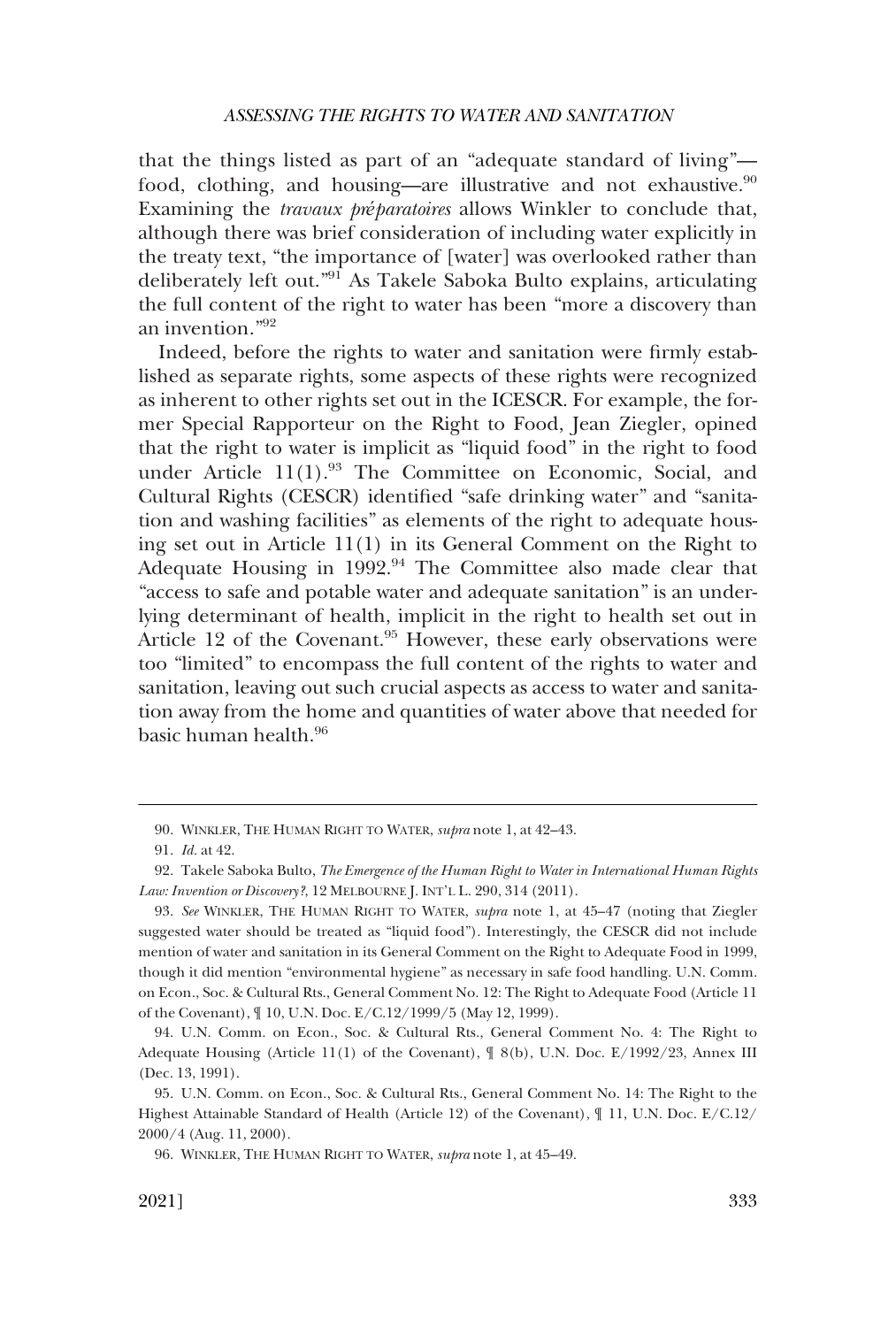that the things listed as part of an "adequate standard of living"—food, clothing, and housing—are illustrative and not exhaustive.[90] Examining the *travaux préparatoires* allows Winkler to conclude that, although there was brief consideration of including water explicitly in the treaty text, "the importance of [water] was overlooked rather than deliberately left out."[91] As Takele Saboka Bulto explains, articulating the full content of the right to water has been "more a discovery than an invention."[92]

Indeed, before the rights to water and sanitation were firmly established as separate rights, some aspects of these rights were recognized as inherent to other rights set out in the ICESCR. For example, the former Special Rapporteur on the Right to Food, Jean Ziegler, opined that the right to water is implicit as "liquid food" in the right to food under Article 11(1).[93] The Committee on Economic, Social, and Cultural Rights (CESCR) identified "safe drinking water" and "sanitation and washing facilities" as elements of the right to adequate housing set out in Article 11(1) in its General Comment on the Right to Adequate Housing in 1992.[94] The Committee also made clear that "access to safe and potable water and adequate sanitation" is an underlying determinant of health, implicit in the right to health set out in Article 12 of the Covenant.[95] However, these early observations were too "limited" to encompass the full content of the rights to water and sanitation, leaving out such crucial aspects as access to water and sanitation away from the home and quantities of water above that needed for basic human health.[96]

---

90. WINKLER, THE HUMAN RIGHT TO WATER, *supra* note 1, at 42–43.

91. *Id.* at 42.

92. Takele Saboka Bulto, *The Emergence of the Human Right to Water in International Human Rights Law: Invention or Discovery?*, 12 MELBOURNE J. INT'L L. 290, 314 (2011).

93. *See* WINKLER, THE HUMAN RIGHT TO WATER, *supra* note 1, at 45–47 (noting that Ziegler suggested water should be treated as "liquid food"). Interestingly, the CESCR did not include mention of water and sanitation in its General Comment on the Right to Adequate Food in 1999, though it did mention "environmental hygiene" as necessary in safe food handling. U.N. Comm. on Econ., Soc. & Cultural Rts., General Comment No. 12: The Right to Adequate Food (Article 11 of the Covenant), ¶ 10, U.N. Doc. E/C.12/1999/5 (May 12, 1999).

94. U.N. Comm. on Econ., Soc. & Cultural Rts., General Comment No. 4: The Right to Adequate Housing (Article 11(1) of the Covenant), ¶ 8(b), U.N. Doc. E/1992/23, Annex III (Dec. 13, 1991).

95. U.N. Comm. on Econ., Soc. & Cultural Rts., General Comment No. 14: The Right to the Highest Attainable Standard of Health (Article 12) of the Covenant), ¶ 11, U.N. Doc. E/C.12/2000/4 (Aug. 11, 2000).

96. WINKLER, THE HUMAN RIGHT TO WATER, *supra* note 1, at 45–49.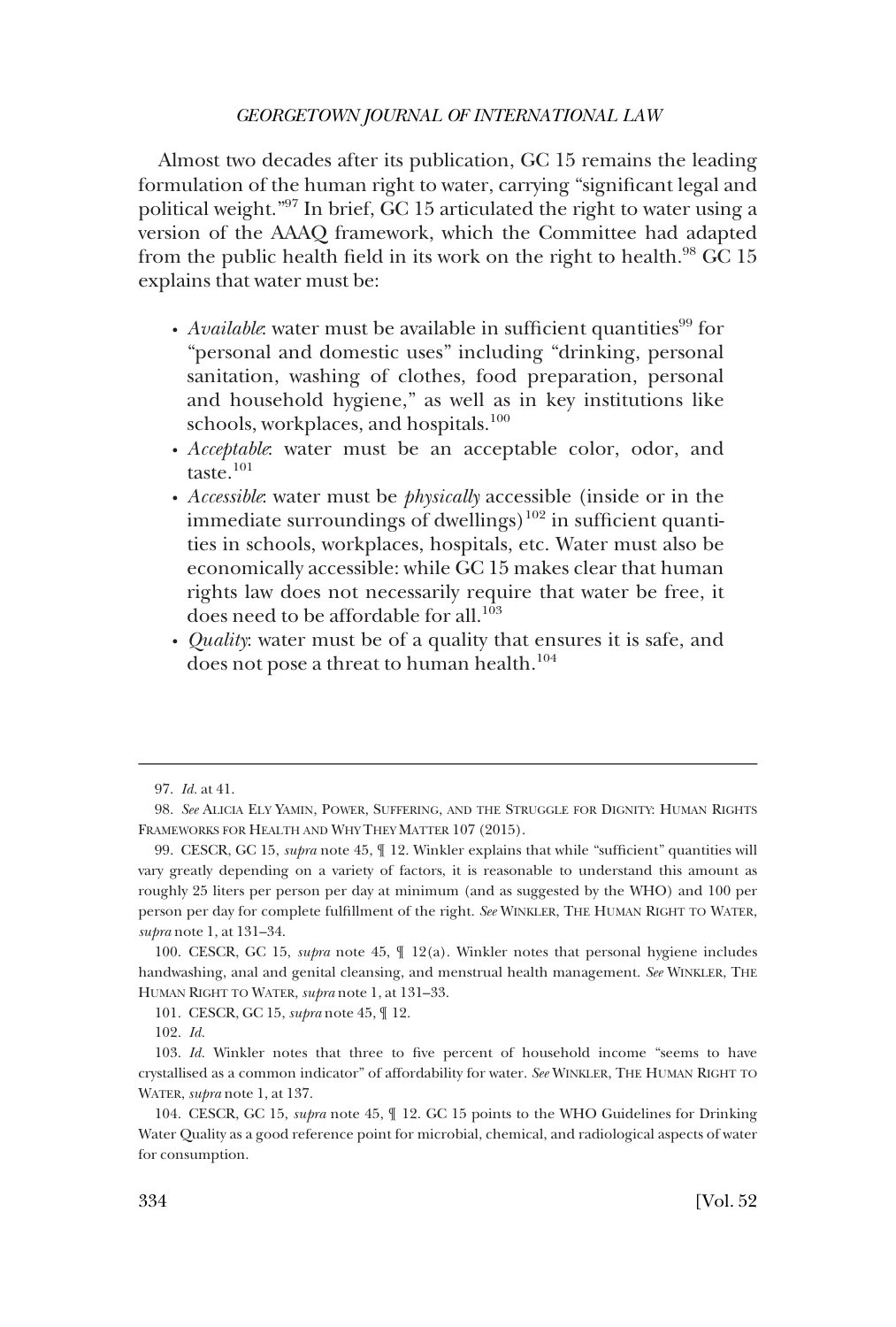Almost two decades after its publication, GC 15 remains the leading formulation of the human right to water, carrying "significant legal and political weight."[97] In brief, GC 15 articulated the right to water using a version of the AAAQ framework, which the Committee had adapted from the public health field in its work on the right to health.[98] GC 15 explains that water must be:

- *Available*: water must be available in sufficient quantities[99] for "personal and domestic uses" including "drinking, personal sanitation, washing of clothes, food preparation, personal and household hygiene," as well as in key institutions like schools, workplaces, and hospitals.[100]
- *Acceptable*: water must be an acceptable color, odor, and taste.[101]
- *Accessible*: water must be *physically* accessible (inside or in the immediate surroundings of dwellings)[102] in sufficient quantities in schools, workplaces, hospitals, etc. Water must also be economically accessible: while GC 15 makes clear that human rights law does not necessarily require that water be free, it does need to be affordable for all.[103]
- *Quality*: water must be of a quality that ensures it is safe, and does not pose a threat to human health.[104]

---

97. *Id.* at 41.

98. *See* ALICIA ELY YAMIN, POWER, SUFFERING, AND THE STRUGGLE FOR DIGNITY: HUMAN RIGHTS FRAMEWORKS FOR HEALTH AND WHY THEY MATTER 107 (2015).

99. CESCR, GC 15, *supra* note 45, ¶ 12. Winkler explains that while "sufficient" quantities will vary greatly depending on a variety of factors, it is reasonable to understand this amount as roughly 25 liters per person per day at minimum (and as suggested by the WHO) and 100 per person per day for complete fulfillment of the right. *See* WINKLER, THE HUMAN RIGHT TO WATER, *supra* note 1, at 131–34.

100. CESCR, GC 15, *supra* note 45, ¶ 12(a). Winkler notes that personal hygiene includes handwashing, anal and genital cleansing, and menstrual health management. *See* WINKLER, THE HUMAN RIGHT TO WATER, *supra* note 1, at 131–33.

101. CESCR, GC 15, *supra* note 45, ¶ 12.

102. *Id.*

103. *Id.* Winkler notes that three to five percent of household income "seems to have crystallised as a common indicator" of affordability for water. *See* WINKLER, THE HUMAN RIGHT TO WATER, *supra* note 1, at 137.

104. CESCR, GC 15, *supra* note 45, ¶ 12. GC 15 points to the WHO Guidelines for Drinking Water Quality as a good reference point for microbial, chemical, and radiological aspects of water for consumption.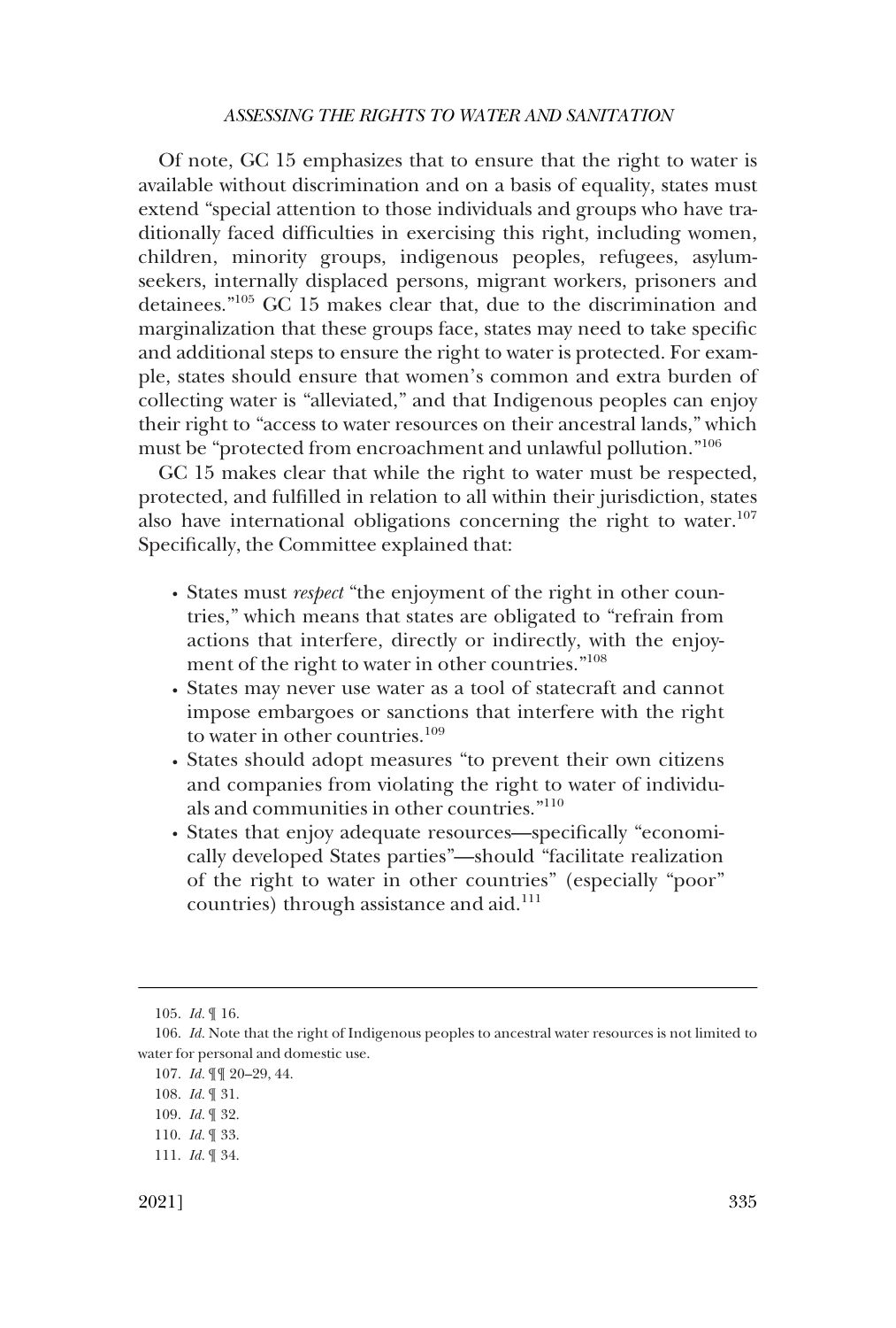Of note, GC 15 emphasizes that to ensure that the right to water is available without discrimination and on a basis of equality, states must extend "special attention to those individuals and groups who have traditionally faced difficulties in exercising this right, including women, children, minority groups, indigenous peoples, refugees, asylum-seekers, internally displaced persons, migrant workers, prisoners and detainees."[105] GC 15 makes clear that, due to the discrimination and marginalization that these groups face, states may need to take specific and additional steps to ensure the right to water is protected. For example, states should ensure that women's common and extra burden of collecting water is "alleviated," and that Indigenous peoples can enjoy their right to "access to water resources on their ancestral lands," which must be "protected from encroachment and unlawful pollution."[106]

GC 15 makes clear that while the right to water must be respected, protected, and fulfilled in relation to all within their jurisdiction, states also have international obligations concerning the right to water.[107] Specifically, the Committee explained that:

- States must *respect* "the enjoyment of the right in other countries," which means that states are obligated to "refrain from actions that interfere, directly or indirectly, with the enjoyment of the right to water in other countries."[108]
- States may never use water as a tool of statecraft and cannot impose embargoes or sanctions that interfere with the right to water in other countries.[109]
- States should adopt measures "to prevent their own citizens and companies from violating the right to water of individuals and communities in other countries."[110]
- States that enjoy adequate resources—specifically "economically developed States parties"—should "facilitate realization of the right to water in other countries" (especially "poor" countries) through assistance and aid.[111]

---

105. *Id.* ¶ 16.

106. *Id.* Note that the right of Indigenous peoples to ancestral water resources is not limited to water for personal and domestic use.

107. *Id.* ¶¶ 20–29, 44.

108. *Id.* ¶ 31.

109. *Id.* ¶ 32.

110. *Id.* ¶ 33.

111. *Id.* ¶ 34.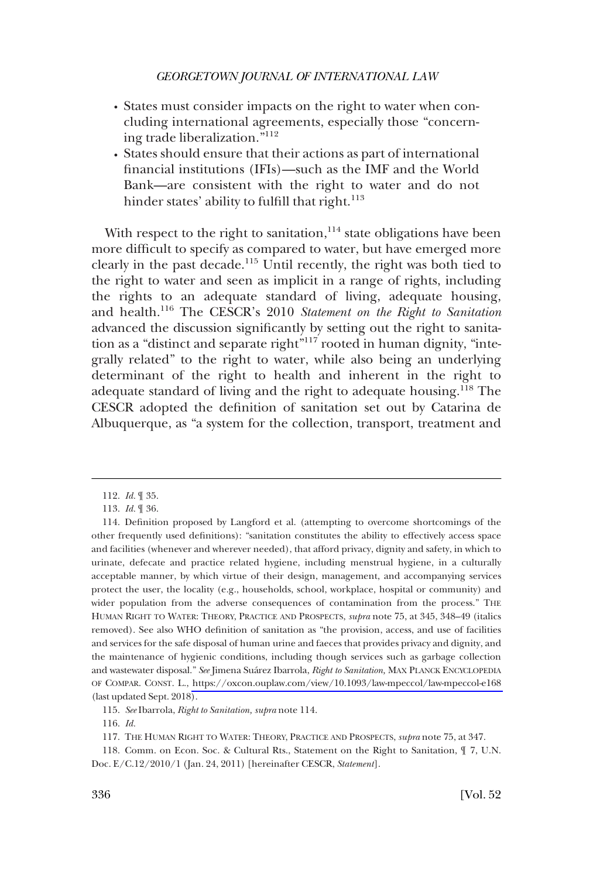- States must consider impacts on the right to water when concluding international agreements, especially those "concerning trade liberalization."[112]
- States should ensure that their actions as part of international financial institutions (IFIs)—such as the IMF and the World Bank—are consistent with the right to water and do not hinder states' ability to fulfill that right.[113]

With respect to the right to sanitation,[114] state obligations have been more difficult to specify as compared to water, but have emerged more clearly in the past decade.[115] Until recently, the right was both tied to the right to water and seen as implicit in a range of rights, including the rights to an adequate standard of living, adequate housing, and health.[116] The CESCR's 2010 *Statement on the Right to Sanitation* advanced the discussion significantly by setting out the right to sanitation as a "distinct and separate right"[117] rooted in human dignity, "integrally related" to the right to water, while also being an underlying determinant of the right to health and inherent in the right to adequate standard of living and the right to adequate housing.[118] The CESCR adopted the definition of sanitation set out by Catarina de Albuquerque, as "a system for the collection, transport, treatment and

---

112. *Id.* ¶ 35.

113. *Id.* ¶ 36.

114. Definition proposed by Langford et al. (attempting to overcome shortcomings of the other frequently used definitions): "sanitation constitutes the ability to effectively access space and facilities (whenever and wherever needed), that afford privacy, dignity and safety, in which to urinate, defecate and practice related hygiene, including menstrual hygiene, in a culturally acceptable manner, by which virtue of their design, management, and accompanying services protect the user, the locality (e.g., households, school, workplace, hospital or community) and wider population from the adverse consequences of contamination from the process." THE HUMAN RIGHT TO WATER: THEORY, PRACTICE AND PROSPECTS, *supra* note 75, at 345, 348–49 (italics removed). See also WHO definition of sanitation as "the provision, access, and use of facilities and services for the safe disposal of human urine and faeces that provides privacy and dignity, and the maintenance of hygienic conditions, including though services such as garbage collection and wastewater disposal." *See* Jimena Suárez Ibarrola, *Right to Sanitation,* MAX PLANCK ENCYCLOPEDIA OF COMPAR. CONST. L., https://oxcon.ouplaw.com/view/10.1093/law-mpeccol/law-mpeccol-e168 (last updated Sept. 2018).

115. *See* Ibarrola, *Right to Sanitation, supra* note 114.

116. *Id.*

117. THE HUMAN RIGHT TO WATER: THEORY, PRACTICE AND PROSPECTS, *supra* note 75, at 347.

118. Comm. on Econ. Soc. & Cultural Rts., Statement on the Right to Sanitation, ¶ 7, U.N. Doc. E/C.12/2010/1 (Jan. 24, 2011) [hereinafter CESCR, *Statement*].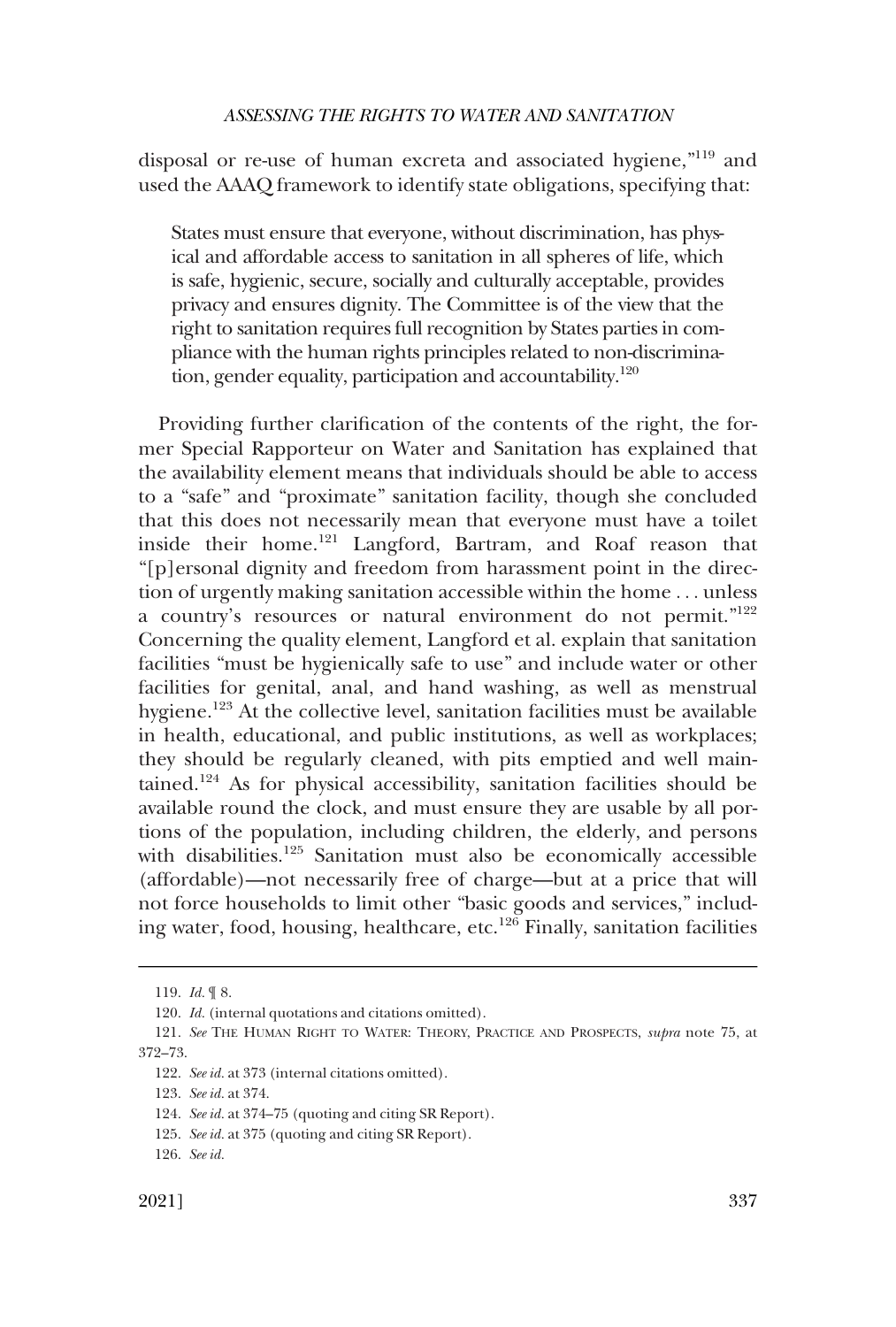disposal or re-use of human excreta and associated hygiene,"[119] and used the AAAQ framework to identify state obligations, specifying that:

> States must ensure that everyone, without discrimination, has physical and affordable access to sanitation in all spheres of life, which is safe, hygienic, secure, socially and culturally acceptable, provides privacy and ensures dignity. The Committee is of the view that the right to sanitation requires full recognition by States parties in compliance with the human rights principles related to non-discrimination, gender equality, participation and accountability."[120]

Providing further clarification of the contents of the right, the former Special Rapporteur on Water and Sanitation has explained that the availability element means that individuals should be able to access to a "safe" and "proximate" sanitation facility, though she concluded that this does not necessarily mean that everyone must have a toilet inside their home.[121] Langford, Bartram, and Roaf reason that "[p]ersonal dignity and freedom from harassment point in the direction of urgently making sanitation accessible within the home . . . unless a country's resources or natural environment do not permit."[122] Concerning the quality element, Langford et al. explain that sanitation facilities "must be hygienically safe to use" and include water or other facilities for genital, anal, and hand washing, as well as menstrual hygiene.[123] At the collective level, sanitation facilities must be available in health, educational, and public institutions, as well as workplaces; they should be regularly cleaned, with pits emptied and well maintained.[124] As for physical accessibility, sanitation facilities should be available round the clock, and must ensure they are usable by all portions of the population, including children, the elderly, and persons with disabilities.[125] Sanitation must also be economically accessible (affordable)—not necessarily free of charge—but at a price that will not force households to limit other "basic goods and services," including water, food, housing, healthcare, etc.[126] Finally, sanitation facilities

---

119. *Id.* ¶ 8.

120. *Id.* (internal quotations and citations omitted).

121. *See* THE HUMAN RIGHT TO WATER: THEORY, PRACTICE AND PROSPECTS, *supra* note 75, at 372–73.

122. *See id.* at 373 (internal citations omitted).

123. *See id.* at 374.

124. *See id.* at 374–75 (quoting and citing SR Report).

125. *See id.* at 375 (quoting and citing SR Report).

126. *See id.*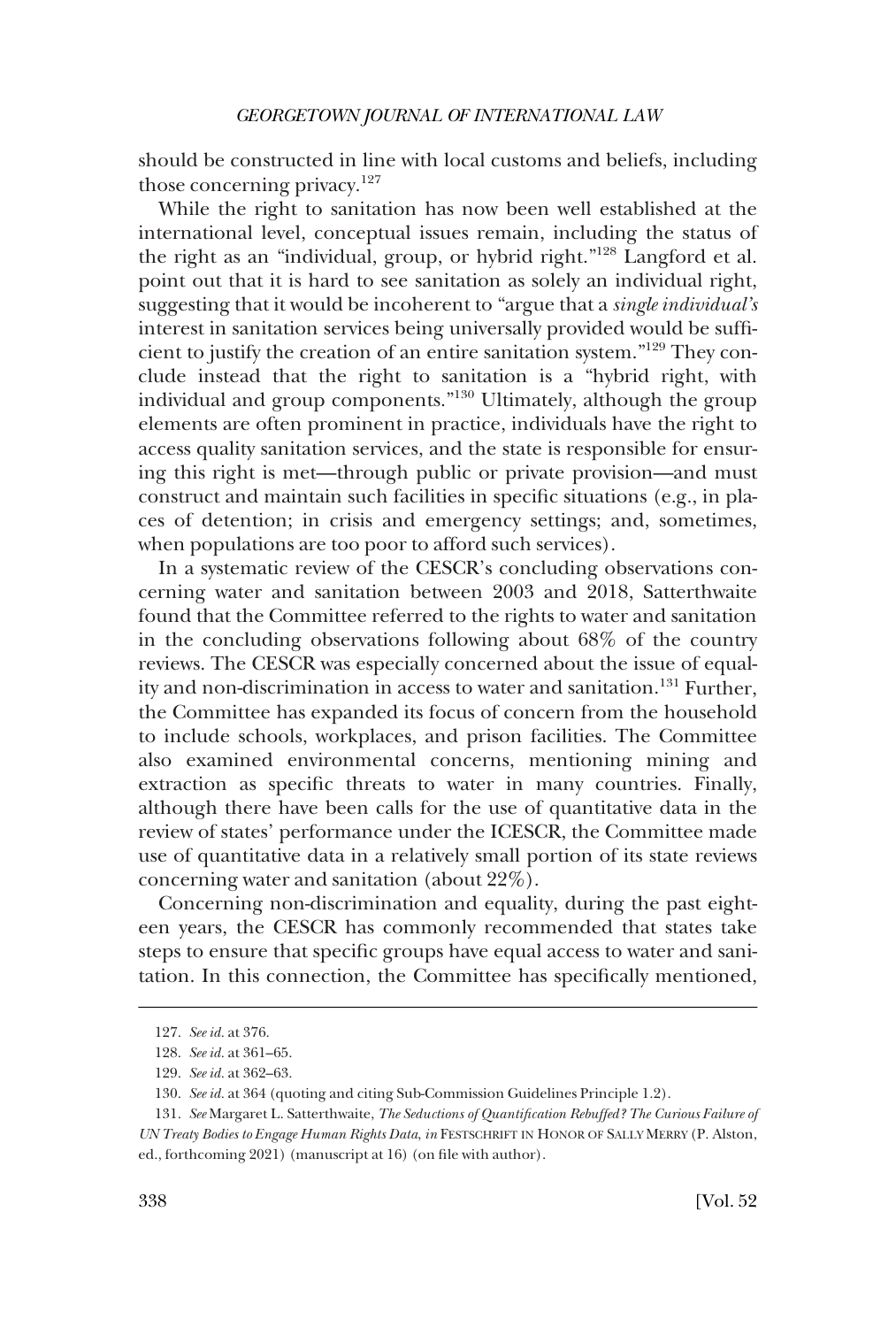should be constructed in line with local customs and beliefs, including those concerning privacy.[127]

While the right to sanitation has now been well established at the international level, conceptual issues remain, including the status of the right as an "individual, group, or hybrid right."[128] Langford et al. point out that it is hard to see sanitation as solely an individual right, suggesting that it would be incoherent to "argue that a *single individual's* interest in sanitation services being universally provided would be sufficient to justify the creation of an entire sanitation system."[129] They conclude instead that the right to sanitation is a "hybrid right, with individual and group components."[130] Ultimately, although the group elements are often prominent in practice, individuals have the right to access quality sanitation services, and the state is responsible for ensuring this right is met—through public or private provision—and must construct and maintain such facilities in specific situations (e.g., in places of detention; in crisis and emergency settings; and, sometimes, when populations are too poor to afford such services).

In a systematic review of the CESCR's concluding observations concerning water and sanitation between 2003 and 2018, Satterthwaite found that the Committee referred to the rights to water and sanitation in the concluding observations following about 68% of the country reviews. The CESCR was especially concerned about the issue of equality and non-discrimination in access to water and sanitation.[131] Further, the Committee has expanded its focus of concern from the household to include schools, workplaces, and prison facilities. The Committee also examined environmental concerns, mentioning mining and extraction as specific threats to water in many countries. Finally, although there have been calls for the use of quantitative data in the review of states' performance under the ICESCR, the Committee made use of quantitative data in a relatively small portion of its state reviews concerning water and sanitation (about 22%).

Concerning non-discrimination and equality, during the past eighteen years, the CESCR has commonly recommended that states take steps to ensure that specific groups have equal access to water and sanitation. In this connection, the Committee has specifically mentioned,

---

127. *See id.* at 376.

128. *See id.* at 361–65.

129. *See id.* at 362–63.

130. *See id.* at 364 (quoting and citing Sub-Commission Guidelines Principle 1.2).

131. *See* Margaret L. Satterthwaite, *The Seductions of Quantification Rebuffed? The Curious Failure of UN Treaty Bodies to Engage Human Rights Data*, *in* FESTSCHRIFT IN HONOR OF SALLY MERRY (P. Alston, ed., forthcoming 2021) (manuscript at 16) (on file with author).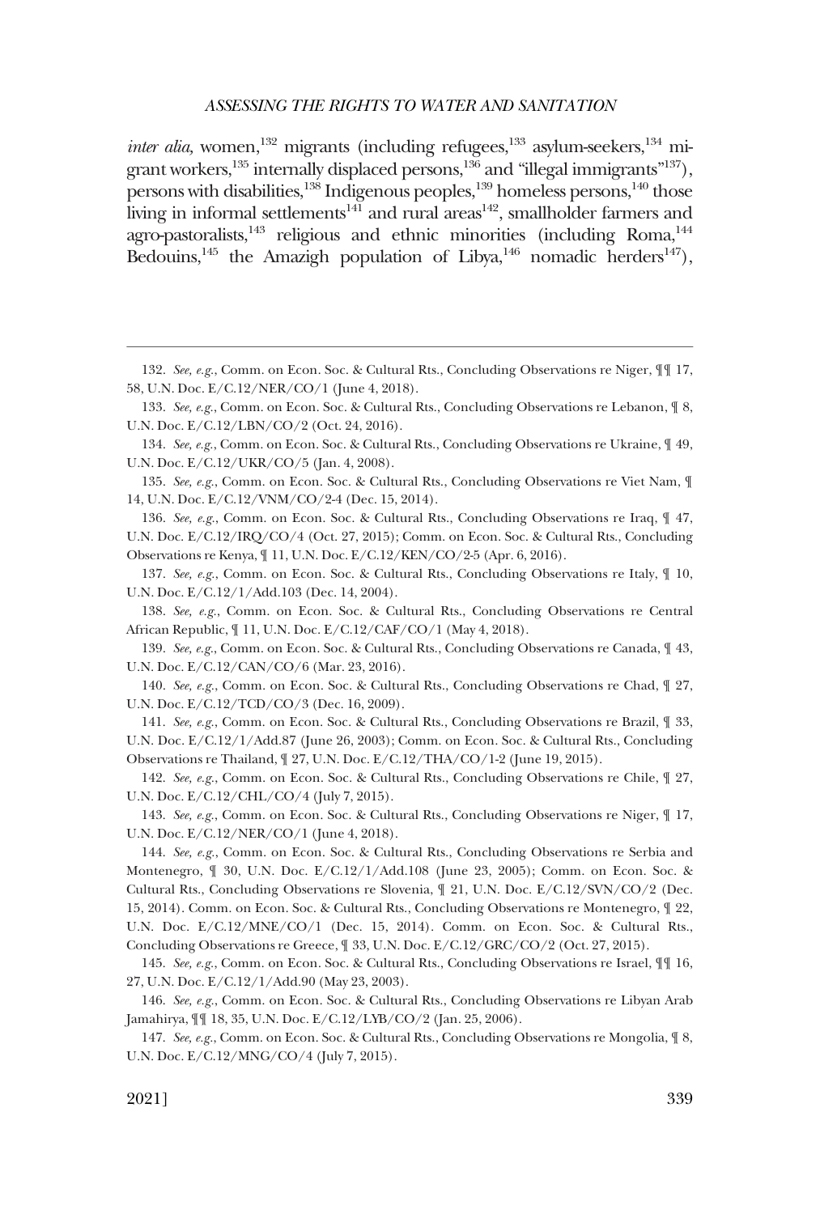*inter alia,* women,[132] migrants (including refugees,[133] asylum-seekers,[134] migrant workers,[135] internally displaced persons,[136] and "illegal immigrants"[137]), persons with disabilities,[138] Indigenous peoples,[139] homeless persons,[140] those living in informal settlements[141] and rural areas[142], smallholder farmers and agro-pastoralists,[143] religious and ethnic minorities (including Roma,[144] Bedouins,[145] the Amazigh population of Libya,[146] nomadic herders[147]),

---

132. *See, e.g.*, Comm. on Econ. Soc. & Cultural Rts., Concluding Observations re Niger, ¶¶ 17, 58, U.N. Doc. E/C.12/NER/CO/1 (June 4, 2018).

133. *See, e.g.*, Comm. on Econ. Soc. & Cultural Rts., Concluding Observations re Lebanon, ¶ 8, U.N. Doc. E/C.12/LBN/CO/2 (Oct. 24, 2016).

134. *See, e.g.*, Comm. on Econ. Soc. & Cultural Rts., Concluding Observations re Ukraine, ¶ 49, U.N. Doc. E/C.12/UKR/CO/5 (Jan. 4, 2008).

135. *See, e.g.*, Comm. on Econ. Soc. & Cultural Rts., Concluding Observations re Viet Nam, ¶ 14, U.N. Doc. E/C.12/VNM/CO/2-4 (Dec. 15, 2014).

136. *See, e.g.*, Comm. on Econ. Soc. & Cultural Rts., Concluding Observations re Iraq, ¶ 47, U.N. Doc. E/C.12/IRQ/CO/4 (Oct. 27, 2015); Comm. on Econ. Soc. & Cultural Rts., Concluding Observations re Kenya, ¶ 11, U.N. Doc. E/C.12/KEN/CO/2-5 (Apr. 6, 2016).

137. *See, e.g.*, Comm. on Econ. Soc. & Cultural Rts., Concluding Observations re Italy, ¶ 10, U.N. Doc. E/C.12/1/Add.103 (Dec. 14, 2004).

138. *See, e.g.*, Comm. on Econ. Soc. & Cultural Rts., Concluding Observations re Central African Republic, ¶ 11, U.N. Doc. E/C.12/CAF/CO/1 (May 4, 2018).

139. *See, e.g.*, Comm. on Econ. Soc. & Cultural Rts., Concluding Observations re Canada, ¶ 43, U.N. Doc. E/C.12/CAN/CO/6 (Mar. 23, 2016).

140. *See, e.g.*, Comm. on Econ. Soc. & Cultural Rts., Concluding Observations re Chad, ¶ 27, U.N. Doc. E/C.12/TCD/CO/3 (Dec. 16, 2009).

141. *See, e.g.*, Comm. on Econ. Soc. & Cultural Rts., Concluding Observations re Brazil, ¶ 33, U.N. Doc. E/C.12/1/Add.87 (June 26, 2003); Comm. on Econ. Soc. & Cultural Rts., Concluding Observations re Thailand, ¶ 27, U.N. Doc. E/C.12/THA/CO/1-2 (June 19, 2015).

142. *See, e.g.*, Comm. on Econ. Soc. & Cultural Rts., Concluding Observations re Chile, ¶ 27, U.N. Doc. E/C.12/CHL/CO/4 (July 7, 2015).

143. *See, e.g.*, Comm. on Econ. Soc. & Cultural Rts., Concluding Observations re Niger, ¶ 17, U.N. Doc. E/C.12/NER/CO/1 (June 4, 2018).

144. *See, e.g.*, Comm. on Econ. Soc. & Cultural Rts., Concluding Observations re Serbia and Montenegro, ¶ 30, U.N. Doc. E/C.12/1/Add.108 (June 23, 2005); Comm. on Econ. Soc. & Cultural Rts., Concluding Observations re Slovenia, ¶ 21, U.N. Doc. E/C.12/SVN/CO/2 (Dec. 15, 2014). Comm. on Econ. Soc. & Cultural Rts., Concluding Observations re Montenegro, ¶ 22, U.N. Doc. E/C.12/MNE/CO/1 (Dec. 15, 2014). Comm. on Econ. Soc. & Cultural Rts., Concluding Observations re Greece, ¶ 33, U.N. Doc. E/C.12/GRC/CO/2 (Oct. 27, 2015).

145. *See, e.g.*, Comm. on Econ. Soc. & Cultural Rts., Concluding Observations re Israel, ¶¶ 16, 27, U.N. Doc. E/C.12/1/Add.90 (May 23, 2003).

146. *See, e.g.*, Comm. on Econ. Soc. & Cultural Rts., Concluding Observations re Libyan Arab Jamahirya, ¶¶ 18, 35, U.N. Doc. E/C.12/LYB/CO/2 (Jan. 25, 2006).

147. *See, e.g.*, Comm. on Econ. Soc. & Cultural Rts., Concluding Observations re Mongolia, ¶ 8, U.N. Doc. E/C.12/MNG/CO/4 (July 7, 2015).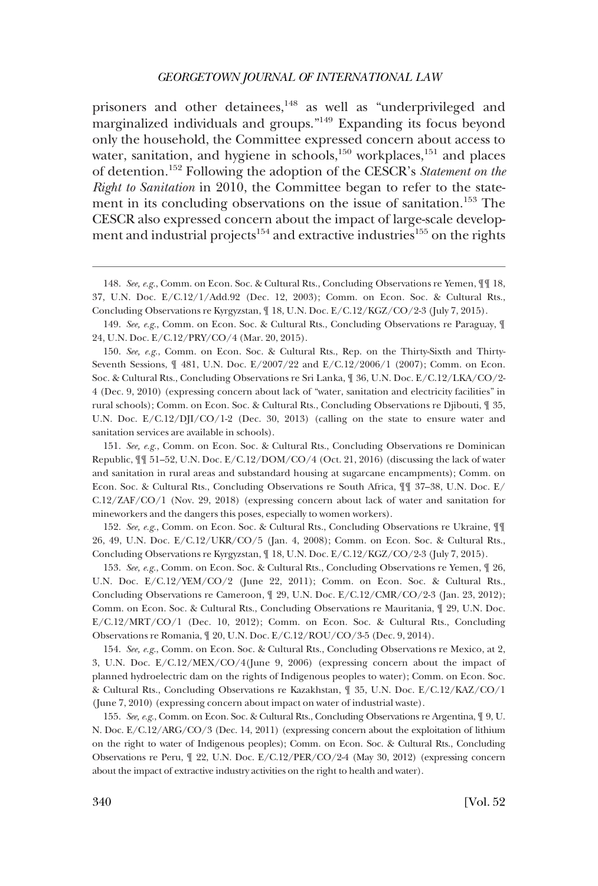prisoners and other detainees,[148] as well as "underprivileged and marginalized individuals and groups."[149] Expanding its focus beyond only the household, the Committee expressed concern about access to water, sanitation, and hygiene in schools,[150] workplaces,[151] and places of detention.[152] Following the adoption of the CESCR's *Statement on the Right to Sanitation* in 2010, the Committee began to refer to the statement in its concluding observations on the issue of sanitation.[153] The CESCR also expressed concern about the impact of large-scale development and industrial projects[154] and extractive industries[155] on the rights

---

148. *See, e.g.*, Comm. on Econ. Soc. & Cultural Rts., Concluding Observations re Yemen, ¶¶ 18, 37, U.N. Doc. E/C.12/1/Add.92 (Dec. 12, 2003); Comm. on Econ. Soc. & Cultural Rts., Concluding Observations re Kyrgyzstan, ¶ 18, U.N. Doc. E/C.12/KGZ/CO/2-3 (July 7, 2015).

149. *See, e.g.*, Comm. on Econ. Soc. & Cultural Rts., Concluding Observations re Paraguay, ¶ 24, U.N. Doc. E/C.12/PRY/CO/4 (Mar. 20, 2015).

150. *See, e.g.*, Comm. on Econ. Soc. & Cultural Rts., Rep. on the Thirty-Sixth and Thirty-Seventh Sessions, ¶ 481, U.N. Doc. E/2007/22 and E/C.12/2006/1 (2007); Comm. on Econ. Soc. & Cultural Rts., Concluding Observations re Sri Lanka, ¶ 36, U.N. Doc. E/C.12/LKA/CO/2-4 (Dec. 9, 2010) (expressing concern about lack of "water, sanitation and electricity facilities" in rural schools); Comm. on Econ. Soc. & Cultural Rts., Concluding Observations re Djibouti, ¶ 35, U.N. Doc. E/C.12/DJI/CO/1-2 (Dec. 30, 2013) (calling on the state to ensure water and sanitation services are available in schools).

151. *See, e.g.*, Comm. on Econ. Soc. & Cultural Rts., Concluding Observations re Dominican Republic, ¶¶ 51–52, U.N. Doc. E/C.12/DOM/CO/4 (Oct. 21, 2016) (discussing the lack of water and sanitation in rural areas and substandard housing at sugarcane encampments); Comm. on Econ. Soc. & Cultural Rts., Concluding Observations re South Africa, ¶¶ 37–38, U.N. Doc. E/C.12/ZAF/CO/1 (Nov. 29, 2018) (expressing concern about lack of water and sanitation for mineworkers and the dangers this poses, especially to women workers).

152. *See, e.g.*, Comm. on Econ. Soc. & Cultural Rts., Concluding Observations re Ukraine, ¶¶ 26, 49, U.N. Doc. E/C.12/UKR/CO/5 (Jan. 4, 2008); Comm. on Econ. Soc. & Cultural Rts., Concluding Observations re Kyrgyzstan, ¶ 18, U.N. Doc. E/C.12/KGZ/CO/2-3 (July 7, 2015).

153. *See, e.g.*, Comm. on Econ. Soc. & Cultural Rts., Concluding Observations re Yemen, ¶ 26, U.N. Doc. E/C.12/YEM/CO/2 (June 22, 2011); Comm. on Econ. Soc. & Cultural Rts., Concluding Observations re Cameroon, ¶ 29, U.N. Doc. E/C.12/CMR/CO/2-3 (Jan. 23, 2012); Comm. on Econ. Soc. & Cultural Rts., Concluding Observations re Mauritania, ¶ 29, U.N. Doc. E/C.12/MRT/CO/1 (Dec. 10, 2012); Comm. on Econ. Soc. & Cultural Rts., Concluding Observations re Romania, ¶ 20, U.N. Doc. E/C.12/ROU/CO/3-5 (Dec. 9, 2014).

154. *See, e.g.*, Comm. on Econ. Soc. & Cultural Rts., Concluding Observations re Mexico, at 2, 3, U.N. Doc. E/C.12/MEX/CO/4(June 9, 2006) (expressing concern about the impact of planned hydroelectric dam on the rights of Indigenous peoples to water); Comm. on Econ. Soc. & Cultural Rts., Concluding Observations re Kazakhstan, ¶ 35, U.N. Doc. E/C.12/KAZ/CO/1 (June 7, 2010) (expressing concern about impact on water of industrial waste).

155. *See, e.g.*, Comm. on Econ. Soc. & Cultural Rts., Concluding Observations re Argentina, ¶ 9, U.N. Doc. E/C.12/ARG/CO/3 (Dec. 14, 2011) (expressing concern about the exploitation of lithium on the right to water of Indigenous peoples); Comm. on Econ. Soc. & Cultural Rts., Concluding Observations re Peru, ¶ 22, U.N. Doc. E/C.12/PER/CO/2-4 (May 30, 2012) (expressing concern about the impact of extractive industry activities on the right to health and water).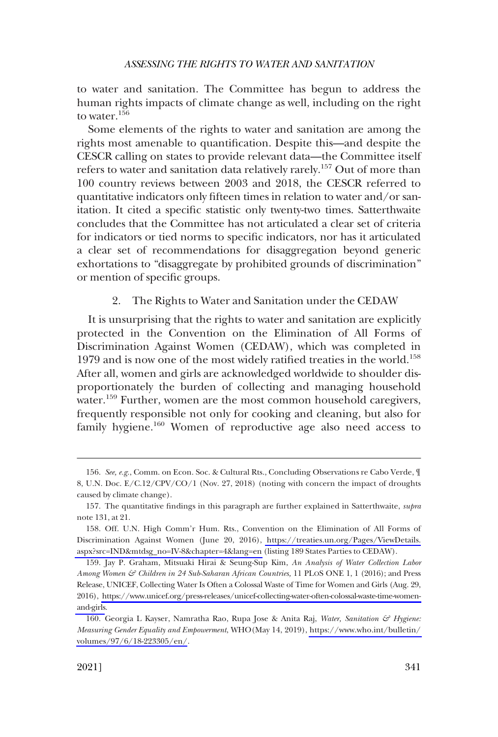to water and sanitation. The Committee has begun to address the human rights impacts of climate change as well, including on the right to water.[156]

Some elements of the rights to water and sanitation are among the rights most amenable to quantification. Despite this—and despite the CESCR calling on states to provide relevant data—the Committee itself refers to water and sanitation data relatively rarely.[157] Out of more than 100 country reviews between 2003 and 2018, the CESCR referred to quantitative indicators only fifteen times in relation to water and/or sanitation. It cited a specific statistic only twenty-two times. Satterthwaite concludes that the Committee has not articulated a clear set of criteria for indicators or tied norms to specific indicators, nor has it articulated a clear set of recommendations for disaggregation beyond generic exhortations to "disaggregate by prohibited grounds of discrimination" or mention of specific groups.

### 2. The Rights to Water and Sanitation under the CEDAW

It is unsurprising that the rights to water and sanitation are explicitly protected in the Convention on the Elimination of All Forms of Discrimination Against Women (CEDAW), which was completed in 1979 and is now one of the most widely ratified treaties in the world.[158] After all, women and girls are acknowledged worldwide to shoulder disproportionately the burden of collecting and managing household water.[159] Further, women are the most common household caregivers, frequently responsible not only for cooking and cleaning, but also for family hygiene.[160] Women of reproductive age also need access to

---

156. *See, e.g.*, Comm. on Econ. Soc. & Cultural Rts., Concluding Observations re Cabo Verde, ¶ 8, U.N. Doc. E/C.12/CPV/CO/1 (Nov. 27, 2018) (noting with concern the impact of droughts caused by climate change).

157. The quantitative findings in this paragraph are further explained in Satterthwaite, *supra* note 131, at 21.

158. Off. U.N. High Comm'r Hum. Rts., Convention on the Elimination of All Forms of Discrimination Against Women (June 20, 2016), https://treaties.un.org/Pages/ViewDetails.aspx?src=IND&mtdsg_no=IV-8&chapter=4&lang=en (listing 189 States Parties to CEDAW).

159. Jay P. Graham, Mitsuaki Hirai & Seung-Sup Kim, *An Analysis of Water Collection Labor Among Women & Children in 24 Sub-Saharan African Countries,* 11 PLOS ONE 1, 1 (2016); and Press Release, UNICEF, Collecting Water Is Often a Colossal Waste of Time for Women and Girls (Aug. 29, 2016), https://www.unicef.org/press-releases/unicef-collecting-water-often-colossal-waste-time-women-and-girls.

160. Georgia L Kayser, Namratha Rao, Rupa Jose & Anita Raj, *Water, Sanitation & Hygiene: Measuring Gender Equality and Empowerment*, WHO (May 14, 2019), https://www.who.int/bulletin/volumes/97/6/18-223305/en/.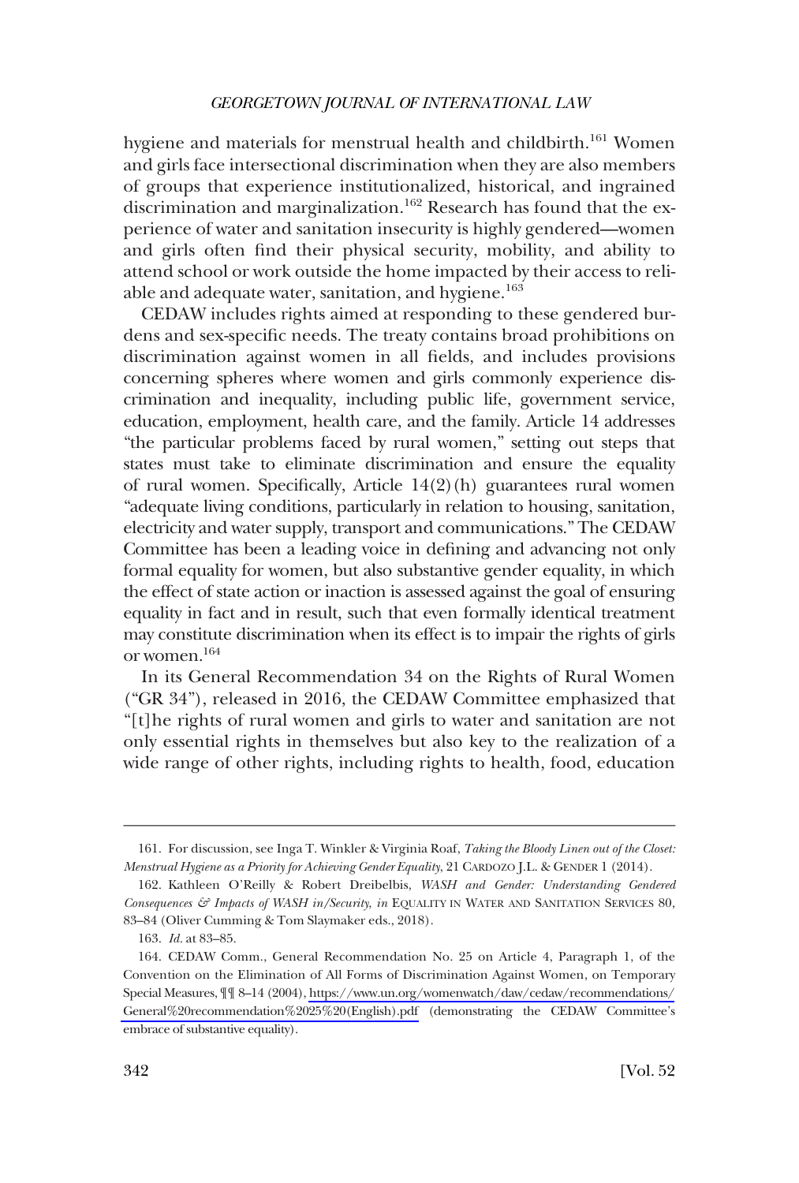hygiene and materials for menstrual health and childbirth.[161] Women and girls face intersectional discrimination when they are also members of groups that experience institutionalized, historical, and ingrained discrimination and marginalization.[162] Research has found that the experience of water and sanitation insecurity is highly gendered—women and girls often find their physical security, mobility, and ability to attend school or work outside the home impacted by their access to reliable and adequate water, sanitation, and hygiene.[163]

CEDAW includes rights aimed at responding to these gendered burdens and sex-specific needs. The treaty contains broad prohibitions on discrimination against women in all fields, and includes provisions concerning spheres where women and girls commonly experience discrimination and inequality, including public life, government service, education, employment, health care, and the family. Article 14 addresses "the particular problems faced by rural women," setting out steps that states must take to eliminate discrimination and ensure the equality of rural women. Specifically, Article 14(2)(h) guarantees rural women "adequate living conditions, particularly in relation to housing, sanitation, electricity and water supply, transport and communications." The CEDAW Committee has been a leading voice in defining and advancing not only formal equality for women, but also substantive gender equality, in which the effect of state action or inaction is assessed against the goal of ensuring equality in fact and in result, such that even formally identical treatment may constitute discrimination when its effect is to impair the rights of girls or women.[164]

In its General Recommendation 34 on the Rights of Rural Women ("GR 34"), released in 2016, the CEDAW Committee emphasized that "[t]he rights of rural women and girls to water and sanitation are not only essential rights in themselves but also key to the realization of a wide range of other rights, including rights to health, food, education

---

161. For discussion, see Inga T. Winkler & Virginia Roaf, *Taking the Bloody Linen out of the Closet: Menstrual Hygiene as a Priority for Achieving Gender Equality*, 21 CARDOZO J.L. & GENDER 1 (2014).

162. Kathleen O'Reilly & Robert Dreibelbis, *WASH and Gender: Understanding Gendered Consequences & Impacts of WASH in/Security*, *in* EQUALITY IN WATER AND SANITATION SERVICES 80, 83–84 (Oliver Cumming & Tom Slaymaker eds., 2018).

163. *Id.* at 83–85.

164. CEDAW Comm., General Recommendation No. 25 on Article 4, Paragraph 1, of the Convention on the Elimination of All Forms of Discrimination Against Women, on Temporary Special Measures, ¶¶ 8–14 (2004), https://www.un.org/womenwatch/daw/cedaw/recommendations/General%20recommendation%2025%20(English).pdf (demonstrating the CEDAW Committee's embrace of substantive equality).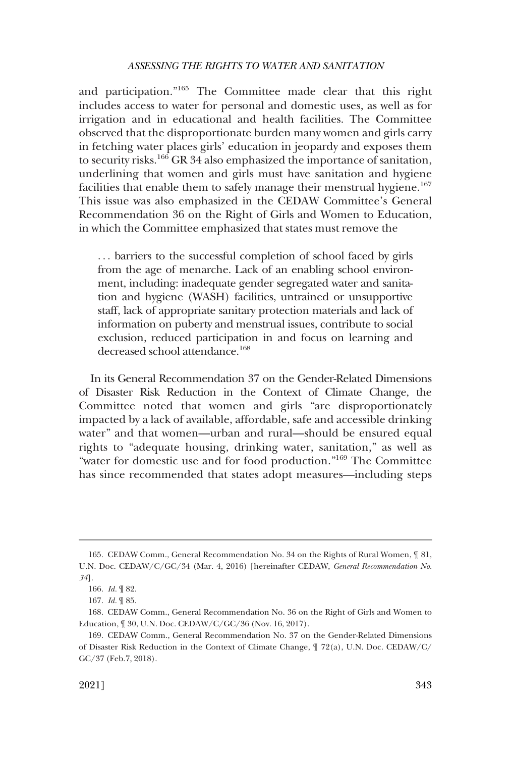and participation."[165] The Committee made clear that this right includes access to water for personal and domestic uses, as well as for irrigation and in educational and health facilities. The Committee observed that the disproportionate burden many women and girls carry in fetching water places girls' education in jeopardy and exposes them to security risks.[166] GR 34 also emphasized the importance of sanitation, underlining that women and girls must have sanitation and hygiene facilities that enable them to safely manage their menstrual hygiene.[167] This issue was also emphasized in the CEDAW Committee's General Recommendation 36 on the Right of Girls and Women to Education, in which the Committee emphasized that states must remove the

> . . . barriers to the successful completion of school faced by girls from the age of menarche. Lack of an enabling school environment, including: inadequate gender segregated water and sanitation and hygiene (WASH) facilities, untrained or unsupportive staff, lack of appropriate sanitary protection materials and lack of information on puberty and menstrual issues, contribute to social exclusion, reduced participation in and focus on learning and decreased school attendance.[168]

In its General Recommendation 37 on the Gender-Related Dimensions of Disaster Risk Reduction in the Context of Climate Change, the Committee noted that women and girls "are disproportionately impacted by a lack of available, affordable, safe and accessible drinking water" and that women—urban and rural—should be ensured equal rights to "adequate housing, drinking water, sanitation," as well as "water for domestic use and for food production."[169] The Committee has since recommended that states adopt measures—including steps

---

165. CEDAW Comm., General Recommendation No. 34 on the Rights of Rural Women, ¶ 81, U.N. Doc. CEDAW/C/GC/34 (Mar. 4, 2016) [hereinafter CEDAW, *General Recommendation No. 34*].

166. *Id.* ¶ 82.

167. *Id.* ¶ 85.

168. CEDAW Comm., General Recommendation No. 36 on the Right of Girls and Women to Education, ¶ 30, U.N. Doc. CEDAW/C/GC/36 (Nov. 16, 2017).

169. CEDAW Comm., General Recommendation No. 37 on the Gender-Related Dimensions of Disaster Risk Reduction in the Context of Climate Change, ¶ 72(a), U.N. Doc. CEDAW/C/GC/37 (Feb.7, 2018).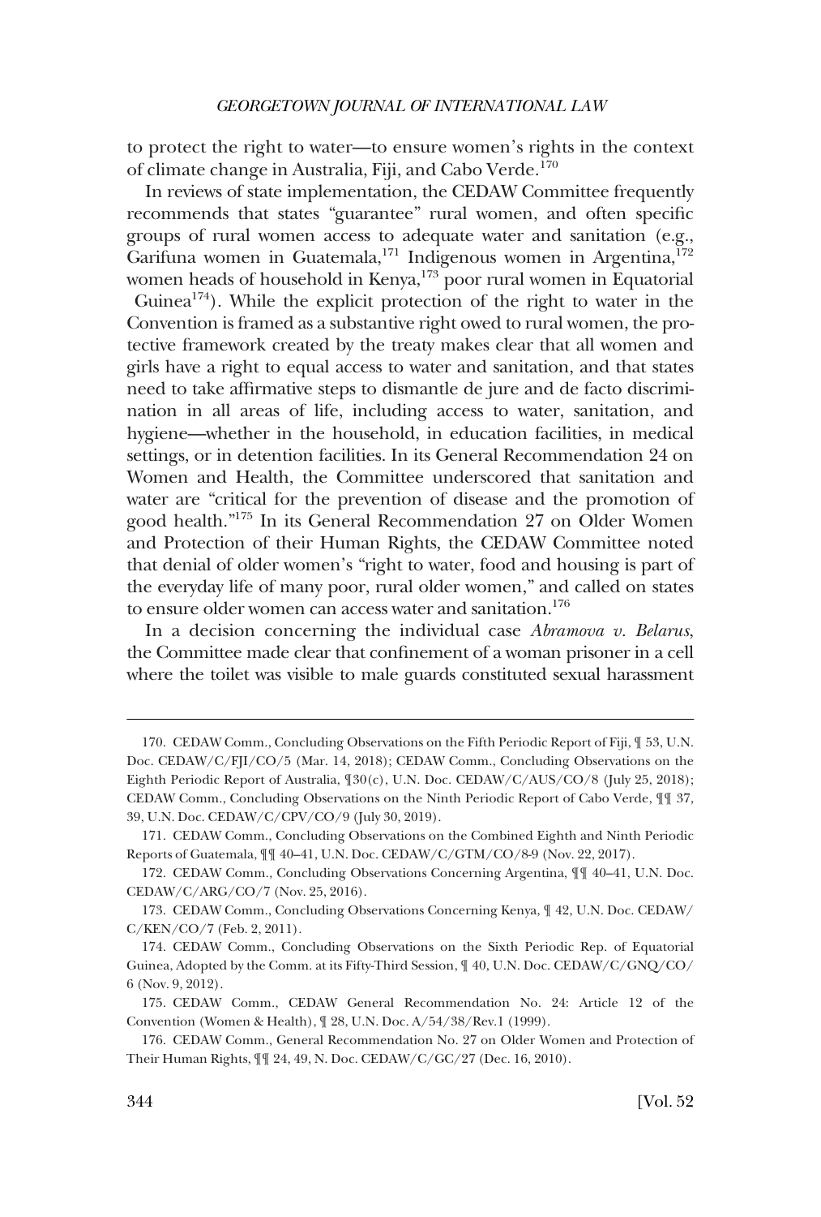to protect the right to water—to ensure women's rights in the context of climate change in Australia, Fiji, and Cabo Verde.[170]

In reviews of state implementation, the CEDAW Committee frequently recommends that states "guarantee" rural women, and often specific groups of rural women access to adequate water and sanitation (e.g., Garifuna women in Guatemala,[171] Indigenous women in Argentina,[172] women heads of household in Kenya,[173] poor rural women in Equatorial Guinea[174]). While the explicit protection of the right to water in the Convention is framed as a substantive right owed to rural women, the protective framework created by the treaty makes clear that all women and girls have a right to equal access to water and sanitation, and that states need to take affirmative steps to dismantle de jure and de facto discrimination in all areas of life, including access to water, sanitation, and hygiene—whether in the household, in education facilities, in medical settings, or in detention facilities. In its General Recommendation 24 on Women and Health, the Committee underscored that sanitation and water are "critical for the prevention of disease and the promotion of good health."[175] In its General Recommendation 27 on Older Women and Protection of their Human Rights, the CEDAW Committee noted that denial of older women's "right to water, food and housing is part of the everyday life of many poor, rural older women," and called on states to ensure older women can access water and sanitation.[176]

In a decision concerning the individual case *Abramova v. Belarus*, the Committee made clear that confinement of a woman prisoner in a cell where the toilet was visible to male guards constituted sexual harassment

---

170. CEDAW Comm., Concluding Observations on the Fifth Periodic Report of Fiji, ¶ 53, U.N. Doc. CEDAW/C/FJI/CO/5 (Mar. 14, 2018); CEDAW Comm., Concluding Observations on the Eighth Periodic Report of Australia, ¶30(c), U.N. Doc. CEDAW/C/AUS/CO/8 (July 25, 2018); CEDAW Comm., Concluding Observations on the Ninth Periodic Report of Cabo Verde, ¶¶ 37, 39, U.N. Doc. CEDAW/C/CPV/CO/9 (July 30, 2019).

171. CEDAW Comm., Concluding Observations on the Combined Eighth and Ninth Periodic Reports of Guatemala, ¶¶ 40–41, U.N. Doc. CEDAW/C/GTM/CO/8-9 (Nov. 22, 2017).

172. CEDAW Comm., Concluding Observations Concerning Argentina, ¶¶ 40–41, U.N. Doc. CEDAW/C/ARG/CO/7 (Nov. 25, 2016).

173. CEDAW Comm., Concluding Observations Concerning Kenya, ¶ 42, U.N. Doc. CEDAW/C/KEN/CO/7 (Feb. 2, 2011).

174. CEDAW Comm., Concluding Observations on the Sixth Periodic Rep. of Equatorial Guinea, Adopted by the Comm. at its Fifty-Third Session, ¶ 40, U.N. Doc. CEDAW/C/GNQ/CO/6 (Nov. 9, 2012).

175. CEDAW Comm., CEDAW General Recommendation No. 24: Article 12 of the Convention (Women & Health), ¶ 28, U.N. Doc. A/54/38/Rev.1 (1999).

176. CEDAW Comm., General Recommendation No. 27 on Older Women and Protection of Their Human Rights, ¶¶ 24, 49, N. Doc. CEDAW/C/GC/27 (Dec. 16, 2010).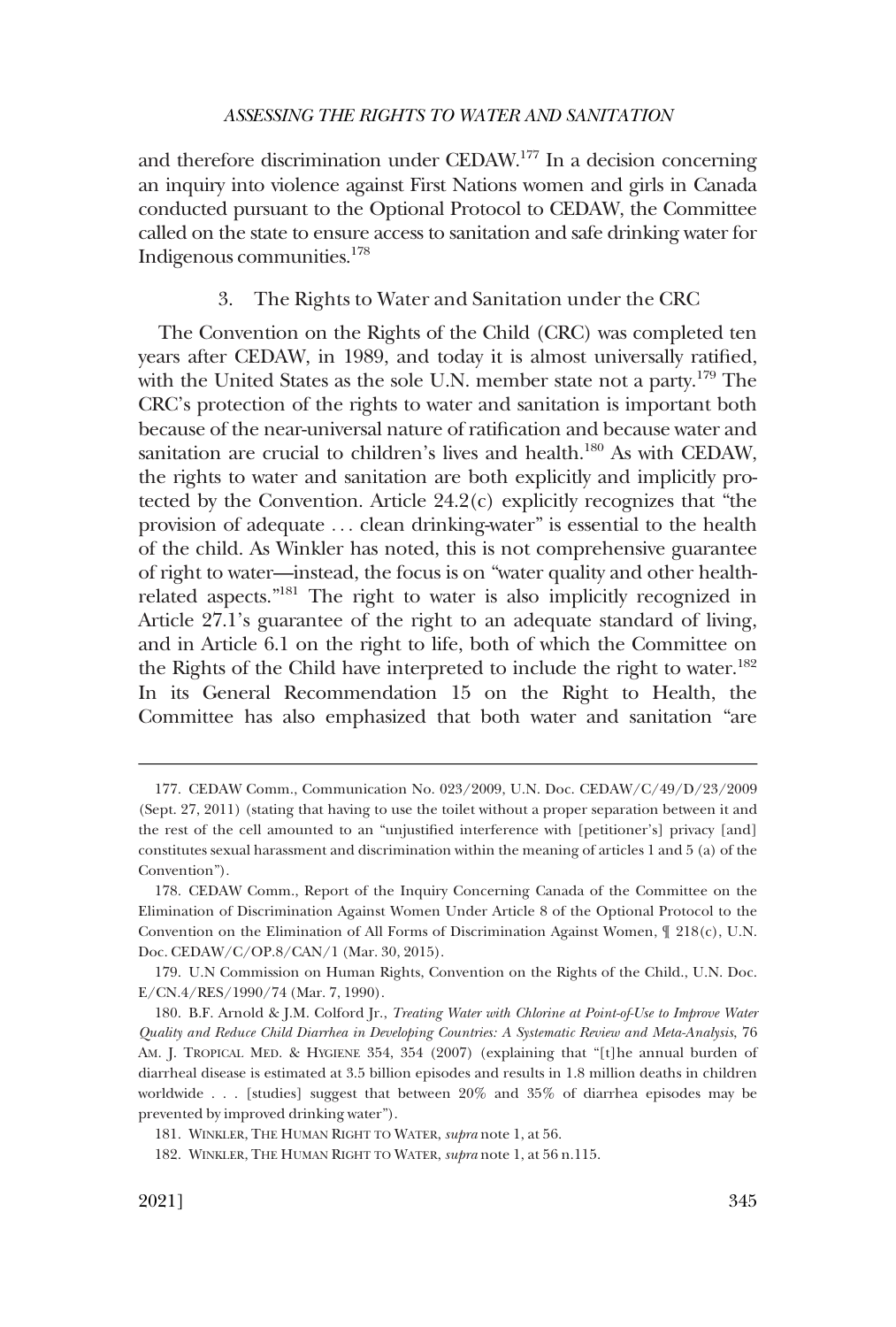and therefore discrimination under CEDAW.[177] In a decision concerning an inquiry into violence against First Nations women and girls in Canada conducted pursuant to the Optional Protocol to CEDAW, the Committee called on the state to ensure access to sanitation and safe drinking water for Indigenous communities.[178]

### 3. The Rights to Water and Sanitation under the CRC

The Convention on the Rights of the Child (CRC) was completed ten years after CEDAW, in 1989, and today it is almost universally ratified, with the United States as the sole U.N. member state not a party.[179] The CRC's protection of the rights to water and sanitation is important both because of the near-universal nature of ratification and because water and sanitation are crucial to children's lives and health.[180] As with CEDAW, the rights to water and sanitation are both explicitly and implicitly protected by the Convention. Article 24.2(c) explicitly recognizes that "the provision of adequate . . . clean drinking-water" is essential to the health of the child. As Winkler has noted, this is not comprehensive guarantee of right to water—instead, the focus is on "water quality and other health-related aspects."[181] The right to water is also implicitly recognized in Article 27.1's guarantee of the right to an adequate standard of living, and in Article 6.1 on the right to life, both of which the Committee on the Rights of the Child have interpreted to include the right to water.[182] In its General Recommendation 15 on the Right to Health, the Committee has also emphasized that both water and sanitation "are

---

177. CEDAW Comm., Communication No. 023/2009, U.N. Doc. CEDAW/C/49/D/23/2009 (Sept. 27, 2011) (stating that having to use the toilet without a proper separation between it and the rest of the cell amounted to an "unjustified interference with [petitioner's] privacy [and] constitutes sexual harassment and discrimination within the meaning of articles 1 and 5 (a) of the Convention").

178. CEDAW Comm., Report of the Inquiry Concerning Canada of the Committee on the Elimination of Discrimination Against Women Under Article 8 of the Optional Protocol to the Convention on the Elimination of All Forms of Discrimination Against Women, ¶ 218(c), U.N. Doc. CEDAW/C/OP.8/CAN/1 (Mar. 30, 2015).

179. U.N Commission on Human Rights, Convention on the Rights of the Child., U.N. Doc. E/CN.4/RES/1990/74 (Mar. 7, 1990).

180. B.F. Arnold & J.M. Colford Jr., *Treating Water with Chlorine at Point-of-Use to Improve Water Quality and Reduce Child Diarrhea in Developing Countries: A Systematic Review and Meta-Analysis*, 76 AM. J. TROPICAL MED. & HYGIENE 354, 354 (2007) (explaining that "[t]he annual burden of diarrheal disease is estimated at 3.5 billion episodes and results in 1.8 million deaths in children worldwide . . . [studies] suggest that between 20% and 35% of diarrhea episodes may be prevented by improved drinking water").

181. WINKLER, THE HUMAN RIGHT TO WATER, *supra* note 1, at 56.

182. WINKLER, THE HUMAN RIGHT TO WATER, *supra* note 1, at 56 n.115.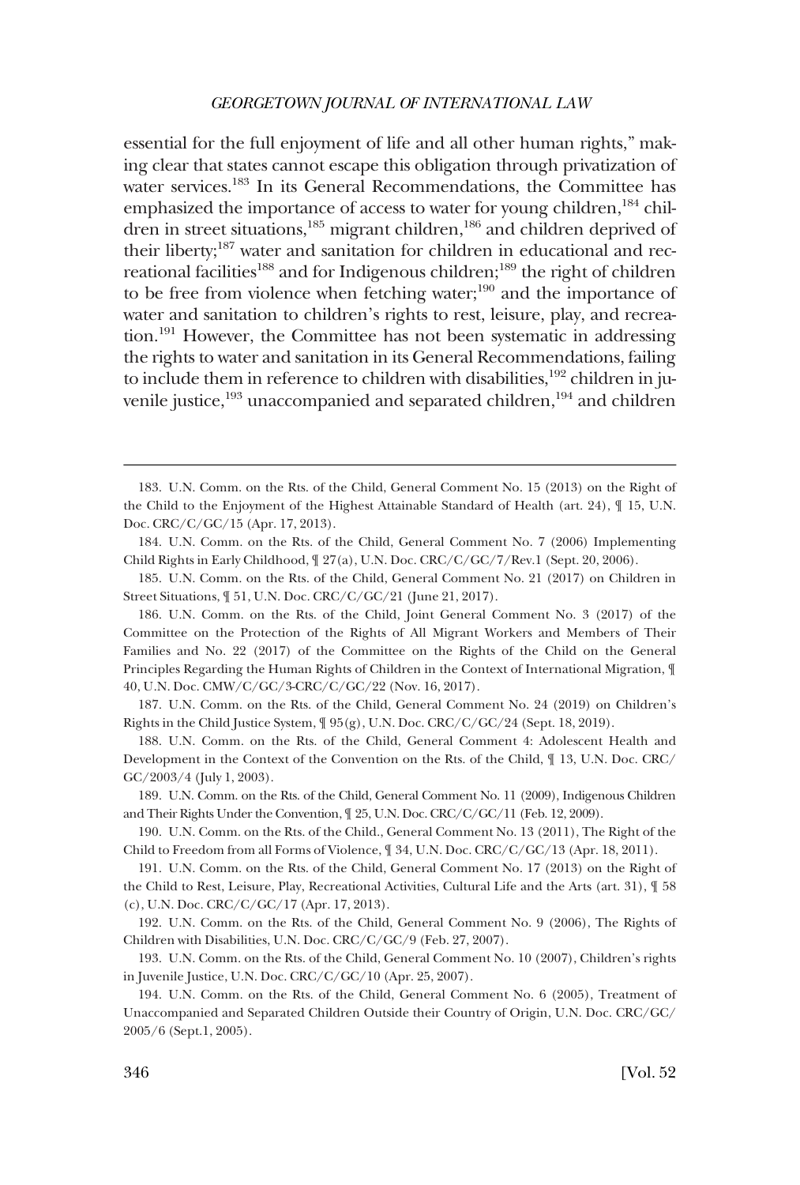essential for the full enjoyment of life and all other human rights," making clear that states cannot escape this obligation through privatization of water services.[183] In its General Recommendations, the Committee has emphasized the importance of access to water for young children,[184] children in street situations,[185] migrant children,[186] and children deprived of their liberty;[187] water and sanitation for children in educational and recreational facilities[188] and for Indigenous children;[189] the right of children to be free from violence when fetching water;[190] and the importance of water and sanitation to children's rights to rest, leisure, play, and recreation.[191] However, the Committee has not been systematic in addressing the rights to water and sanitation in its General Recommendations, failing to include them in reference to children with disabilities,[192] children in juvenile justice,[193] unaccompanied and separated children,[194] and children

---

183. U.N. Comm. on the Rts. of the Child, General Comment No. 15 (2013) on the Right of the Child to the Enjoyment of the Highest Attainable Standard of Health (art. 24), ¶ 15, U.N. Doc. CRC/C/GC/15 (Apr. 17, 2013).

184. U.N. Comm. on the Rts. of the Child, General Comment No. 7 (2006) Implementing Child Rights in Early Childhood, ¶ 27(a), U.N. Doc. CRC/C/GC/7/Rev.1 (Sept. 20, 2006).

185. U.N. Comm. on the Rts. of the Child, General Comment No. 21 (2017) on Children in Street Situations, ¶ 51, U.N. Doc. CRC/C/GC/21 (June 21, 2017).

186. U.N. Comm. on the Rts. of the Child, Joint General Comment No. 3 (2017) of the Committee on the Protection of the Rights of All Migrant Workers and Members of Their Families and No. 22 (2017) of the Committee on the Rights of the Child on the General Principles Regarding the Human Rights of Children in the Context of International Migration, ¶ 40, U.N. Doc. CMW/C/GC/3-CRC/C/GC/22 (Nov. 16, 2017).

187. U.N. Comm. on the Rts. of the Child, General Comment No. 24 (2019) on Children's Rights in the Child Justice System, ¶ 95(g), U.N. Doc. CRC/C/GC/24 (Sept. 18, 2019).

188. U.N. Comm. on the Rts. of the Child, General Comment 4: Adolescent Health and Development in the Context of the Convention on the Rts. of the Child, ¶ 13, U.N. Doc. CRC/GC/2003/4 (July 1, 2003).

189. U.N. Comm. on the Rts. of the Child, General Comment No. 11 (2009), Indigenous Children and Their Rights Under the Convention, ¶ 25, U.N. Doc. CRC/C/GC/11 (Feb. 12, 2009).

190. U.N. Comm. on the Rts. of the Child., General Comment No. 13 (2011), The Right of the Child to Freedom from all Forms of Violence, ¶ 34, U.N. Doc. CRC/C/GC/13 (Apr. 18, 2011).

191. U.N. Comm. on the Rts. of the Child, General Comment No. 17 (2013) on the Right of the Child to Rest, Leisure, Play, Recreational Activities, Cultural Life and the Arts (art. 31), ¶ 58 (c), U.N. Doc. CRC/C/GC/17 (Apr. 17, 2013).

192. U.N. Comm. on the Rts. of the Child, General Comment No. 9 (2006), The Rights of Children with Disabilities, U.N. Doc. CRC/C/GC/9 (Feb. 27, 2007).

193. U.N. Comm. on the Rts. of the Child, General Comment No. 10 (2007), Children's rights in Juvenile Justice, U.N. Doc. CRC/C/GC/10 (Apr. 25, 2007).

194. U.N. Comm. on the Rts. of the Child, General Comment No. 6 (2005), Treatment of Unaccompanied and Separated Children Outside their Country of Origin, U.N. Doc. CRC/GC/2005/6 (Sept.1, 2005).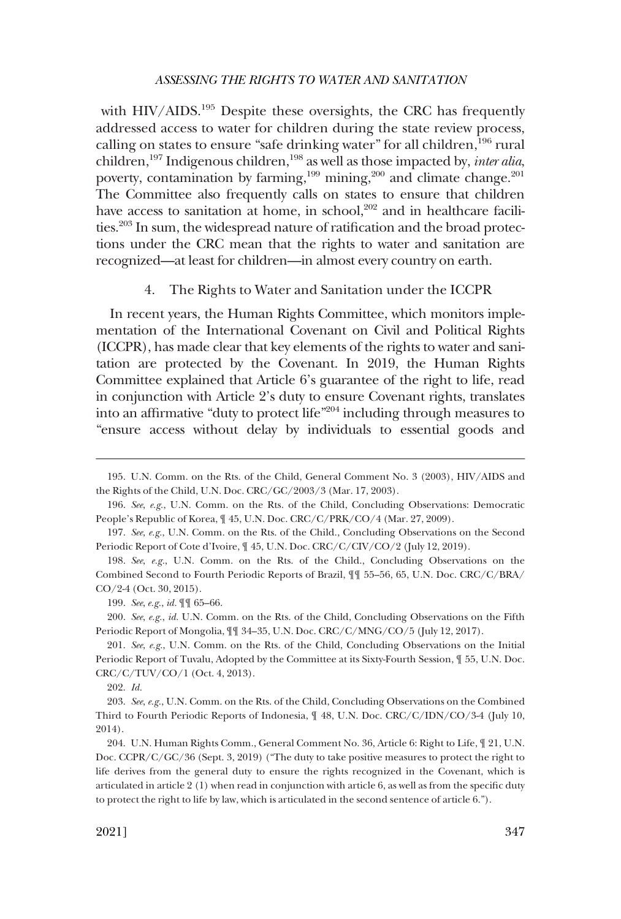with HIV/AIDS.[195] Despite these oversights, the CRC has frequently addressed access to water for children during the state review process, calling on states to ensure "safe drinking water" for all children,[196] rural children,[197] Indigenous children,[198] as well as those impacted by, *inter alia*, poverty, contamination by farming,[199] mining,[200] and climate change.[201] The Committee also frequently calls on states to ensure that children have access to sanitation at home, in school,[202] and in healthcare facilities.[203] In sum, the widespread nature of ratification and the broad protections under the CRC mean that the rights to water and sanitation are recognized—at least for children—in almost every country on earth.

### 4. The Rights to Water and Sanitation under the ICCPR

In recent years, the Human Rights Committee, which monitors implementation of the International Covenant on Civil and Political Rights (ICCPR), has made clear that key elements of the rights to water and sanitation are protected by the Covenant. In 2019, the Human Rights Committee explained that Article 6's guarantee of the right to life, read in conjunction with Article 2's duty to ensure Covenant rights, translates into an affirmative "duty to protect life"[204] including through measures to "ensure access without delay by individuals to essential goods and

---

195. U.N. Comm. on the Rts. of the Child, General Comment No. 3 (2003), HIV/AIDS and the Rights of the Child, U.N. Doc. CRC/GC/2003/3 (Mar. 17, 2003).

196. *See*, *e.g.*, U.N. Comm. on the Rts. of the Child, Concluding Observations: Democratic People's Republic of Korea, ¶ 45, U.N. Doc. CRC/C/PRK/CO/4 (Mar. 27, 2009).

197. *See*, *e.g.*, U.N. Comm. on the Rts. of the Child., Concluding Observations on the Second Periodic Report of Cote d'Ivoire, ¶ 45, U.N. Doc. CRC/C/CIV/CO/2 (July 12, 2019).

198. *See*, *e.g.*, U.N. Comm. on the Rts. of the Child., Concluding Observations on the Combined Second to Fourth Periodic Reports of Brazil, ¶¶ 55–56, 65, U.N. Doc. CRC/C/BRA/CO/2-4 (Oct. 30, 2015).

199. *See*, *e.g.*, *id.* ¶¶ 65–66.

200. *See*, *e.g.*, *id.* U.N. Comm. on the Rts. of the Child, Concluding Observations on the Fifth Periodic Report of Mongolia, ¶¶ 34–35, U.N. Doc. CRC/C/MNG/CO/5 (July 12, 2017).

201. *See*, *e.g.*, U.N. Comm. on the Rts. of the Child, Concluding Observations on the Initial Periodic Report of Tuvalu, Adopted by the Committee at its Sixty-Fourth Session, ¶ 55, U.N. Doc. CRC/C/TUV/CO/1 (Oct. 4, 2013).

202. *Id.*

203. *See*, *e.g.*, U.N. Comm. on the Rts. of the Child, Concluding Observations on the Combined Third to Fourth Periodic Reports of Indonesia, ¶ 48, U.N. Doc. CRC/C/IDN/CO/3-4 (July 10, 2014).

204. U.N. Human Rights Comm., General Comment No. 36, Article 6: Right to Life, ¶ 21, U.N. Doc. CCPR/C/GC/36 (Sept. 3, 2019) ("The duty to take positive measures to protect the right to life derives from the general duty to ensure the rights recognized in the Covenant, which is articulated in article 2 (1) when read in conjunction with article 6, as well as from the specific duty to protect the right to life by law, which is articulated in the second sentence of article 6.").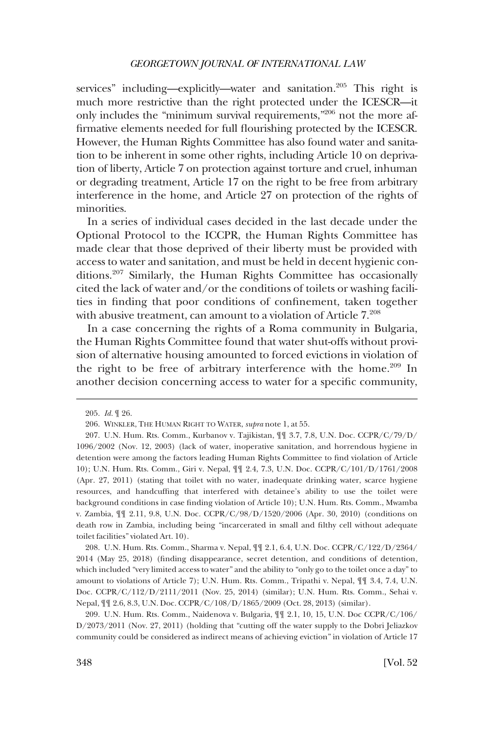services" including—explicitly—water and sanitation.[205] This right is much more restrictive than the right protected under the ICESCR—it only includes the "minimum survival requirements,"[206] not the more affirmative elements needed for full flourishing protected by the ICESCR. However, the Human Rights Committee has also found water and sanitation to be inherent in some other rights, including Article 10 on deprivation of liberty, Article 7 on protection against torture and cruel, inhuman or degrading treatment, Article 17 on the right to be free from arbitrary interference in the home, and Article 27 on protection of the rights of minorities.

In a series of individual cases decided in the last decade under the Optional Protocol to the ICCPR, the Human Rights Committee has made clear that those deprived of their liberty must be provided with access to water and sanitation, and must be held in decent hygienic conditions.[207] Similarly, the Human Rights Committee has occasionally cited the lack of water and/or the conditions of toilets or washing facilities in finding that poor conditions of confinement, taken together with abusive treatment, can amount to a violation of Article 7.[208]

In a case concerning the rights of a Roma community in Bulgaria, the Human Rights Committee found that water shut-offs without provision of alternative housing amounted to forced evictions in violation of the right to be free of arbitrary interference with the home.[209] In another decision concerning access to water for a specific community,

---

205. *Id.* ¶ 26.

206. WINKLER, THE HUMAN RIGHT TO WATER, *supra* note 1, at 55.

207. U.N. Hum. Rts. Comm., Kurbanov v. Tajikistan, ¶¶ 3.7, 7.8, U.N. Doc. CCPR/C/79/D/1096/2002 (Nov. 12, 2003) (lack of water, inoperative sanitation, and horrendous hygiene in detention were among the factors leading Human Rights Committee to find violation of Article 10); U.N. Hum. Rts. Comm., Giri v. Nepal, ¶¶ 2.4, 7.3, U.N. Doc. CCPR/C/101/D/1761/2008 (Apr. 27, 2011) (stating that toilet with no water, inadequate drinking water, scarce hygiene resources, and handcuffing that interfered with detainee's ability to use the toilet were background conditions in case finding violation of Article 10); U.N. Hum. Rts. Comm., Mwamba v. Zambia, ¶¶ 2.11, 9.8, U.N. Doc. CCPR/C/98/D/1520/2006 (Apr. 30, 2010) (conditions on death row in Zambia, including being "incarcerated in small and filthy cell without adequate toilet facilities" violated Art. 10).

208. U.N. Hum. Rts. Comm., Sharma v. Nepal, ¶¶ 2.1, 6.4, U.N. Doc. CCPR/C/122/D/2364/2014 (May 25, 2018) (finding disappearance, secret detention, and conditions of detention, which included "very limited access to water" and the ability to "only go to the toilet once a day" to amount to violations of Article 7); U.N. Hum. Rts. Comm., Tripathi v. Nepal, ¶¶ 3.4, 7.4, U.N. Doc. CCPR/C/112/D/2111/2011 (Nov. 25, 2014) (similar); U.N. Hum. Rts. Comm., Sehai v. Nepal, ¶¶ 2.6, 8.3, U.N. Doc. CCPR/C/108/D/1865/2009 (Oct. 28, 2013) (similar).

209. U.N. Hum. Rts. Comm., Naidenova v. Bulgaria, ¶¶ 2.1, 10, 15, U.N. Doc CCPR/C/106/D/2073/2011 (Nov. 27, 2011) (holding that "cutting off the water supply to the Dobri Jeliazkov community could be considered as indirect means of achieving eviction" in violation of Article 17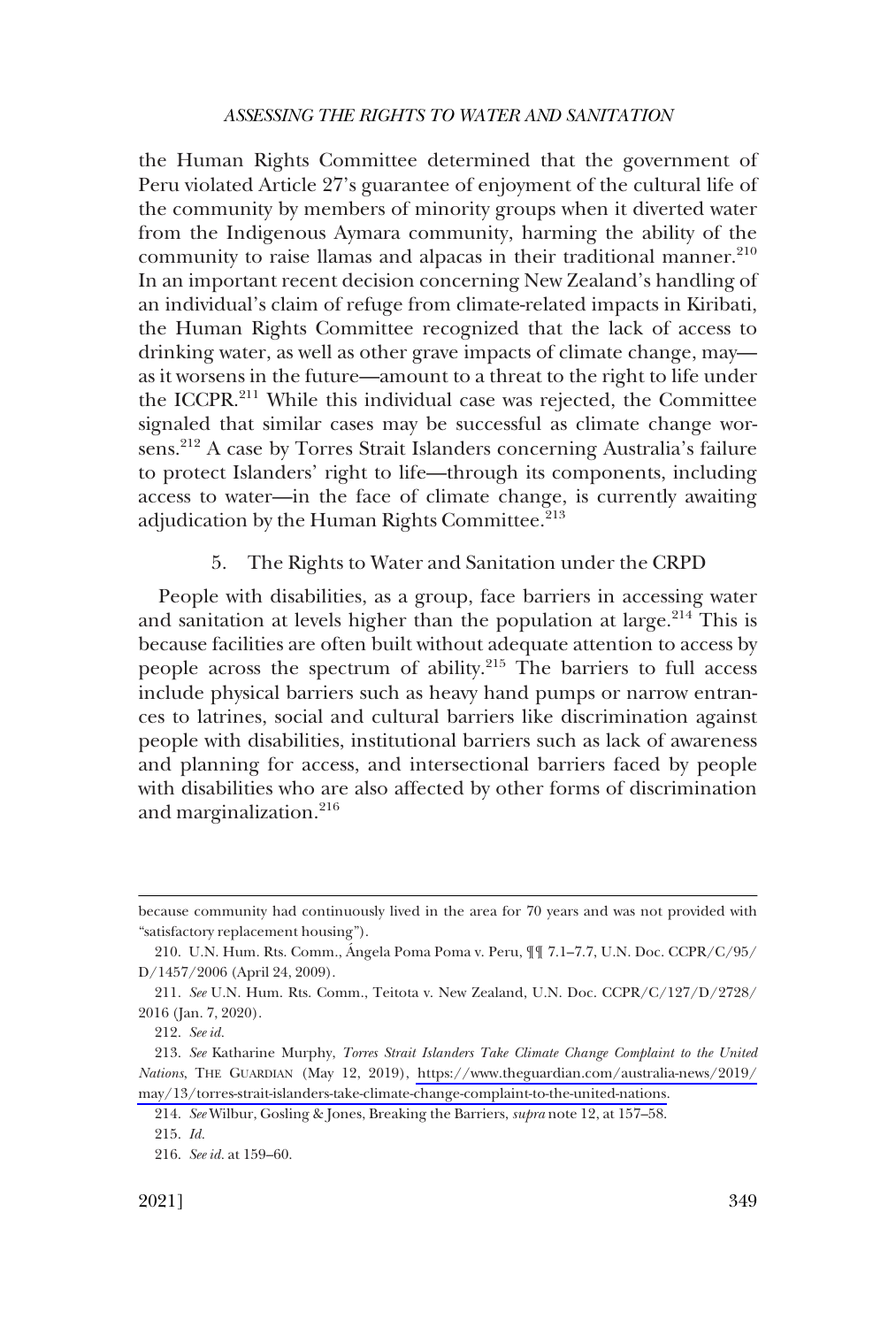the Human Rights Committee determined that the government of Peru violated Article 27's guarantee of enjoyment of the cultural life of the community by members of minority groups when it diverted water from the Indigenous Aymara community, harming the ability of the community to raise llamas and alpacas in their traditional manner.[210] In an important recent decision concerning New Zealand's handling of an individual's claim of refuge from climate-related impacts in Kiribati, the Human Rights Committee recognized that the lack of access to drinking water, as well as other grave impacts of climate change, may—as it worsens in the future—amount to a threat to the right to life under the ICCPR.[211] While this individual case was rejected, the Committee signaled that similar cases may be successful as climate change worsens.[212] A case by Torres Strait Islanders concerning Australia's failure to protect Islanders' right to life—through its components, including access to water—in the face of climate change, is currently awaiting adjudication by the Human Rights Committee.[213]

### 5. The Rights to Water and Sanitation under the CRPD

People with disabilities, as a group, face barriers in accessing water and sanitation at levels higher than the population at large.[214] This is because facilities are often built without adequate attention to access by people across the spectrum of ability.[215] The barriers to full access include physical barriers such as heavy hand pumps or narrow entrances to latrines, social and cultural barriers like discrimination against people with disabilities, institutional barriers such as lack of awareness and planning for access, and intersectional barriers faced by people with disabilities who are also affected by other forms of discrimination and marginalization.[216]

---

because community had continuously lived in the area for 70 years and was not provided with "satisfactory replacement housing").

210. U.N. Hum. Rts. Comm., Ángela Poma Poma v. Peru, ¶¶ 7.1–7.7, U.N. Doc. CCPR/C/95/D/1457/2006 (April 24, 2009).

211. *See* U.N. Hum. Rts. Comm., Teitota v. New Zealand, U.N. Doc. CCPR/C/127/D/2728/2016 (Jan. 7, 2020).

212. *See id.*

213. *See* Katharine Murphy, *Torres Strait Islanders Take Climate Change Complaint to the United Nations*, THE GUARDIAN (May 12, 2019), https://www.theguardian.com/australia-news/2019/may/13/torres-strait-islanders-take-climate-change-complaint-to-the-united-nations.

214. *See* Wilbur, Gosling & Jones, Breaking the Barriers, *supra* note 12, at 157–58.

215. *Id.*

216. *See id.* at 159–60.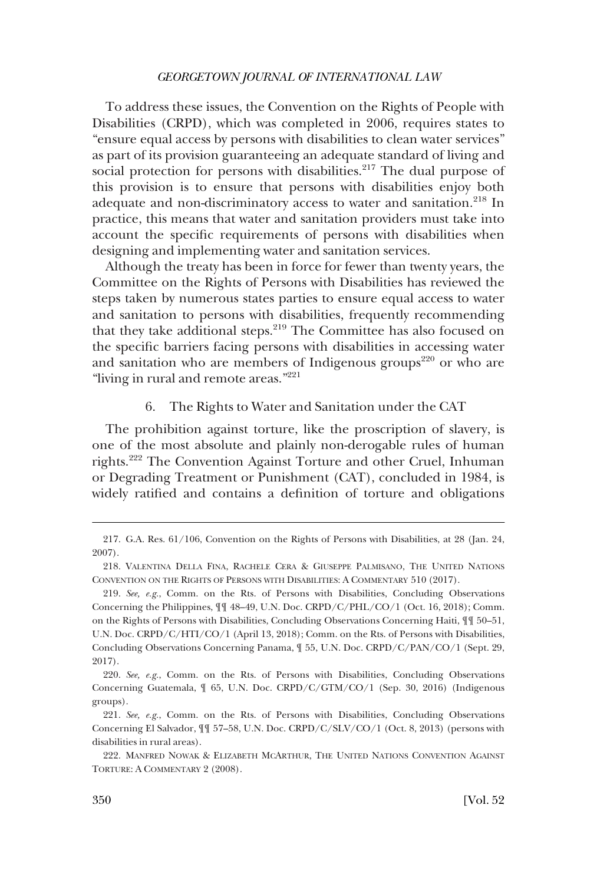To address these issues, the Convention on the Rights of People with Disabilities (CRPD), which was completed in 2006, requires states to "ensure equal access by persons with disabilities to clean water services" as part of its provision guaranteeing an adequate standard of living and social protection for persons with disabilities.[217] The dual purpose of this provision is to ensure that persons with disabilities enjoy both adequate and non-discriminatory access to water and sanitation.[218] In practice, this means that water and sanitation providers must take into account the specific requirements of persons with disabilities when designing and implementing water and sanitation services.

Although the treaty has been in force for fewer than twenty years, the Committee on the Rights of Persons with Disabilities has reviewed the steps taken by numerous states parties to ensure equal access to water and sanitation to persons with disabilities, frequently recommending that they take additional steps.[219] The Committee has also focused on the specific barriers facing persons with disabilities in accessing water and sanitation who are members of Indigenous groups[220] or who are "living in rural and remote areas."[221]

### 6. The Rights to Water and Sanitation under the CAT

The prohibition against torture, like the proscription of slavery, is one of the most absolute and plainly non-derogable rules of human rights.[222] The Convention Against Torture and other Cruel, Inhuman or Degrading Treatment or Punishment (CAT), concluded in 1984, is widely ratified and contains a definition of torture and obligations

---

217. G.A. Res. 61/106, Convention on the Rights of Persons with Disabilities, at 28 (Jan. 24, 2007).

218. VALENTINA DELLA FINA, RACHELE CERA & GIUSEPPE PALMISANO, THE UNITED NATIONS CONVENTION ON THE RIGHTS OF PERSONS WITH DISABILITIES: A COMMENTARY 510 (2017).

219. *See, e.g.*, Comm. on the Rts. of Persons with Disabilities, Concluding Observations Concerning the Philippines, ¶¶ 48–49, U.N. Doc. CRPD/C/PHL/CO/1 (Oct. 16, 2018); Comm. on the Rights of Persons with Disabilities, Concluding Observations Concerning Haiti, ¶¶ 50–51, U.N. Doc. CRPD/C/HTI/CO/1 (April 13, 2018); Comm. on the Rts. of Persons with Disabilities, Concluding Observations Concerning Panama, ¶ 55, U.N. Doc. CRPD/C/PAN/CO/1 (Sept. 29, 2017).

220. *See, e.g.*, Comm. on the Rts. of Persons with Disabilities, Concluding Observations Concerning Guatemala, ¶ 65, U.N. Doc. CRPD/C/GTM/CO/1 (Sep. 30, 2016) (Indigenous groups).

221. *See, e.g.*, Comm. on the Rts. of Persons with Disabilities, Concluding Observations Concerning El Salvador, ¶¶ 57–58, U.N. Doc. CRPD/C/SLV/CO/1 (Oct. 8, 2013) (persons with disabilities in rural areas).

222. MANFRED NOWAK & ELIZABETH MCARTHUR, THE UNITED NATIONS CONVENTION AGAINST TORTURE: A COMMENTARY 2 (2008).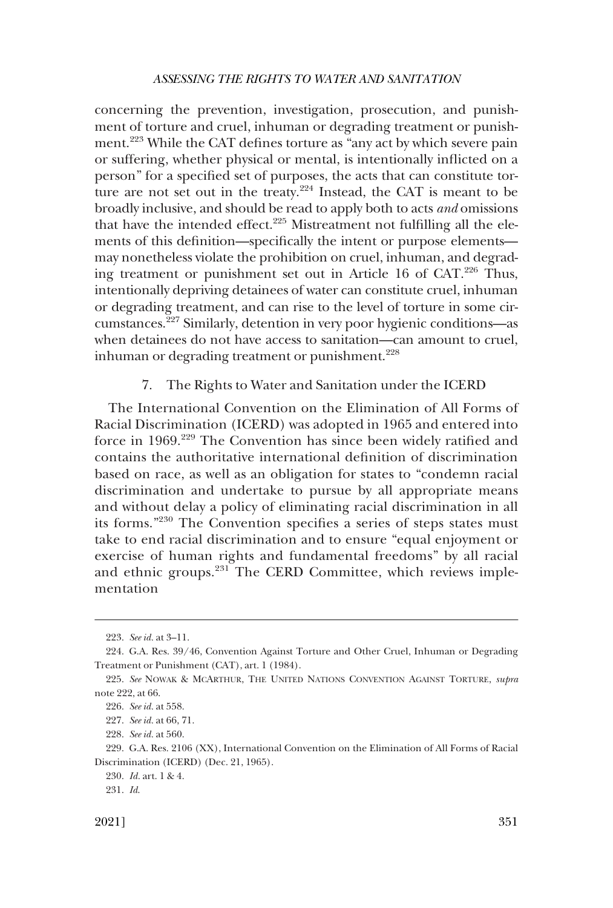concerning the prevention, investigation, prosecution, and punishment of torture and cruel, inhuman or degrading treatment or punishment.[223] While the CAT defines torture as "any act by which severe pain or suffering, whether physical or mental, is intentionally inflicted on a person" for a specified set of purposes, the acts that can constitute torture are not set out in the treaty.[224] Instead, the CAT is meant to be broadly inclusive, and should be read to apply both to acts *and* omissions that have the intended effect.[225] Mistreatment not fulfilling all the elements of this definition—specifically the intent or purpose elements—may nonetheless violate the prohibition on cruel, inhuman, and degrading treatment or punishment set out in Article 16 of CAT.[226] Thus, intentionally depriving detainees of water can constitute cruel, inhuman or degrading treatment, and can rise to the level of torture in some circumstances.[227] Similarly, detention in very poor hygienic conditions—as when detainees do not have access to sanitation—can amount to cruel, inhuman or degrading treatment or punishment.[228]

### 7. The Rights to Water and Sanitation under the ICERD

The International Convention on the Elimination of All Forms of Racial Discrimination (ICERD) was adopted in 1965 and entered into force in 1969.[229] The Convention has since been widely ratified and contains the authoritative international definition of discrimination based on race, as well as an obligation for states to "condemn racial discrimination and undertake to pursue by all appropriate means and without delay a policy of eliminating racial discrimination in all its forms."[230] The Convention specifies a series of steps states must take to end racial discrimination and to ensure "equal enjoyment or exercise of human rights and fundamental freedoms" by all racial and ethnic groups.[231] The CERD Committee, which reviews implementation

---

223. *See id.* at 3–11.

224. G.A. Res. 39/46, Convention Against Torture and Other Cruel, Inhuman or Degrading Treatment or Punishment (CAT), art. 1 (1984).

225. *See* NOWAK & MCARTHUR, THE UNITED NATIONS CONVENTION AGAINST TORTURE, *supra* note 222, at 66.

226. *See id.* at 558.

227. *See id.* at 66, 71.

228. *See id.* at 560.

229. G.A. Res. 2106 (XX), International Convention on the Elimination of All Forms of Racial Discrimination (ICERD) (Dec. 21, 1965).

230. *Id.* art. 1 & 4.

231. *Id.*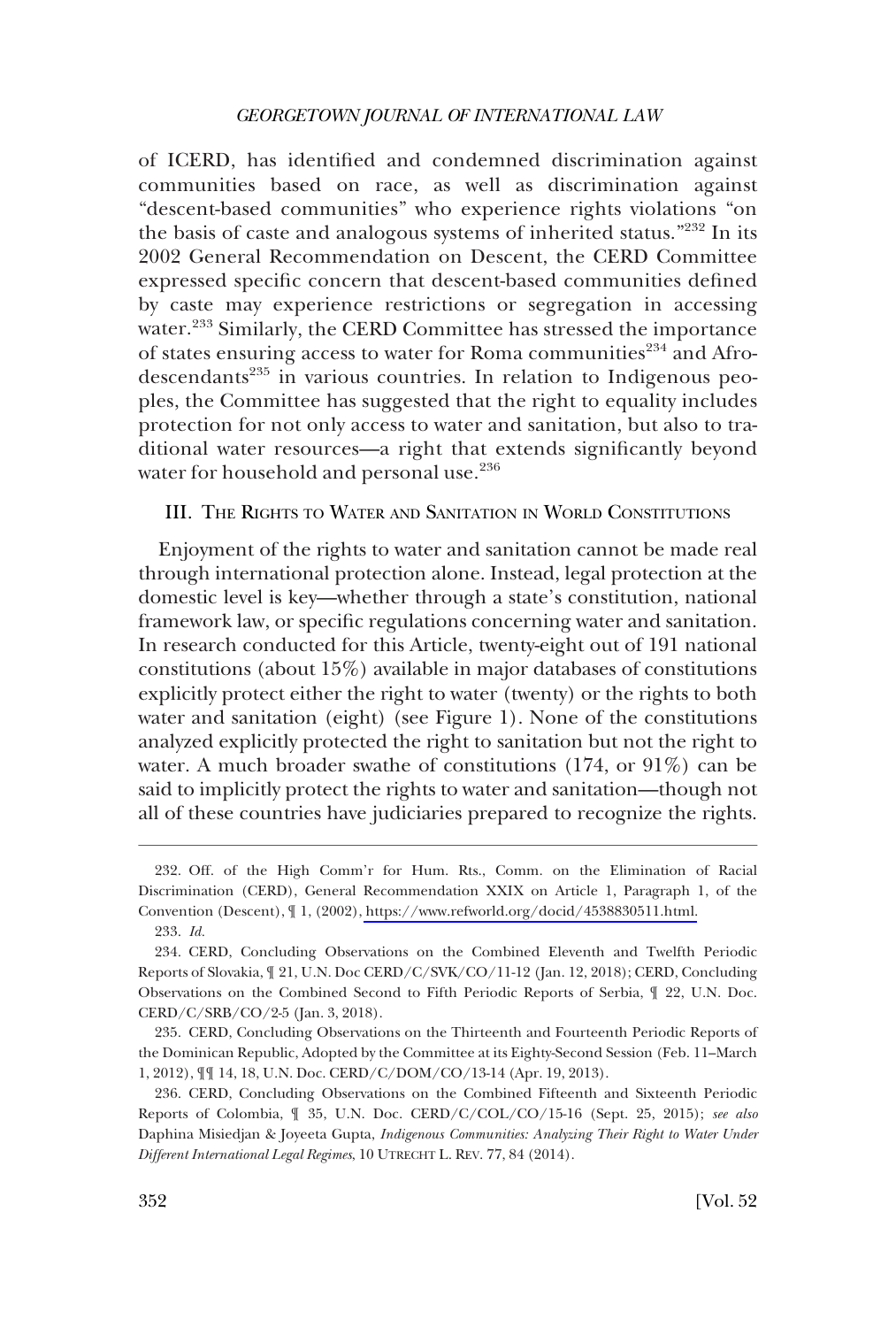of ICERD, has identified and condemned discrimination against communities based on race, as well as discrimination against "descent-based communities" who experience rights violations "on the basis of caste and analogous systems of inherited status."[232] In its 2002 General Recommendation on Descent, the CERD Committee expressed specific concern that descent-based communities defined by caste may experience restrictions or segregation in accessing water.[233] Similarly, the CERD Committee has stressed the importance of states ensuring access to water for Roma communities[234] and Afro-descendants[235] in various countries. In relation to Indigenous peoples, the Committee has suggested that the right to equality includes protection for not only access to water and sanitation, but also to traditional water resources—a right that extends significantly beyond water for household and personal use.[236]

## III. The Rights to Water and Sanitation in World Constitutions

Enjoyment of the rights to water and sanitation cannot be made real through international protection alone. Instead, legal protection at the domestic level is key—whether through a state's constitution, national framework law, or specific regulations concerning water and sanitation. In research conducted for this Article, twenty-eight out of 191 national constitutions (about 15%) available in major databases of constitutions explicitly protect either the right to water (twenty) or the rights to both water and sanitation (eight) (see Figure 1). None of the constitutions analyzed explicitly protected the right to sanitation but not the right to water. A much broader swathe of constitutions (174, or 91%) can be said to implicitly protect the rights to water and sanitation—though not all of these countries have judiciaries prepared to recognize the rights.

---

232. Off. of the High Comm'r for Hum. Rts., Comm. on the Elimination of Racial Discrimination (CERD), General Recommendation XXIX on Article 1, Paragraph 1, of the Convention (Descent), ¶ 1, (2002), https://www.refworld.org/docid/4538830511.html.

233. *Id.*

234. CERD, Concluding Observations on the Combined Eleventh and Twelfth Periodic Reports of Slovakia, ¶ 21, U.N. Doc CERD/C/SVK/CO/11-12 (Jan. 12, 2018); CERD, Concluding Observations on the Combined Second to Fifth Periodic Reports of Serbia, ¶ 22, U.N. Doc. CERD/C/SRB/CO/2-5 (Jan. 3, 2018).

235. CERD, Concluding Observations on the Thirteenth and Fourteenth Periodic Reports of the Dominican Republic, Adopted by the Committee at its Eighty-Second Session (Feb. 11–March 1, 2012), ¶¶ 14, 18, U.N. Doc. CERD/C/DOM/CO/13-14 (Apr. 19, 2013).

236. CERD, Concluding Observations on the Combined Fifteenth and Sixteenth Periodic Reports of Colombia, ¶ 35, U.N. Doc. CERD/C/COL/CO/15-16 (Sept. 25, 2015); *see also* Daphina Misiedjan & Joyeeta Gupta, *Indigenous Communities: Analyzing Their Right to Water Under Different International Legal Regimes*, 10 UTRECHT L. REV. 77, 84 (2014).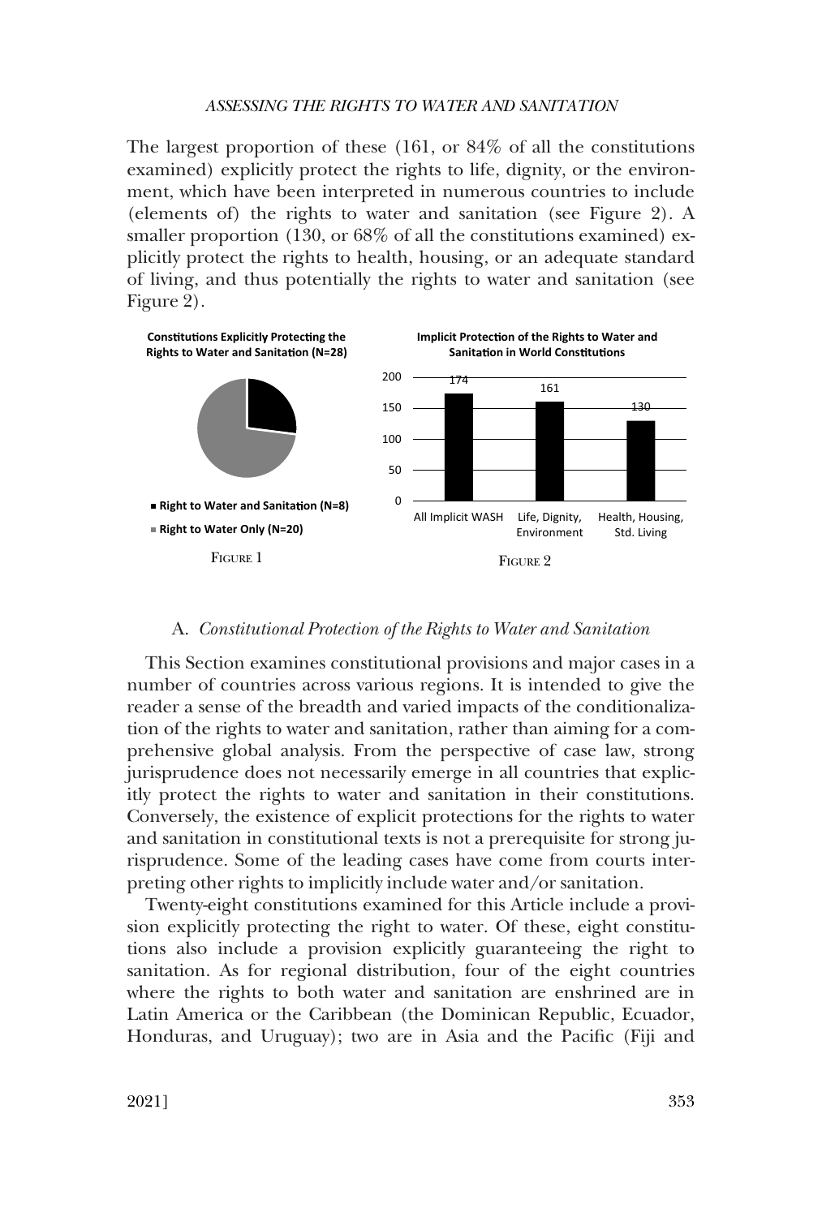The largest proportion of these (161, or 84% of all the constitutions examined) explicitly protect the rights to life, dignity, or the environment, which have been interpreted in numerous countries to include (elements of) the rights to water and sanitation (see Figure 2). A smaller proportion (130, or 68% of all the constitutions examined) explicitly protect the rights to health, housing, or an adequate standard of living, and thus potentially the rights to water and sanitation (see Figure 2).

**Constitutions Explicitly Protecting the Rights to Water and Sanitation (N=28)**

- Right to Water and Sanitation (N=8)
- Right to Water Only (N=20)

FIGURE 1

**Implicit Protection of the Rights to Water and Sanitation in World Constitutions**

| Category | Number |
| --- | --- |
| All Implicit WASH | 174 |
| Life, Dignity, Environment | 161 |
| Health, Housing, Std. Living | 130 |

FIGURE 2

### A. *Constitutional Protection of the Rights to Water and Sanitation*

This Section examines constitutional provisions and major cases in a number of countries across various regions. It is intended to give the reader a sense of the breadth and varied impacts of the conditionalization of the rights to water and sanitation, rather than aiming for a comprehensive global analysis. From the perspective of case law, strong jurisprudence does not necessarily emerge in all countries that explicitly protect the rights to water and sanitation in their constitutions. Conversely, the existence of explicit protections for the rights to water and sanitation in constitutional texts is not a prerequisite for strong jurisprudence. Some of the leading cases have come from courts interpreting other rights to implicitly include water and/or sanitation.

Twenty-eight constitutions examined for this Article include a provision explicitly protecting the right to water. Of these, eight constitutions also include a provision explicitly guaranteeing the right to sanitation. As for regional distribution, four of the eight countries where the rights to both water and sanitation are enshrined are in Latin America or the Caribbean (the Dominican Republic, Ecuador, Honduras, and Uruguay); two are in Asia and the Pacific (Fiji and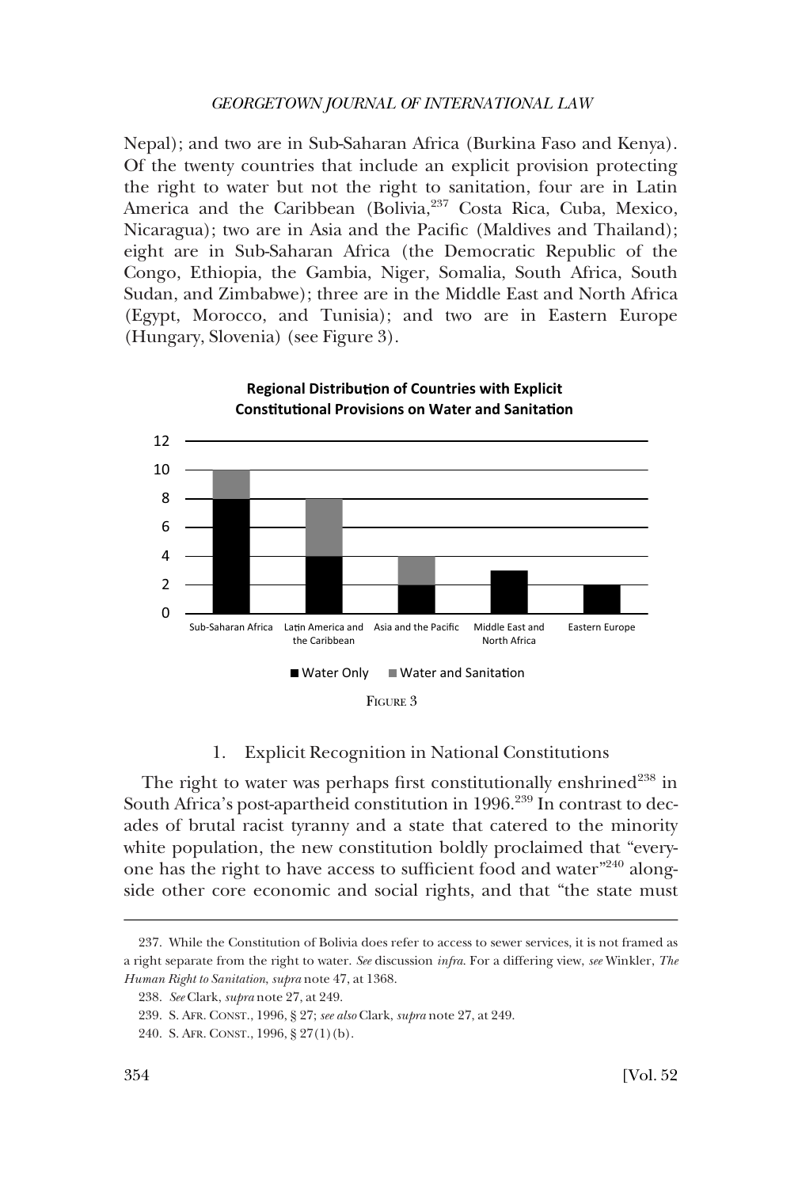Nepal); and two are in Sub-Saharan Africa (Burkina Faso and Kenya). Of the twenty countries that include an explicit provision protecting the right to water but not the right to sanitation, four are in Latin America and the Caribbean (Bolivia,[237] Costa Rica, Cuba, Mexico, Nicaragua); two are in Asia and the Pacific (Maldives and Thailand); eight are in Sub-Saharan Africa (the Democratic Republic of the Congo, Ethiopia, the Gambia, Niger, Somalia, South Africa, South Sudan, and Zimbabwe); three are in the Middle East and North Africa (Egypt, Morocco, and Tunisia); and two are in Eastern Europe (Hungary, Slovenia) (see Figure 3).

**Regional Distribution of Countries with Explicit Constitutional Provisions on Water and Sanitation**

FIGURE 3

### 1. Explicit Recognition in National Constitutions

The right to water was perhaps first constitutionally enshrined[238] in South Africa's post-apartheid constitution in 1996.[239] In contrast to decades of brutal racist tyranny and a state that catered to the minority white population, the new constitution boldly proclaimed that "everyone has the right to have access to sufficient food and water"[240] alongside other core economic and social rights, and that "the state must

---

237. While the Constitution of Bolivia does refer to access to sewer services, it is not framed as a right separate from the right to water. *See* discussion *infra*. For a differing view, *see* Winkler, *The Human Right to Sanitation*, *supra* note 47, at 1368.

238. *See* Clark, *supra* note 27, at 249.

239. S. AFR. CONST., 1996, § 27; *see also* Clark, *supra* note 27, at 249.

240. S. AFR. CONST., 1996, § 27(1)(b).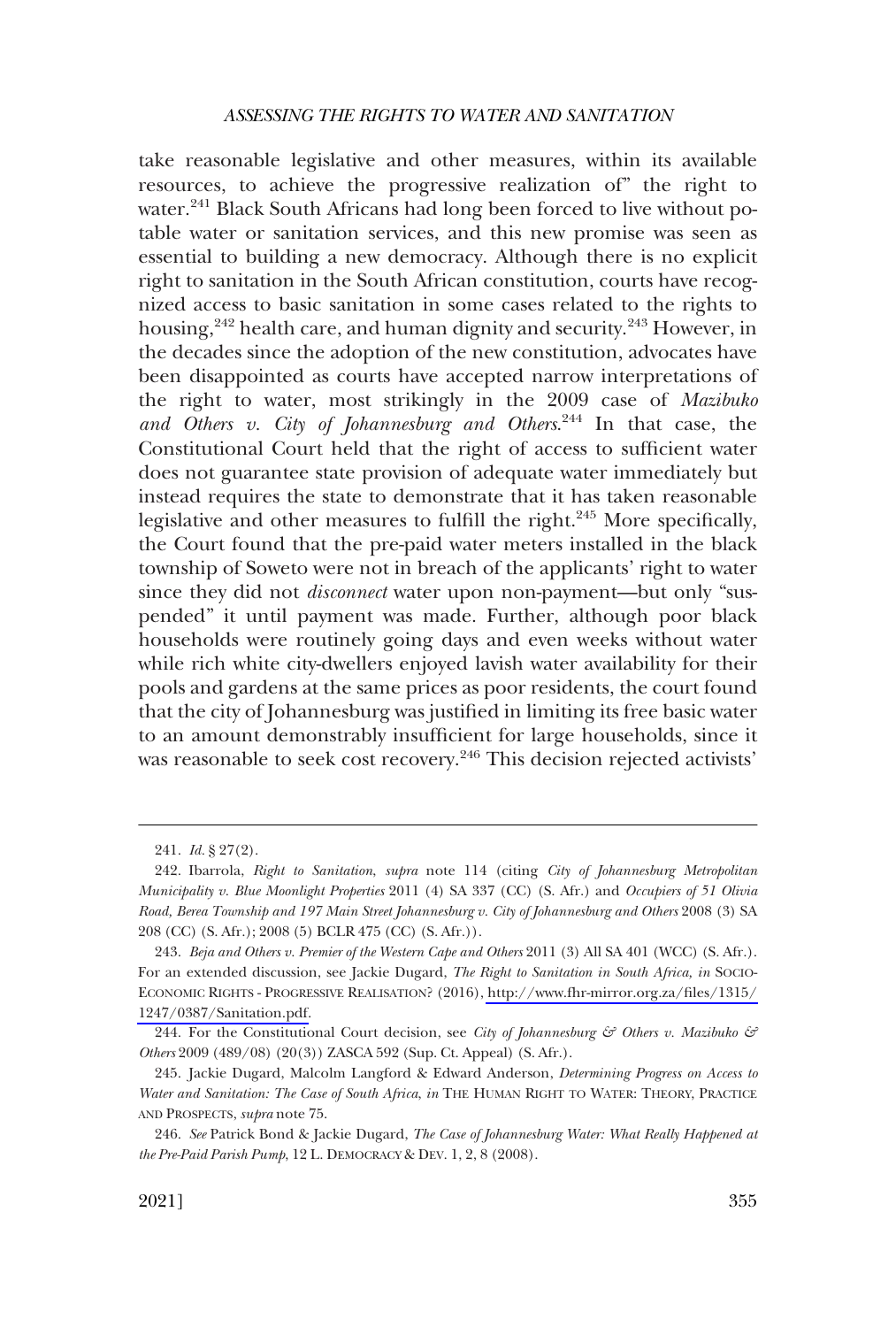take reasonable legislative and other measures, within its available resources, to achieve the progressive realization of" the right to water.[241] Black South Africans had long been forced to live without potable water or sanitation services, and this new promise was seen as essential to building a new democracy. Although there is no explicit right to sanitation in the South African constitution, courts have recognized access to basic sanitation in some cases related to the rights to housing,[242] health care, and human dignity and security.[243] However, in the decades since the adoption of the new constitution, advocates have been disappointed as courts have accepted narrow interpretations of the right to water, most strikingly in the 2009 case of *Mazibuko and Others v. City of Johannesburg and Others*.[244] In that case, the Constitutional Court held that the right of access to sufficient water does not guarantee state provision of adequate water immediately but instead requires the state to demonstrate that it has taken reasonable legislative and other measures to fulfill the right.[245] More specifically, the Court found that the pre-paid water meters installed in the black township of Soweto were not in breach of the applicants' right to water since they did not *disconnect* water upon non-payment—but only "suspended" it until payment was made. Further, although poor black households were routinely going days and even weeks without water while rich white city-dwellers enjoyed lavish water availability for their pools and gardens at the same prices as poor residents, the court found that the city of Johannesburg was justified in limiting its free basic water to an amount demonstrably insufficient for large households, since it was reasonable to seek cost recovery.[246] This decision rejected activists'

---

241. *Id.* § 27(2).

242. Ibarrola, *Right to Sanitation*, *supra* note 114 (citing *City of Johannesburg Metropolitan Municipality v. Blue Moonlight Properties* 2011 (4) SA 337 (CC) (S. Afr.) and *Occupiers of 51 Olivia Road, Berea Township and 197 Main Street Johannesburg v. City of Johannesburg and Others* 2008 (3) SA 208 (CC) (S. Afr.); 2008 (5) BCLR 475 (CC) (S. Afr.)).

243. *Beja and Others v. Premier of the Western Cape and Others* 2011 (3) All SA 401 (WCC) (S. Afr.). For an extended discussion, see Jackie Dugard, *The Right to Sanitation in South Africa, in* SOCIO-ECONOMIC RIGHTS - PROGRESSIVE REALISATION? (2016), http://www.fhr-mirror.org.za/files/1315/1247/0387/Sanitation.pdf.

244. For the Constitutional Court decision, see *City of Johannesburg & Others v. Mazibuko & Others* 2009 (489/08) (20(3)) ZASCA 592 (Sup. Ct. Appeal) (S. Afr.).

245. Jackie Dugard, Malcolm Langford & Edward Anderson, *Determining Progress on Access to Water and Sanitation: The Case of South Africa*, *in* THE HUMAN RIGHT TO WATER: THEORY, PRACTICE AND PROSPECTS, *supra* note 75.

246. *See* Patrick Bond & Jackie Dugard, *The Case of Johannesburg Water: What Really Happened at the Pre-Paid Parish Pump*, 12 L. DEMOCRACY & DEV. 1, 2, 8 (2008).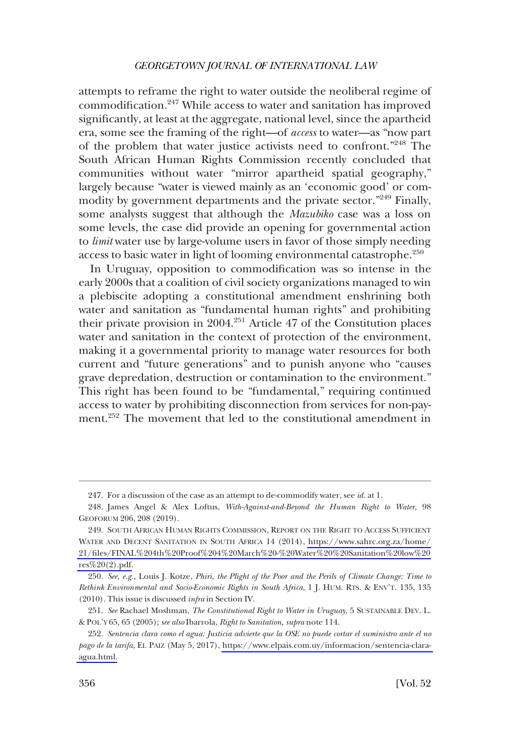attempts to reframe the right to water outside the neoliberal regime of commodification.[247] While access to water and sanitation has improved significantly, at least at the aggregate, national level, since the apartheid era, some see the framing of the right—of *access* to water—as "now part of the problem that water justice activists need to confront."[248] The South African Human Rights Commission recently concluded that communities without water "mirror apartheid spatial geography," largely because "water is viewed mainly as an 'economic good' or commodity by government departments and the private sector."[249] Finally, some analysts suggest that although the *Mazubiko* case was a loss on some levels, the case did provide an opening for governmental action to *limit* water use by large-volume users in favor of those simply needing access to basic water in light of looming environmental catastrophe.[250]

In Uruguay, opposition to commodification was so intense in the early 2000s that a coalition of civil society organizations managed to win a plebiscite adopting a constitutional amendment enshrining both water and sanitation as "fundamental human rights" and prohibiting their private provision in 2004.[251] Article 47 of the Constitution places water and sanitation in the context of protection of the environment, making it a governmental priority to manage water resources for both current and "future generations" and to punish anyone who "causes grave depredation, destruction or contamination to the environment." This right has been found to be "fundamental," requiring continued access to water by prohibiting disconnection from services for non-payment.[252] The movement that led to the constitutional amendment in

---

247. For a discussion of the case as an attempt to de-commodify water, see *id.* at 1.

248. James Angel & Alex Loftus, *With-Against-and-Beyond the Human Right to Water,* 98 GEOFORUM 206, 208 (2019).

249. SOUTH AFRICAN HUMAN RIGHTS COMMISSION, REPORT ON THE RIGHT TO ACCESS SUFFICIENT WATER AND DECENT SANITATION IN SOUTH AFRICA 14 (2014), https://www.sahrc.org.za/home/21/files/FINAL%204th%20Proof%204%20March%20-%20Water%20%20Sanitation%20low%20res%20(2).pdf.

250. *See, e.g.*, Louis J. Kotze, *Phiri, the Plight of the Poor and the Perils of Climate Change: Time to Rethink Environmental and Socio-Economic Rights in South Africa*, 1 J. HUM. RTS. & ENV'T. 135, 135 (2010). This issue is discussed *infra* in Section IV.

251. *See* Rachael Moshman, *The Constitutional Right to Water in Uruguay,* 5 SUSTAINABLE DEV. L. & POL'Y 65, 65 (2005); *see also* Ibarrola, *Right to Sanitation*, *supra* note 114.

252. *Sentencia clara como el agua: Justicia advierte que la OSE no puede cortar el suministro ante el no pago de la tarifa*, EL PAIZ (May 5, 2017), https://www.elpais.com.uy/informacion/sentencia-clara-agua.html.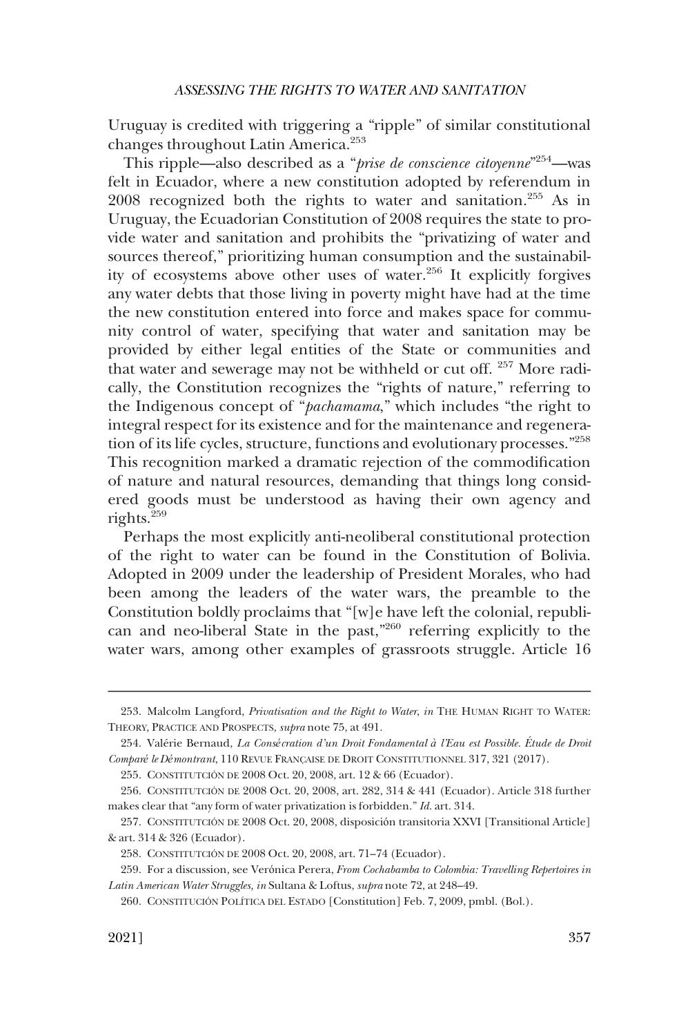Uruguay is credited with triggering a "ripple" of similar constitutional changes throughout Latin America.[253]

This ripple—also described as a "*prise de conscience citoyenne*"[254]—was felt in Ecuador, where a new constitution adopted by referendum in 2008 recognized both the rights to water and sanitation.[255] As in Uruguay, the Ecuadorian Constitution of 2008 requires the state to provide water and sanitation and prohibits the "privatizing of water and sources thereof," prioritizing human consumption and the sustainability of ecosystems above other uses of water.[256] It explicitly forgives any water debts that those living in poverty might have had at the time the new constitution entered into force and makes space for community control of water, specifying that water and sanitation may be provided by either legal entities of the State or communities and that water and sewerage may not be withheld or cut off. [257] More radically, the Constitution recognizes the "rights of nature," referring to the Indigenous concept of "*pachamama*," which includes "the right to integral respect for its existence and for the maintenance and regeneration of its life cycles, structure, functions and evolutionary processes."[258] This recognition marked a dramatic rejection of the commodification of nature and natural resources, demanding that things long considered goods must be understood as having their own agency and rights.[259]

Perhaps the most explicitly anti-neoliberal constitutional protection of the right to water can be found in the Constitution of Bolivia. Adopted in 2009 under the leadership of President Morales, who had been among the leaders of the water wars, the preamble to the Constitution boldly proclaims that "[w]e have left the colonial, republican and neo-liberal State in the past,"[260] referring explicitly to the water wars, among other examples of grassroots struggle. Article 16

---

253. Malcolm Langford, *Privatisation and the Right to Water*, *in* THE HUMAN RIGHT TO WATER: THEORY, PRACTICE AND PROSPECTS, *supra* note 75, at 491.

254. Valérie Bernaud, *La Consécration d'un Droit Fondamental à l'Eau est Possible. Étude de Droit Comparé le Démontrant*, 110 REVUE FRANÇAISE DE DROIT CONSTITUTIONNEL 317, 321 (2017).

255. CONSTITUTCIÓN DE 2008 Oct. 20, 2008, art. 12 & 66 (Ecuador).

256. CONSTITUTCIÓN DE 2008 Oct. 20, 2008, art. 282, 314 & 441 (Ecuador). Article 318 further makes clear that "any form of water privatization is forbidden." *Id.* art. 314.

257. CONSTITUTCIÓN DE 2008 Oct. 20, 2008, disposición transitoria XXVI [Transitional Article] & art. 314 & 326 (Ecuador).

258. CONSTITUTCIÓN DE 2008 Oct. 20, 2008, art. 71–74 (Ecuador).

259. For a discussion, see Verónica Perera, *From Cochabamba to Colombia: Travelling Repertoires in Latin American Water Struggles*, *in* Sultana & Loftus, *supra* note 72, at 248–49.

260. CONSTITUCIÓN POLÍTICA DEL ESTADO [Constitution] Feb. 7, 2009, pmbl. (Bol.).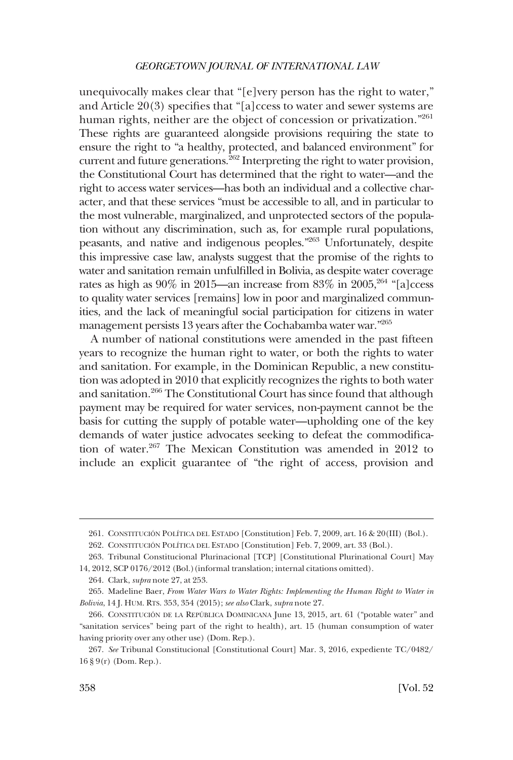unequivocally makes clear that "[e]very person has the right to water," and Article 20(3) specifies that "[a]ccess to water and sewer systems are human rights, neither are the object of concession or privatization."[261] These rights are guaranteed alongside provisions requiring the state to ensure the right to "a healthy, protected, and balanced environment" for current and future generations.[262] Interpreting the right to water provision, the Constitutional Court has determined that the right to water—and the right to access water services—has both an individual and a collective character, and that these services "must be accessible to all, and in particular to the most vulnerable, marginalized, and unprotected sectors of the population without any discrimination, such as, for example rural populations, peasants, and native and indigenous peoples."[263] Unfortunately, despite this impressive case law, analysts suggest that the promise of the rights to water and sanitation remain unfulfilled in Bolivia, as despite water coverage rates as high as 90% in 2015—an increase from 83% in 2005,[264] "[a]ccess to quality water services [remains] low in poor and marginalized communities, and the lack of meaningful social participation for citizens in water management persists 13 years after the Cochabamba water war."[265]

A number of national constitutions were amended in the past fifteen years to recognize the human right to water, or both the rights to water and sanitation. For example, in the Dominican Republic, a new constitution was adopted in 2010 that explicitly recognizes the rights to both water and sanitation.[266] The Constitutional Court has since found that although payment may be required for water services, non-payment cannot be the basis for cutting the supply of potable water—upholding one of the key demands of water justice advocates seeking to defeat the commodification of water.[267] The Mexican Constitution was amended in 2012 to include an explicit guarantee of "the right of access, provision and

---

261. CONSTITUCIÓN POLÍTICA DEL ESTADO [Constitution] Feb. 7, 2009, art. 16 & 20(III) (Bol.).

262. CONSTITUCIÓN POLÍTICA DEL ESTADO [Constitution] Feb. 7, 2009, art. 33 (Bol.).

263. Tribunal Constitucional Plurinacional [TCP] [Constitutional Plurinational Court] May 14, 2012, SCP 0176/2012 (Bol.) (informal translation; internal citations omitted).

264. Clark, *supra* note 27, at 253.

265. Madeline Baer, *From Water Wars to Water Rights: Implementing the Human Right to Water in Bolivia*, 14 J. HUM. RTS. 353, 354 (2015); *see also* Clark, *supra* note 27.

266. CONSTITUCIÓN DE LA REPÚBLICA DOMINICANA June 13, 2015, art. 61 ("potable water" and "sanitation services" being part of the right to health), art. 15 (human consumption of water having priority over any other use) (Dom. Rep.).

267. *See* Tribunal Constitucional [Constitutional Court] Mar. 3, 2016, expediente TC/0482/16 § 9(r) (Dom. Rep.).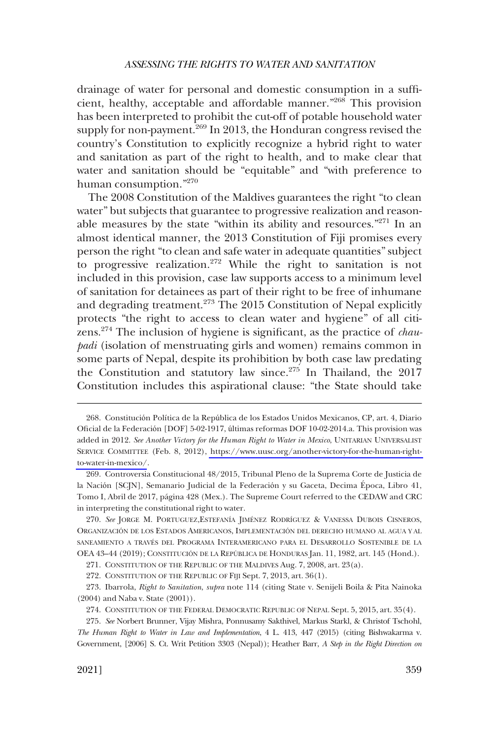drainage of water for personal and domestic consumption in a sufficient, healthy, acceptable and affordable manner."[268] This provision has been interpreted to prohibit the cut-off of potable household water supply for non-payment.[269] In 2013, the Honduran congress revised the country's Constitution to explicitly recognize a hybrid right to water and sanitation as part of the right to health, and to make clear that water and sanitation should be "equitable" and "with preference to human consumption."[270]

The 2008 Constitution of the Maldives guarantees the right "to clean water" but subjects that guarantee to progressive realization and reasonable measures by the state "within its ability and resources."[271] In an almost identical manner, the 2013 Constitution of Fiji promises every person the right "to clean and safe water in adequate quantities" subject to progressive realization.[272] While the right to sanitation is not included in this provision, case law supports access to a minimum level of sanitation for detainees as part of their right to be free of inhumane and degrading treatment.[273] The 2015 Constitution of Nepal explicitly protects "the right to access to clean water and hygiene" of all citizens.[274] The inclusion of hygiene is significant, as the practice of *chaupadi* (isolation of menstruating girls and women) remains common in some parts of Nepal, despite its prohibition by both case law predating the Constitution and statutory law since.[275] In Thailand, the 2017 Constitution includes this aspirational clause: "the State should take

---

268. Constitución Política de la República de los Estados Unidos Mexicanos, CP, art. 4, Diario Oficial de la Federación [DOF] 5-02-1917, últimas reformas DOF 10-02-2014.a. This provision was added in 2012. *See Another Victory for the Human Right to Water in Mexico*, UNITARIAN UNIVERSALIST SERVICE COMMITTEE (Feb. 8, 2012), https://www.uusc.org/another-victory-for-the-human-right-to-water-in-mexico/.

269. Controversia Constitucional 48/2015, Tribunal Pleno de la Suprema Corte de Justicia de la Nación [SCJN], Semanario Judicial de la Federación y su Gaceta, Decima Época, Libro 41, Tomo I, Abril de 2017, página 428 (Mex.). The Supreme Court referred to the CEDAW and CRC in interpreting the constitutional right to water.

270. *See* JORGE M. PORTUGUEZ,ESTEFANÍA JIMÉNEZ RODRÍGUEZ & VANESSA DUBOIS CISNEROS, ORGANIZACIÓN DE LOS ESTADOS AMERICANOS, IMPLEMENTACIÓN DEL DERECHO HUMANO AL AGUA Y AL SANEAMIENTO A TRAVÉS DEL PROGRAMA INTERAMERICANO PARA EL DESARROLLO SOSTENIBLE DE LA OEA 43–44 (2019); CONSTITUCIÓN DE LA REPÚBLICA DE HONDURAS Jan. 11, 1982, art. 145 (Hond.).

271. CONSTITUTION OF THE REPUBLIC OF THE MALDIVES Aug. 7, 2008, art. 23(a).

272. CONSTITUTION OF THE REPUBLIC OF FIJI Sept. 7, 2013, art. 36(1).

273. Ibarrola, *Right to Sanitation*, *supra* note 114 (citing State v. Senijeli Boila & Pita Nainoka (2004) and Naba v. State (2001)).

274. CONSTITUTION OF THE FEDERAL DEMOCRATIC REPUBLIC OF NEPAL Sept. 5, 2015, art. 35(4).

275. *See* Norbert Brunner, Vijay Mishra, Ponnusamy Sakthivel, Markus Starkl, & Christof Tschohl, *The Human Right to Water in Law and Implementation*, 4 L. 413, 447 (2015) (citing Bishwakarma v. Government, [2006] S. Ct. Writ Petition 3303 (Nepal)); Heather Barr, *A Step in the Right Direction on*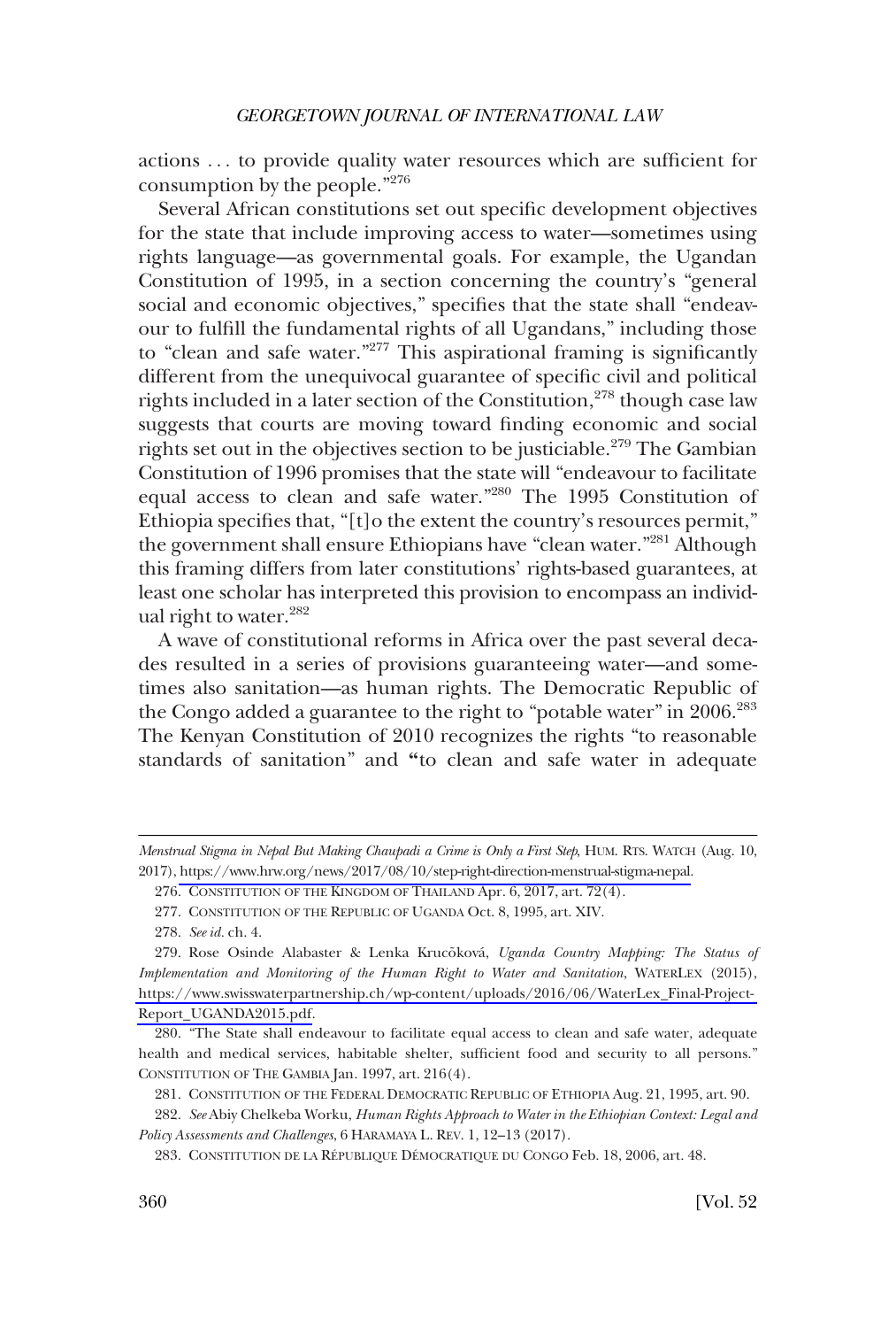actions . . . to provide quality water resources which are sufficient for consumption by the people."[276]

Several African constitutions set out specific development objectives for the state that include improving access to water—sometimes using rights language—as governmental goals. For example, the Ugandan Constitution of 1995, in a section concerning the country's "general social and economic objectives," specifies that the state shall "endeavour to fulfill the fundamental rights of all Ugandans," including those to "clean and safe water."[277] This aspirational framing is significantly different from the unequivocal guarantee of specific civil and political rights included in a later section of the Constitution,[278] though case law suggests that courts are moving toward finding economic and social rights set out in the objectives section to be justiciable.[279] The Gambian Constitution of 1996 promises that the state will "endeavour to facilitate equal access to clean and safe water."[280] The 1995 Constitution of Ethiopia specifies that, "[t]o the extent the country's resources permit," the government shall ensure Ethiopians have "clean water."[281] Although this framing differs from later constitutions' rights-based guarantees, at least one scholar has interpreted this provision to encompass an individual right to water.[282]

A wave of constitutional reforms in Africa over the past several decades resulted in a series of provisions guaranteeing water—and sometimes also sanitation—as human rights. The Democratic Republic of the Congo added a guarantee to the right to "potable water" in 2006.[283] The Kenyan Constitution of 2010 recognizes the rights "to reasonable standards of sanitation" and "to clean and safe water in adequate

---

*Menstrual Stigma in Nepal But Making Chaupadi a Crime is Only a First Step*, HUM. RTS. WATCH (Aug. 10, 2017), https://www.hrw.org/news/2017/08/10/step-right-direction-menstrual-stigma-nepal.

276. CONSTITUTION OF THE KINGDOM OF THAILAND Apr. 6, 2017, art. 72(4).

277. CONSTITUTION OF THE REPUBLIC OF UGANDA Oct. 8, 1995, art. XIV.

278. *See id.* ch. 4.

279. Rose Osinde Alabaster & Lenka Krucõková, *Uganda Country Mapping: The Status of Implementation and Monitoring of the Human Right to Water and Sanitation*, WATERLEX (2015), https://www.swisswaterpartnership.ch/wp-content/uploads/2016/06/WaterLex_Final-Project-Report_UGANDA2015.pdf.

280. "The State shall endeavour to facilitate equal access to clean and safe water, adequate health and medical services, habitable shelter, sufficient food and security to all persons." CONSTITUTION OF THE GAMBIA Jan. 1997, art. 216(4).

281. CONSTITUTION OF THE FEDERAL DEMOCRATIC REPUBLIC OF ETHIOPIA Aug. 21, 1995, art. 90.

282. *See* Abiy Chelkeba Worku, *Human Rights Approach to Water in the Ethiopian Context: Legal and Policy Assessments and Challenges*, 6 HARAMAYA L. REV. 1, 12–13 (2017).

283. CONSTITUTION DE LA RÉPUBLIQUE DÉMOCRATIQUE DU CONGO Feb. 18, 2006, art. 48.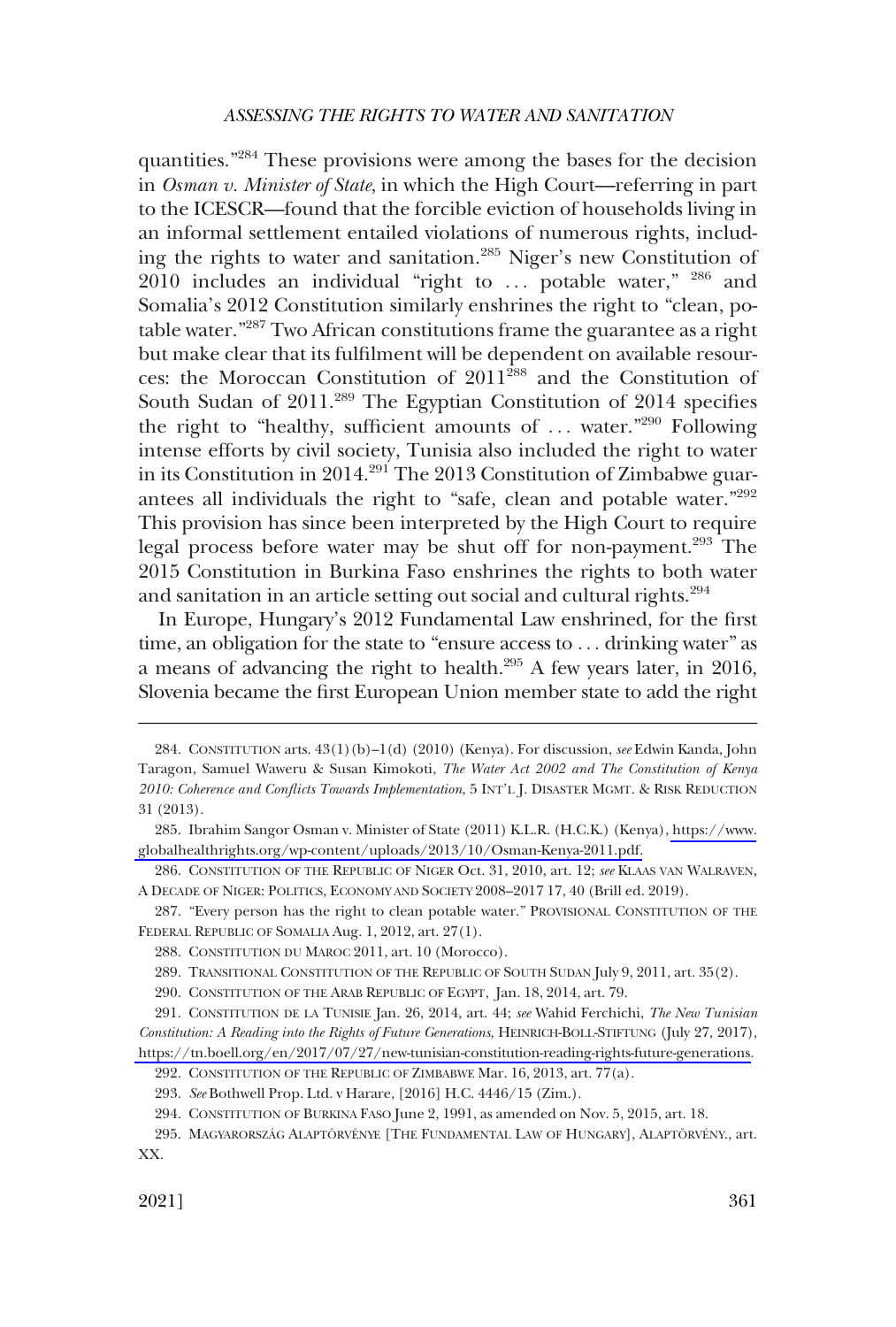quantities."[284] These provisions were among the bases for the decision in *Osman v. Minister of State*, in which the High Court—referring in part to the ICESCR—found that the forcible eviction of households living in an informal settlement entailed violations of numerous rights, including the rights to water and sanitation.[285] Niger's new Constitution of 2010 includes an individual "right to . . . potable water," [286] and Somalia's 2012 Constitution similarly enshrines the right to "clean, potable water."[287] Two African constitutions frame the guarantee as a right but make clear that its fulfilment will be dependent on available resources: the Moroccan Constitution of 2011[288] and the Constitution of South Sudan of 2011.[289] The Egyptian Constitution of 2014 specifies the right to "healthy, sufficient amounts of . . . water."[290] Following intense efforts by civil society, Tunisia also included the right to water in its Constitution in 2014.[291] The 2013 Constitution of Zimbabwe guarantees all individuals the right to "safe, clean and potable water."[292] This provision has since been interpreted by the High Court to require legal process before water may be shut off for non-payment.[293] The 2015 Constitution in Burkina Faso enshrines the rights to both water and sanitation in an article setting out social and cultural rights.[294]

In Europe, Hungary's 2012 Fundamental Law enshrined, for the first time, an obligation for the state to "ensure access to . . . drinking water" as a means of advancing the right to health.[295] A few years later, in 2016, Slovenia became the first European Union member state to add the right

---

284. CONSTITUTION arts. 43(1)(b)–1(d) (2010) (Kenya). For discussion, *see* Edwin Kanda, John Taragon, Samuel Waweru & Susan Kimokoti, *The Water Act 2002 and The Constitution of Kenya 2010: Coherence and Conflicts Towards Implementation*, 5 INT'L J. DISASTER MGMT. & RISK REDUCTION 31 (2013).

285. Ibrahim Sangor Osman v. Minister of State (2011) K.L.R. (H.C.K.) (Kenya), https://www.globalhealthrights.org/wp-content/uploads/2013/10/Osman-Kenya-2011.pdf.

286. CONSTITUTION OF THE REPUBLIC OF NIGER Oct. 31, 2010, art. 12; *see* KLAAS VAN WALRAVEN, A DECADE OF NIGER: POLITICS, ECONOMY AND SOCIETY 2008–2017 17, 40 (Brill ed. 2019).

287. "Every person has the right to clean potable water." PROVISIONAL CONSTITUTION OF THE FEDERAL REPUBLIC OF SOMALIA Aug. 1, 2012, art. 27(1).

288. CONSTITUTION DU MAROC 2011, art. 10 (Morocco).

289. TRANSITIONAL CONSTITUTION OF THE REPUBLIC OF SOUTH SUDAN July 9, 2011, art. 35(2).

290. CONSTITUTION OF THE ARAB REPUBLIC OF EGYPT, Jan. 18, 2014, art. 79.

291. CONSTITUTION DE LA TUNISIE Jan. 26, 2014, art. 44; *see* Wahid Ferchichi, *The New Tunisian Constitution: A Reading into the Rights of Future Generations*, HEINRICH-BOLL-STIFTUNG (July 27, 2017), https://tn.boell.org/en/2017/07/27/new-tunisian-constitution-reading-rights-future-generations.

292. CONSTITUTION OF THE REPUBLIC OF ZIMBABWE Mar. 16, 2013, art. 77(a).

293. *See* Bothwell Prop. Ltd. v Harare, [2016] H.C. 4446/15 (Zim.).

294. CONSTITUTION OF BURKINA FASO June 2, 1991, as amended on Nov. 5, 2015, art. 18.

295. MAGYARORSZÁG ALAPTÖRVÉNYE [THE FUNDAMENTAL LAW OF HUNGARY], ALAPTÖRVÉNY., art. XX.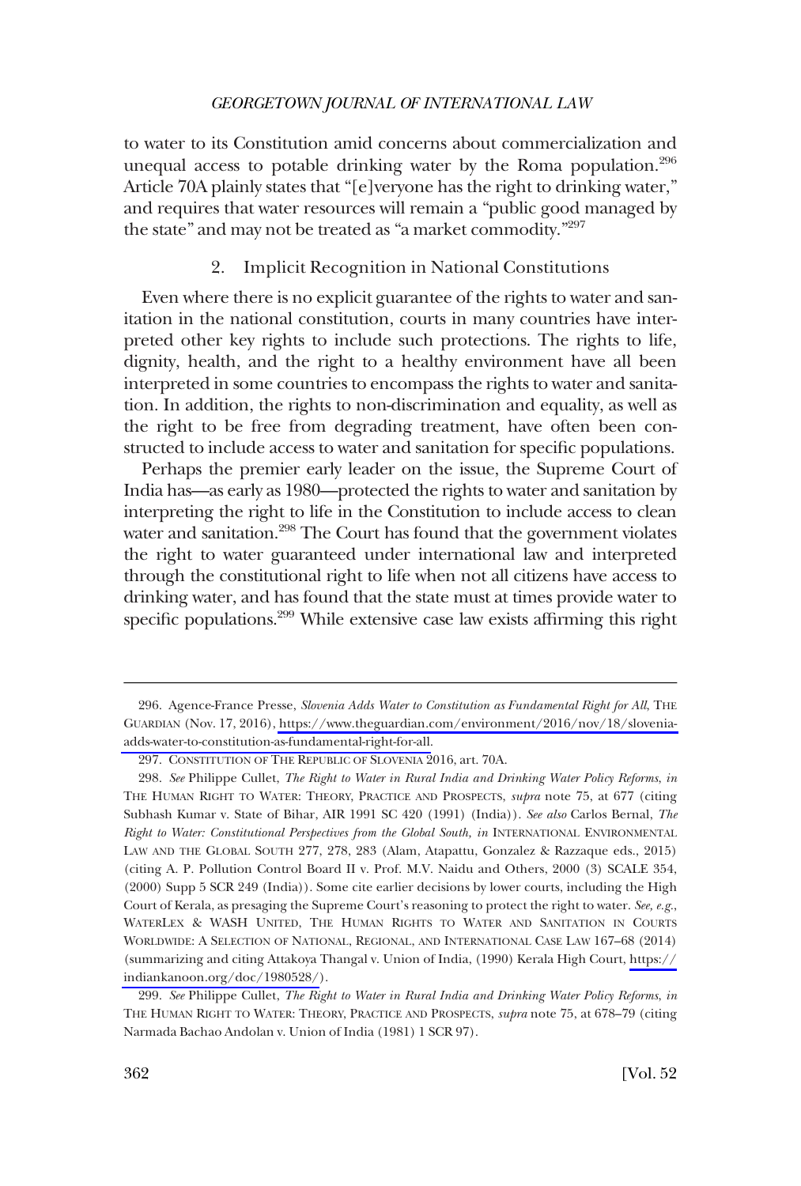to water to its Constitution amid concerns about commercialization and unequal access to potable drinking water by the Roma population.[296] Article 70A plainly states that "[e]veryone has the right to drinking water," and requires that water resources will remain a "public good managed by the state" and may not be treated as "a market commodity."[297]

### 2. Implicit Recognition in National Constitutions

Even where there is no explicit guarantee of the rights to water and sanitation in the national constitution, courts in many countries have interpreted other key rights to include such protections. The rights to life, dignity, health, and the right to a healthy environment have all been interpreted in some countries to encompass the rights to water and sanitation. In addition, the rights to non-discrimination and equality, as well as the right to be free from degrading treatment, have often been constructed to include access to water and sanitation for specific populations.

Perhaps the premier early leader on the issue, the Supreme Court of India has—as early as 1980—protected the rights to water and sanitation by interpreting the right to life in the Constitution to include access to clean water and sanitation.[298] The Court has found that the government violates the right to water guaranteed under international law and interpreted through the constitutional right to life when not all citizens have access to drinking water, and has found that the state must at times provide water to specific populations.[299] While extensive case law exists affirming this right

---

296. Agence-France Presse, *Slovenia Adds Water to Constitution as Fundamental Right for All*, THE GUARDIAN (Nov. 17, 2016), https://www.theguardian.com/environment/2016/nov/18/slovenia-adds-water-to-constitution-as-fundamental-right-for-all.

297. CONSTITUTION OF THE REPUBLIC OF SLOVENIA 2016, art. 70A.

298. *See* Philippe Cullet, *The Right to Water in Rural India and Drinking Water Policy Reforms*, *in* THE HUMAN RIGHT TO WATER: THEORY, PRACTICE AND PROSPECTS, *supra* note 75, at 677 (citing Subhash Kumar v. State of Bihar, AIR 1991 SC 420 (1991) (India)). *See also* Carlos Bernal, *The Right to Water: Constitutional Perspectives from the Global South, in* INTERNATIONAL ENVIRONMENTAL LAW AND THE GLOBAL SOUTH 277, 278, 283 (Alam, Atapattu, Gonzalez & Razzaque eds., 2015) (citing A. P. Pollution Control Board II v. Prof. M.V. Naidu and Others, 2000 (3) SCALE 354, (2000) Supp 5 SCR 249 (India)). Some cite earlier decisions by lower courts, including the High Court of Kerala, as presaging the Supreme Court's reasoning to protect the right to water. *See, e.g.*, WATERLEX & WASH UNITED, THE HUMAN RIGHTS TO WATER AND SANITATION IN COURTS WORLDWIDE: A SELECTION OF NATIONAL, REGIONAL, AND INTERNATIONAL CASE LAW 167–68 (2014) (summarizing and citing Attakoya Thangal v. Union of India, (1990) Kerala High Court, https://indiankanoon.org/doc/1980528/).

299. *See* Philippe Cullet, *The Right to Water in Rural India and Drinking Water Policy Reforms*, *in* THE HUMAN RIGHT TO WATER: THEORY, PRACTICE AND PROSPECTS, *supra* note 75, at 678–79 (citing Narmada Bachao Andolan v. Union of India (1981) 1 SCR 97).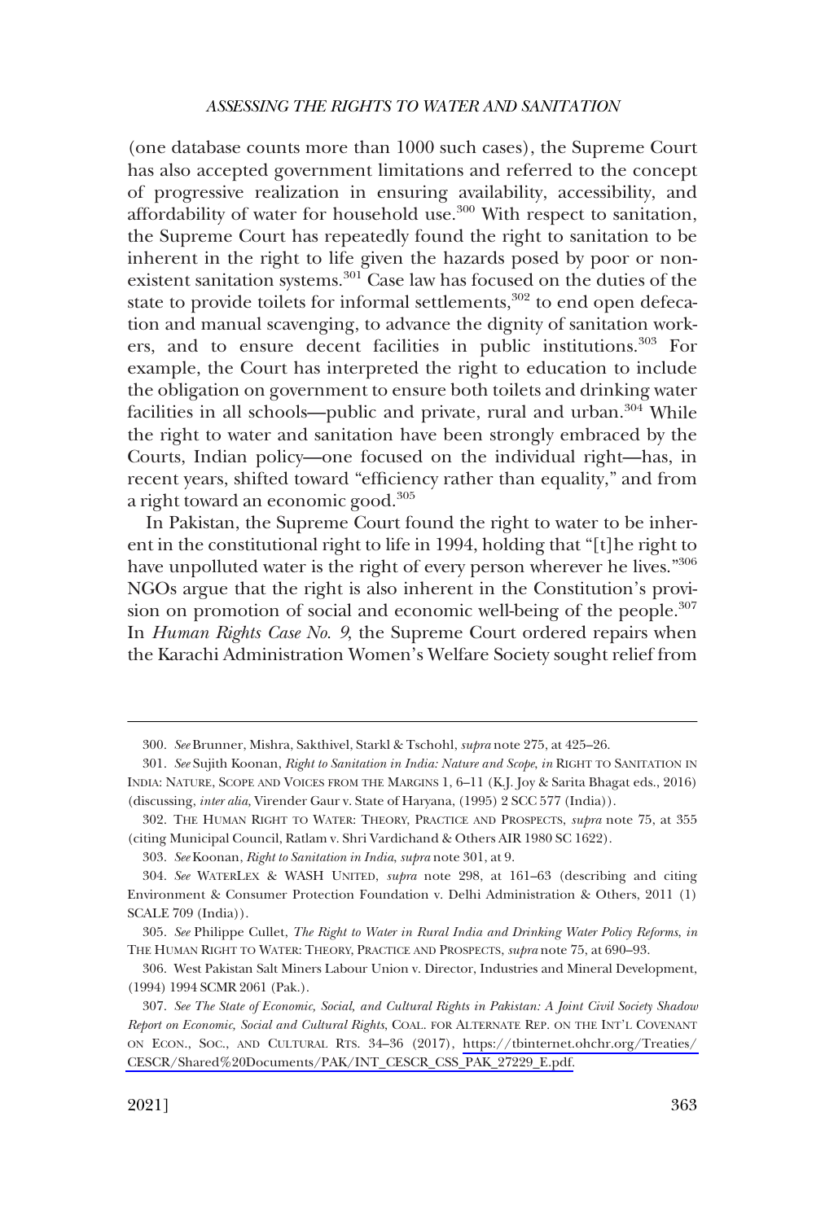(one database counts more than 1000 such cases), the Supreme Court has also accepted government limitations and referred to the concept of progressive realization in ensuring availability, accessibility, and affordability of water for household use.[300] With respect to sanitation, the Supreme Court has repeatedly found the right to sanitation to be inherent in the right to life given the hazards posed by poor or nonexistent sanitation systems.[301] Case law has focused on the duties of the state to provide toilets for informal settlements,[302] to end open defecation and manual scavenging, to advance the dignity of sanitation workers, and to ensure decent facilities in public institutions.[303] For example, the Court has interpreted the right to education to include the obligation on government to ensure both toilets and drinking water facilities in all schools—public and private, rural and urban.[304] While the right to water and sanitation have been strongly embraced by the Courts, Indian policy—one focused on the individual right—has, in recent years, shifted toward "efficiency rather than equality," and from a right toward an economic good.[305]

In Pakistan, the Supreme Court found the right to water to be inherent in the constitutional right to life in 1994, holding that "[t]he right to have unpolluted water is the right of every person wherever he lives."[306] NGOs argue that the right is also inherent in the Constitution's provision on promotion of social and economic well-being of the people.[307] In *Human Rights Case No. 9*, the Supreme Court ordered repairs when the Karachi Administration Women's Welfare Society sought relief from

---

300. *See* Brunner, Mishra, Sakthivel, Starkl & Tschohl, *supra* note 275, at 425–26.

301. *See* Sujith Koonan, *Right to Sanitation in India: Nature and Scope*, *in* RIGHT TO SANITATION IN INDIA: NATURE, SCOPE AND VOICES FROM THE MARGINS 1, 6–11 (K.J. Joy & Sarita Bhagat eds., 2016) (discussing, *inter alia,* Virender Gaur v. State of Haryana, (1995) 2 SCC 577 (India)).

302. THE HUMAN RIGHT TO WATER: THEORY, PRACTICE AND PROSPECTS, *supra* note 75, at 355 (citing Municipal Council, Ratlam v. Shri Vardichand & Others AIR 1980 SC 1622).

303. *See* Koonan, *Right to Sanitation in India*, *supra* note 301, at 9.

304. *See* WATERLEX & WASH UNITED, *supra* note 298, at 161–63 (describing and citing Environment & Consumer Protection Foundation v. Delhi Administration & Others, 2011 (1) SCALE 709 (India)).

305. *See* Philippe Cullet, *The Right to Water in Rural India and Drinking Water Policy Reforms*, *in* THE HUMAN RIGHT TO WATER: THEORY, PRACTICE AND PROSPECTS, *supra* note 75, at 690–93.

306. West Pakistan Salt Miners Labour Union v. Director, Industries and Mineral Development, (1994) 1994 SCMR 2061 (Pak.).

307. *See The State of Economic, Social, and Cultural Rights in Pakistan: A Joint Civil Society Shadow Report on Economic, Social and Cultural Rights*, COAL. FOR ALTERNATE REP. ON THE INT'L COVENANT ON ECON., SOC., AND CULTURAL RTS. 34–36 (2017), https://tbinternet.ohchr.org/Treaties/CESCR/Shared%20Documents/PAK/INT_CESCR_CSS_PAK_27229_E.pdf.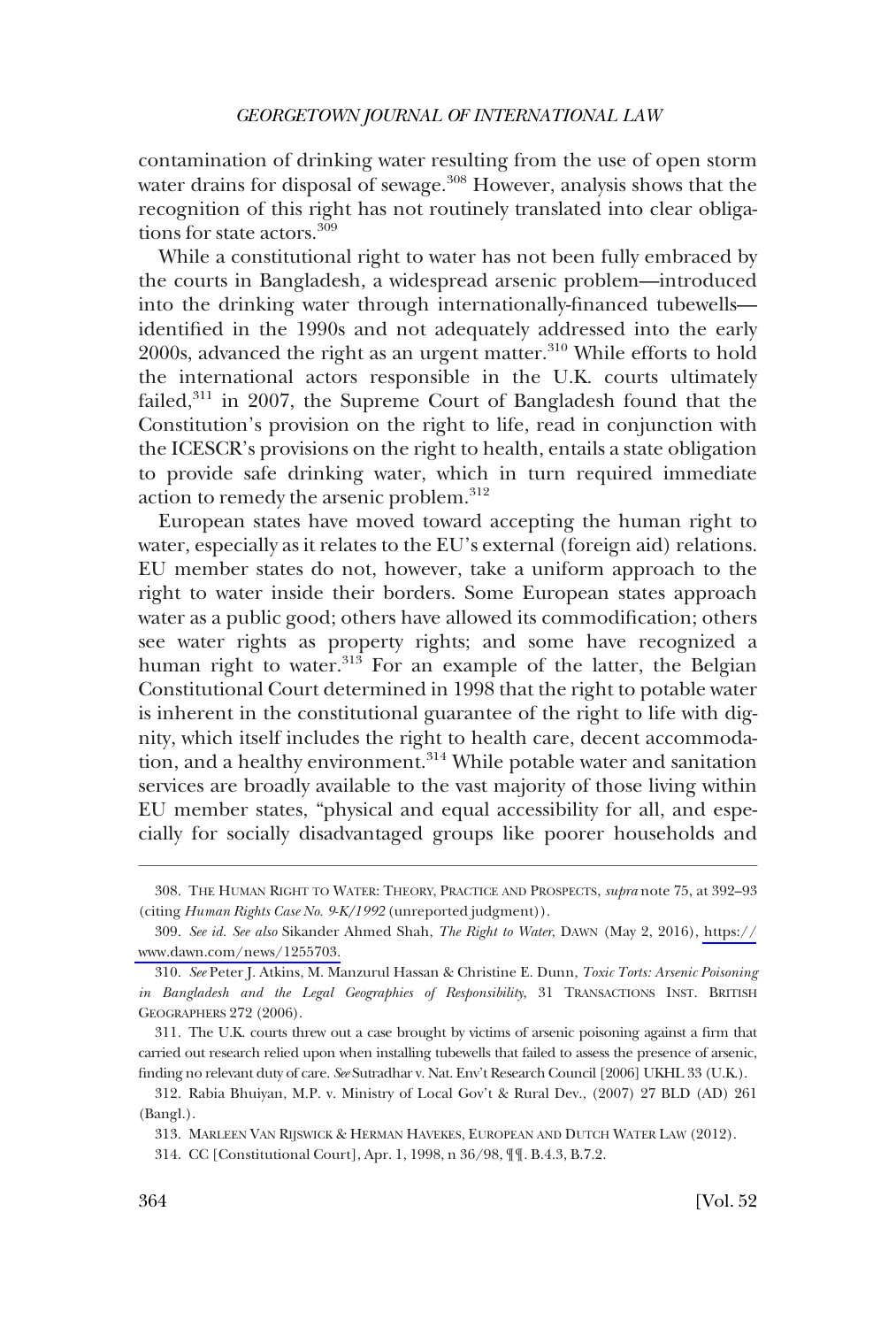contamination of drinking water resulting from the use of open storm water drains for disposal of sewage.[308] However, analysis shows that the recognition of this right has not routinely translated into clear obligations for state actors.[309]

While a constitutional right to water has not been fully embraced by the courts in Bangladesh, a widespread arsenic problem—introduced into the drinking water through internationally-financed tubewells—identified in the 1990s and not adequately addressed into the early 2000s, advanced the right as an urgent matter.[310] While efforts to hold the international actors responsible in the U.K. courts ultimately failed,[311] in 2007, the Supreme Court of Bangladesh found that the Constitution's provision on the right to life, read in conjunction with the ICESCR's provisions on the right to health, entails a state obligation to provide safe drinking water, which in turn required immediate action to remedy the arsenic problem.[312]

European states have moved toward accepting the human right to water, especially as it relates to the EU's external (foreign aid) relations. EU member states do not, however, take a uniform approach to the right to water inside their borders. Some European states approach water as a public good; others have allowed its commodification; others see water rights as property rights; and some have recognized a human right to water.[313] For an example of the latter, the Belgian Constitutional Court determined in 1998 that the right to potable water is inherent in the constitutional guarantee of the right to life with dignity, which itself includes the right to health care, decent accommodation, and a healthy environment.[314] While potable water and sanitation services are broadly available to the vast majority of those living within EU member states, "physical and equal accessibility for all, and especially for socially disadvantaged groups like poorer households and

---

308. THE HUMAN RIGHT TO WATER: THEORY, PRACTICE AND PROSPECTS, *supra* note 75, at 392–93 (citing *Human Rights Case No. 9-K/1992* (unreported judgment)).

309. *See id. See also* Sikander Ahmed Shah, *The Right to Water*, DAWN (May 2, 2016), https://www.dawn.com/news/1255703.

310. *See* Peter J. Atkins, M. Manzurul Hassan & Christine E. Dunn, *Toxic Torts: Arsenic Poisoning in Bangladesh and the Legal Geographies of Responsibility*, 31 TRANSACTIONS INST. BRITISH GEOGRAPHERS 272 (2006).

311. The U.K. courts threw out a case brought by victims of arsenic poisoning against a firm that carried out research relied upon when installing tubewells that failed to assess the presence of arsenic, finding no relevant duty of care. *See* Sutradhar v. Nat. Env't Research Council [2006] UKHL 33 (U.K.).

312. Rabia Bhuiyan, M.P. v. Ministry of Local Gov't & Rural Dev., (2007) 27 BLD (AD) 261 (Bangl.).

313. MARLEEN VAN RIJSWICK & HERMAN HAVEKES, EUROPEAN AND DUTCH WATER LAW (2012).

314. CC [Constitutional Court], Apr. 1, 1998, n 36/98, ¶¶. B.4.3, B.7.2.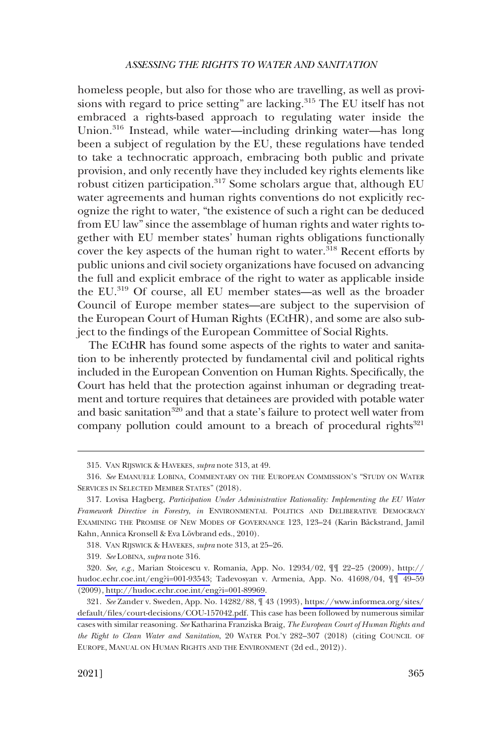homeless people, but also for those who are travelling, as well as provisions with regard to price setting" are lacking.[315] The EU itself has not embraced a rights-based approach to regulating water inside the Union.[316] Instead, while water—including drinking water—has long been a subject of regulation by the EU, these regulations have tended to take a technocratic approach, embracing both public and private provision, and only recently have they included key rights elements like robust citizen participation.[317] Some scholars argue that, although EU water agreements and human rights conventions do not explicitly recognize the right to water, "the existence of such a right can be deduced from EU law" since the assemblage of human rights and water rights together with EU member states' human rights obligations functionally cover the key aspects of the human right to water.[318] Recent efforts by public unions and civil society organizations have focused on advancing the full and explicit embrace of the right to water as applicable inside the EU.[319] Of course, all EU member states—as well as the broader Council of Europe member states—are subject to the supervision of the European Court of Human Rights (ECtHR), and some are also subject to the findings of the European Committee of Social Rights.

The ECtHR has found some aspects of the rights to water and sanitation to be inherently protected by fundamental civil and political rights included in the European Convention on Human Rights. Specifically, the Court has held that the protection against inhuman or degrading treatment and torture requires that detainees are provided with potable water and basic sanitation[320] and that a state's failure to protect well water from company pollution could amount to a breach of procedural rights[321]

---

315. VAN RIJSWICK & HAVEKES, *supra* note 313, at 49.

316. *See* EMANUELE LOBINA, COMMENTARY ON THE EUROPEAN COMMISSION'S "STUDY ON WATER SERVICES IN SELECTED MEMBER STATES" (2018).

317. Lovisa Hagberg, *Participation Under Administrative Rationality: Implementing the EU Water Framework Directive in Forestry*, *in* ENVIRONMENTAL POLITICS AND DELIBERATIVE DEMOCRACY EXAMINING THE PROMISE OF NEW MODES OF GOVERNANCE 123, 123–24 (Karin Bäckstrand, Jamil Kahn, Annica Kronsell & Eva Lövbrand eds., 2010).

318. VAN RIJSWICK & HAVEKES, *supra* note 313, at 25–26.

319. *See* LOBINA, *supra* note 316.

320. *See, e.g.,* Marian Stoicescu v. Romania, App. No. 12934/02, ¶¶ 22–25 (2009), http://hudoc.echr.coe.int/eng?i=001-93543; Tadevosyan v. Armenia, App. No. 41698/04, ¶¶ 49–59 (2009), http://hudoc.echr.coe.int/eng?i=001-89969.

321. *See* Zander v. Sweden, App. No. 14282/88, ¶ 43 (1993), https://www.informea.org/sites/default/files/court-decisions/COU-157042.pdf. This case has been followed by numerous similar cases with similar reasoning. *See* Katharina Franziska Braig, *The European Court of Human Rights and the Right to Clean Water and Sanitation*, 20 WATER POL'Y 282–307 (2018) (citing COUNCIL OF EUROPE, MANUAL ON HUMAN RIGHTS AND THE ENVIRONMENT (2d ed., 2012)).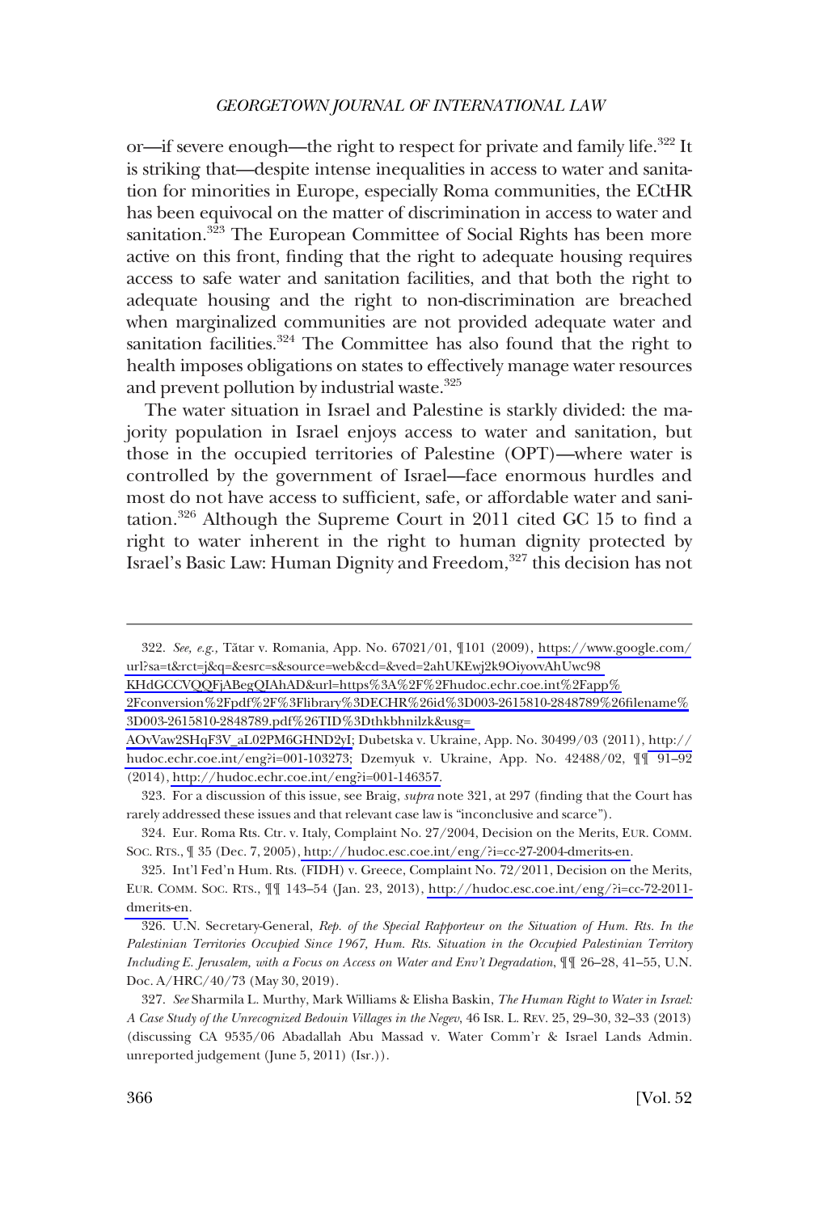or—if severe enough—the right to respect for private and family life.[322] It is striking that—despite intense inequalities in access to water and sanitation for minorities in Europe, especially Roma communities, the ECtHR has been equivocal on the matter of discrimination in access to water and sanitation.[323] The European Committee of Social Rights has been more active on this front, finding that the right to adequate housing requires access to safe water and sanitation facilities, and that both the right to adequate housing and the right to non-discrimination are breached when marginalized communities are not provided adequate water and sanitation facilities.[324] The Committee has also found that the right to health imposes obligations on states to effectively manage water resources and prevent pollution by industrial waste.[325]

The water situation in Israel and Palestine is starkly divided: the majority population in Israel enjoys access to water and sanitation, but those in the occupied territories of Palestine (OPT)—where water is controlled by the government of Israel—face enormous hurdles and most do not have access to sufficient, safe, or affordable water and sanitation.[326] Although the Supreme Court in 2011 cited GC 15 to find a right to water inherent in the right to human dignity protected by Israel's Basic Law: Human Dignity and Freedom,[327] this decision has not

---

322. *See, e.g.,* Tătar v. Romania, App. No. 67021/01, ¶101 (2009), https://www.google.com/url?sa=t&rct=j&q=&esrc=s&source=web&cd=&ved=2ahUKEwj2k9OiyovvAhUwc98KHdGCCVQQFjABegQIAhAD&url=https%3A%2F%2Fhudoc.echr.coe.int%2Fapp%2Fconversion%2Fpdf%2F%3Flibrary%3DECHR%26id%3D003-2615810-2848789%26filename%3D003-2615810-2848789.pdf%26TID%3Dthkbhnilzk&usg=AOvVaw2SHqF3V_aL02PM6GHND2yI; Dubetska v. Ukraine, App. No. 30499/03 (2011), http://hudoc.echr.coe.int/eng?i=001-103273; Dzemyuk v. Ukraine, App. No. 42488/02, ¶¶ 91–92 (2014), http://hudoc.echr.coe.int/eng?i=001-146357.

323. For a discussion of this issue, see Braig, *supra* note 321, at 297 (finding that the Court has rarely addressed these issues and that relevant case law is "inconclusive and scarce").

324. Eur. Roma Rts. Ctr. v. Italy, Complaint No. 27/2004, Decision on the Merits, EUR. COMM. SOC. RTS., ¶ 35 (Dec. 7, 2005), http://hudoc.esc.coe.int/eng/?i=cc-27-2004-dmerits-en.

325. Int'l Fed'n Hum. Rts. (FIDH) v. Greece, Complaint No. 72/2011, Decision on the Merits, EUR. COMM. SOC. RTS., ¶¶ 143–54 (Jan. 23, 2013), http://hudoc.esc.coe.int/eng/?i=cc-72-2011-dmerits-en.

326. U.N. Secretary-General, *Rep. of the Special Rapporteur on the Situation of Hum. Rts. In the Palestinian Territories Occupied Since 1967, Hum. Rts. Situation in the Occupied Palestinian Territory Including E. Jerusalem, with a Focus on Access on Water and Env't Degradation*, ¶¶ 26–28, 41–55, U.N. Doc. A/HRC/40/73 (May 30, 2019).

327. *See* Sharmila L. Murthy, Mark Williams & Elisha Baskin, *The Human Right to Water in Israel: A Case Study of the Unrecognized Bedouin Villages in the Negev*, 46 ISR. L. REV. 25, 29–30, 32–33 (2013) (discussing CA 9535/06 Abadallah Abu Massad v. Water Comm'r & Israel Lands Admin. unreported judgement (June 5, 2011) (Isr.)).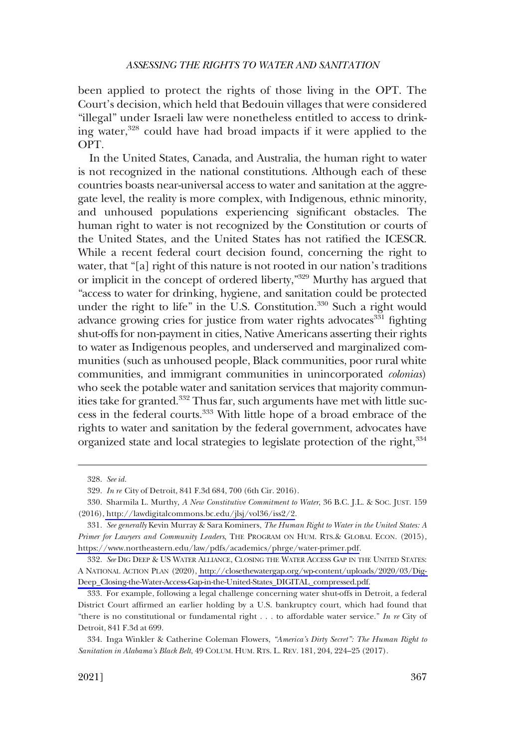been applied to protect the rights of those living in the OPT. The Court's decision, which held that Bedouin villages that were considered "illegal" under Israeli law were nonetheless entitled to access to drinking water,[328] could have had broad impacts if it were applied to the OPT.

In the United States, Canada, and Australia, the human right to water is not recognized in the national constitutions. Although each of these countries boasts near-universal access to water and sanitation at the aggregate level, the reality is more complex, with Indigenous, ethnic minority, and unhoused populations experiencing significant obstacles. The human right to water is not recognized by the Constitution or courts of the United States, and the United States has not ratified the ICESCR. While a recent federal court decision found, concerning the right to water, that "[a] right of this nature is not rooted in our nation's traditions or implicit in the concept of ordered liberty,"[329] Murthy has argued that "access to water for drinking, hygiene, and sanitation could be protected under the right to life" in the U.S. Constitution.[330] Such a right would advance growing cries for justice from water rights advocates[331] fighting shut-offs for non-payment in cities, Native Americans asserting their rights to water as Indigenous peoples, and underserved and marginalized communities (such as unhoused people, Black communities, poor rural white communities, and immigrant communities in unincorporated *colonias*) who seek the potable water and sanitation services that majority communities take for granted.[332] Thus far, such arguments have met with little success in the federal courts.[333] With little hope of a broad embrace of the rights to water and sanitation by the federal government, advocates have organized state and local strategies to legislate protection of the right,[334]

---

328. *See id.*

329. *In re* City of Detroit, 841 F.3d 684, 700 (6th Cir. 2016).

330. Sharmila L. Murthy, *A New Constitutive Commitment to Water*, 36 B.C. J.L. & SOC. JUST. 159 (2016), http://lawdigitalcommons.bc.edu/jlsj/vol36/iss2/2.

331. *See generally* Kevin Murray & Sara Kominers, *The Human Right to Water in the United States: A Primer for Lawyers and Community Leaders*, THE PROGRAM ON HUM. RTS.& GLOBAL ECON. (2015), https://www.northeastern.edu/law/pdfs/academics/phrge/water-primer.pdf.

332. *See* DIG DEEP & US WATER ALLIANCE, CLOSING THE WATER ACCESS GAP IN THE UNITED STATES: A NATIONAL ACTION PLAN (2020), http://closethewatergap.org/wp-content/uploads/2020/03/Dig-Deep_Closing-the-Water-Access-Gap-in-the-United-States_DIGITAL_compressed.pdf.

333. For example, following a legal challenge concerning water shut-offs in Detroit, a federal District Court affirmed an earlier holding by a U.S. bankruptcy court, which had found that "there is no constitutional or fundamental right . . . to affordable water service." *In re* City of Detroit, 841 F.3d at 699.

334. Inga Winkler & Catherine Coleman Flowers, *"America's Dirty Secret": The Human Right to Sanitation in Alabama's Black Belt*, 49 COLUM. HUM. RTS. L. REV. 181, 204, 224–25 (2017).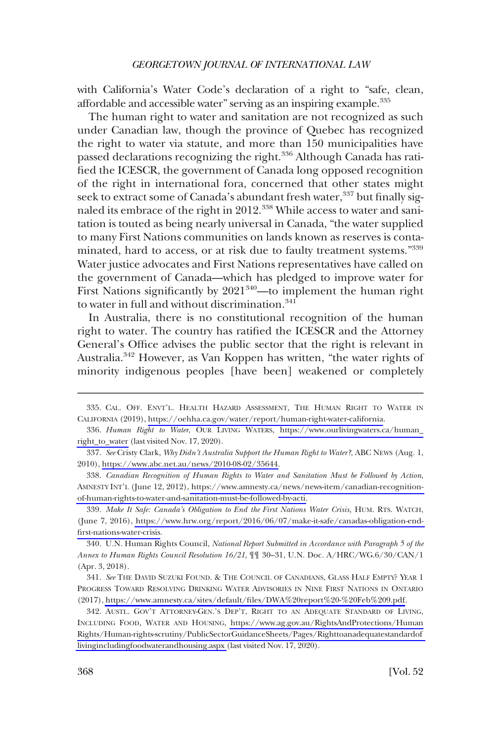with California's Water Code's declaration of a right to "safe, clean, affordable and accessible water" serving as an inspiring example.[335]

The human right to water and sanitation are not recognized as such under Canadian law, though the province of Quebec has recognized the right to water via statute, and more than 150 municipalities have passed declarations recognizing the right.[336] Although Canada has ratified the ICESCR, the government of Canada long opposed recognition of the right in international fora, concerned that other states might seek to extract some of Canada's abundant fresh water,[337] but finally signaled its embrace of the right in 2012.[338] While access to water and sanitation is touted as being nearly universal in Canada, "the water supplied to many First Nations communities on lands known as reserves is contaminated, hard to access, or at risk due to faulty treatment systems."[339] Water justice advocates and First Nations representatives have called on the government of Canada—which has pledged to improve water for First Nations significantly by 2021[340]—to implement the human right to water in full and without discrimination.[341]

In Australia, there is no constitutional recognition of the human right to water. The country has ratified the ICESCR and the Attorney General's Office advises the public sector that the right is relevant in Australia.[342] However, as Van Koppen has written, "the water rights of minority indigenous peoples [have been] weakened or completely

---

335. CAL. OFF. ENVT'L. HEALTH HAZARD ASSESSMENT, THE HUMAN RIGHT TO WATER IN CALIFORNIA (2019), https://oehha.ca.gov/water/report/human-right-water-california.

336. *Human Right to Water*, OUR LIVING WATERS, https://www.ourlivingwaters.ca/human_right_to_water (last visited Nov. 17, 2020).

337. *See* Cristy Clark, *Why Didn't Australia Support the Human Right to Water?*, ABC NEWS (Aug. 1, 2010), https://www.abc.net.au/news/2010-08-02/35644.

338. *Canadian Recognition of Human Rights to Water and Sanitation Must be Followed by Action*, AMNESTY INT'L (June 12, 2012), https://www.amnesty.ca/news/news-item/canadian-recognition-of-human-rights-to-water-and-sanitation-must-be-followed-by-acti.

339. *Make It Safe: Canada's Obligation to End the First Nations Water Crisis,* HUM. RTS. WATCH, (June 7, 2016), https://www.hrw.org/report/2016/06/07/make-it-safe/canadas-obligation-end-first-nations-water-crisis.

340. U.N. Human Rights Council, *National Report Submitted in Accordance with Paragraph 5 of the Annex to Human Rights Council Resolution 16/21*, ¶¶ 30–31, U.N. Doc. A/HRC/WG.6/30/CAN/1 (Apr. 3, 2018).

341. *See* THE DAVID SUZUKI FOUND. & THE COUNCIL OF CANADIANS, GLASS HALF EMPTY? YEAR 1 PROGRESS TOWARD RESOLVING DRINKING WATER ADVISORIES IN NINE FIRST NATIONS IN ONTARIO (2017), https://www.amnesty.ca/sites/default/files/DWA%20report%20-%20Feb%209.pdf.

342. AUSTL. GOV'T ATTORNEY-GEN.'S DEP'T, RIGHT TO AN ADEQUATE STANDARD OF LIVING, INCLUDING FOOD, WATER AND HOUSING, https://www.ag.gov.au/RightsAndProtections/HumanRights/Human-rights-scrutiny/PublicSectorGuidanceSheets/Pages/Righttoanadequatestandardoflivingincludingfoodwaterandhousing.aspx (last visited Nov. 17, 2020).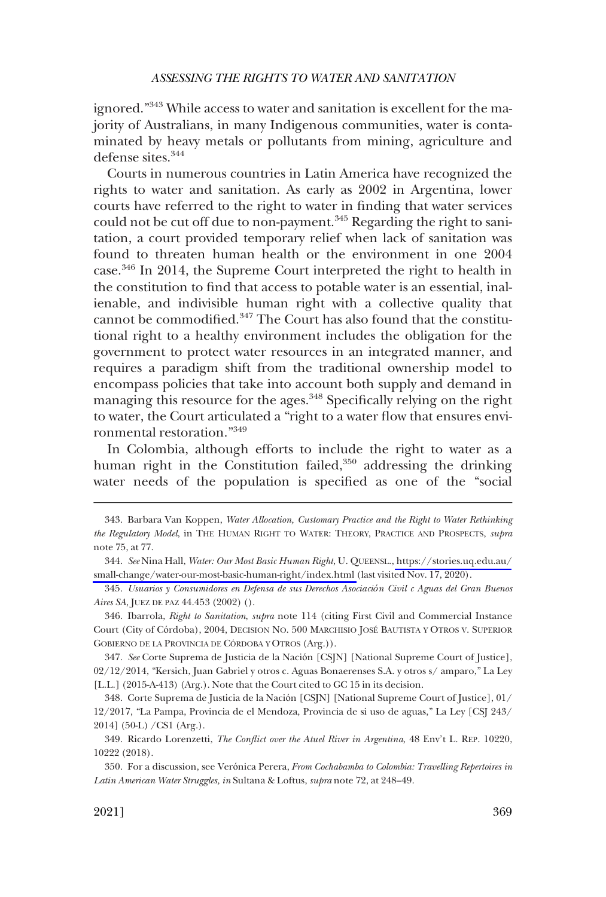ignored."[343] While access to water and sanitation is excellent for the majority of Australians, in many Indigenous communities, water is contaminated by heavy metals or pollutants from mining, agriculture and defense sites.[344]

Courts in numerous countries in Latin America have recognized the rights to water and sanitation. As early as 2002 in Argentina, lower courts have referred to the right to water in finding that water services could not be cut off due to non-payment.[345] Regarding the right to sanitation, a court provided temporary relief when lack of sanitation was found to threaten human health or the environment in one 2004 case.[346] In 2014, the Supreme Court interpreted the right to health in the constitution to find that access to potable water is an essential, inalienable, and indivisible human right with a collective quality that cannot be commodified.[347] The Court has also found that the constitutional right to a healthy environment includes the obligation for the government to protect water resources in an integrated manner, and requires a paradigm shift from the traditional ownership model to encompass policies that take into account both supply and demand in managing this resource for the ages.[348] Specifically relying on the right to water, the Court articulated a "right to a water flow that ensures environmental restoration."[349]

In Colombia, although efforts to include the right to water as a human right in the Constitution failed,[350] addressing the drinking water needs of the population is specified as one of the "social

---

343. Barbara Van Koppen, *Water Allocation, Customary Practice and the Right to Water Rethinking the Regulatory Model*, in THE HUMAN RIGHT TO WATER: THEORY, PRACTICE AND PROSPECTS, *supra* note 75, at 77.

344. *See* Nina Hall, *Water: Our Most Basic Human Right*, U. QUEENSL., https://stories.uq.edu.au/small-change/water-our-most-basic-human-right/index.html (last visited Nov. 17, 2020).

345. *Usuarios y Consumidores en Defensa de sus Derechos Asociación Civil c Aguas del Gran Buenos Aires SA*, JUEZ DE PAZ 44.453 (2002) ().

346. Ibarrola, *Right to Sanitation*, *supra* note 114 (citing First Civil and Commercial Instance Court (City of Córdoba), 2004, DECISION NO. 500 MARCHISIO JOSÉ BAUTISTA Y OTROS V. SUPERIOR GOBIERNO DE LA PROVINCIA DE CÓRDOBA Y OTROS (Arg.)).

347. *See* Corte Suprema de Justicia de la Nación [CSJN] [National Supreme Court of Justice], 02/12/2014, "Kersich, Juan Gabriel y otros c. Aguas Bonaerenses S.A. y otros s/ amparo," La Ley [L.L.] (2015-A-413) (Arg.). Note that the Court cited to GC 15 in its decision.

348. Corte Suprema de Justicia de la Nación [CSJN] [National Supreme Court of Justice], 01/12/2017, "La Pampa, Provincia de el Mendoza, Provincia de si uso de aguas," La Ley [CSJ 243/2014] (50-L) /CS1 (Arg.).

349. Ricardo Lorenzetti, *The Conflict over the Atuel River in Argentina*, 48 Env't L. REP. 10220, 10222 (2018).

350. For a discussion, see Verónica Perera, *From Cochabamba to Colombia: Travelling Repertoires in Latin American Water Struggles, in* Sultana & Loftus, *supra* note 72, at 248–49.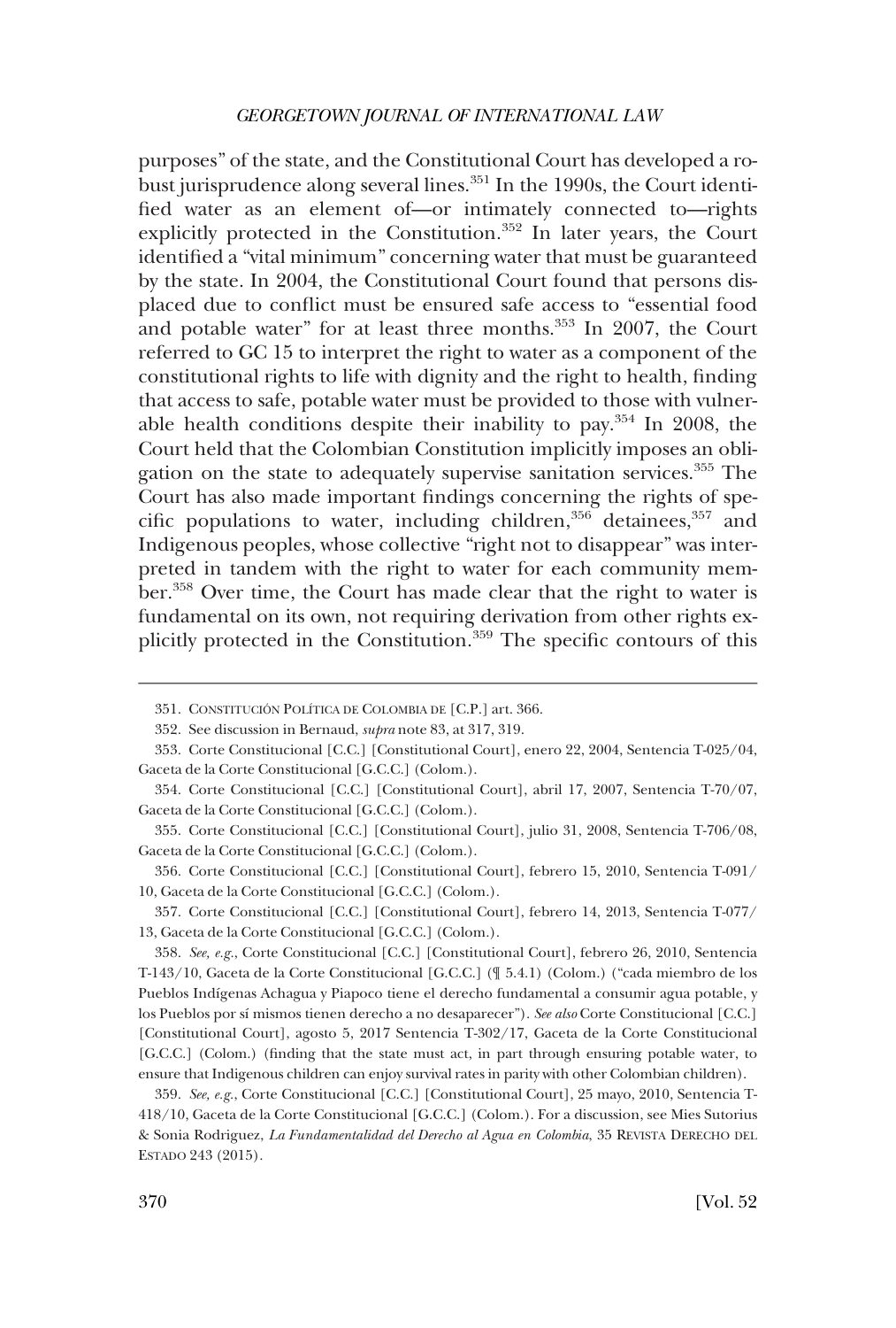purposes" of the state, and the Constitutional Court has developed a robust jurisprudence along several lines.[351] In the 1990s, the Court identified water as an element of—or intimately connected to—rights explicitly protected in the Constitution.[352] In later years, the Court identified a "vital minimum" concerning water that must be guaranteed by the state. In 2004, the Constitutional Court found that persons displaced due to conflict must be ensured safe access to "essential food and potable water" for at least three months.[353] In 2007, the Court referred to GC 15 to interpret the right to water as a component of the constitutional rights to life with dignity and the right to health, finding that access to safe, potable water must be provided to those with vulnerable health conditions despite their inability to pay.[354] In 2008, the Court held that the Colombian Constitution implicitly imposes an obligation on the state to adequately supervise sanitation services.[355] The Court has also made important findings concerning the rights of specific populations to water, including children,[356] detainees,[357] and Indigenous peoples, whose collective "right not to disappear" was interpreted in tandem with the right to water for each community member.[358] Over time, the Court has made clear that the right to water is fundamental on its own, not requiring derivation from other rights explicitly protected in the Constitution.[359] The specific contours of this

---

351. CONSTITUCIÓN POLÍTICA DE COLOMBIA DE [C.P.] art. 366.

352. See discussion in Bernaud, *supra* note 83, at 317, 319.

353. Corte Constitucional [C.C.] [Constitutional Court], enero 22, 2004, Sentencia T-025/04, Gaceta de la Corte Constitucional [G.C.C.] (Colom.).

354. Corte Constitucional [C.C.] [Constitutional Court], abril 17, 2007, Sentencia T-70/07, Gaceta de la Corte Constitucional [G.C.C.] (Colom.).

355. Corte Constitucional [C.C.] [Constitutional Court], julio 31, 2008, Sentencia T-706/08, Gaceta de la Corte Constitucional [G.C.C.] (Colom.).

356. Corte Constitucional [C.C.] [Constitutional Court], febrero 15, 2010, Sentencia T-091/10, Gaceta de la Corte Constitucional [G.C.C.] (Colom.).

357. Corte Constitucional [C.C.] [Constitutional Court], febrero 14, 2013, Sentencia T-077/13, Gaceta de la Corte Constitucional [G.C.C.] (Colom.).

358. *See, e.g.*, Corte Constitucional [C.C.] [Constitutional Court], febrero 26, 2010, Sentencia T-143/10, Gaceta de la Corte Constitucional [G.C.C.] (¶ 5.4.1) (Colom.) ("cada miembro de los Pueblos Indígenas Achagua y Piapoco tiene el derecho fundamental a consumir agua potable, y los Pueblos por sí mismos tienen derecho a no desaparecer"). *See also* Corte Constitucional [C.C.] [Constitutional Court], agosto 5, 2017 Sentencia T-302/17, Gaceta de la Corte Constitucional [G.C.C.] (Colom.) (finding that the state must act, in part through ensuring potable water, to ensure that Indigenous children can enjoy survival rates in parity with other Colombian children).

359. *See, e.g.*, Corte Constitucional [C.C.] [Constitutional Court], 25 mayo, 2010, Sentencia T-418/10, Gaceta de la Corte Constitucional [G.C.C.] (Colom.). For a discussion, see Mies Sutorius & Sonia Rodriguez, *La Fundamentalidad del Derecho al Agua en Colombia*, 35 REVISTA DERECHO DEL ESTADO 243 (2015).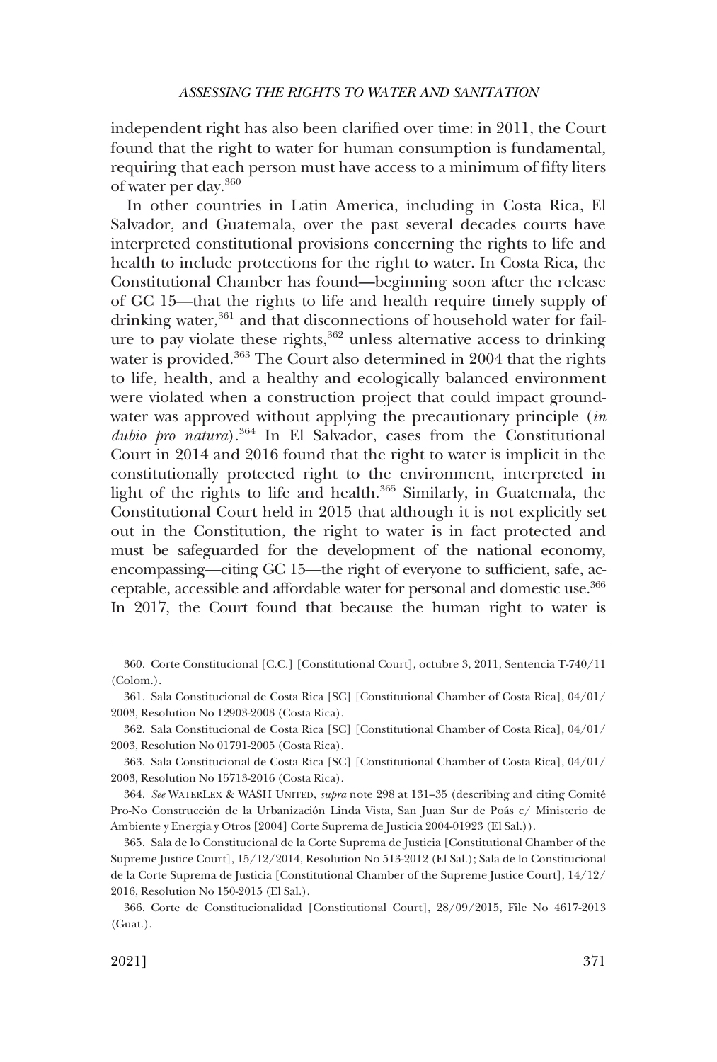independent right has also been clarified over time: in 2011, the Court found that the right to water for human consumption is fundamental, requiring that each person must have access to a minimum of fifty liters of water per day.[360]

In other countries in Latin America, including in Costa Rica, El Salvador, and Guatemala, over the past several decades courts have interpreted constitutional provisions concerning the rights to life and health to include protections for the right to water. In Costa Rica, the Constitutional Chamber has found—beginning soon after the release of GC 15—that the rights to life and health require timely supply of drinking water,[361] and that disconnections of household water for failure to pay violate these rights,[362] unless alternative access to drinking water is provided.[363] The Court also determined in 2004 that the rights to life, health, and a healthy and ecologically balanced environment were violated when a construction project that could impact groundwater was approved without applying the precautionary principle (*in dubio pro natura*).[364] In El Salvador, cases from the Constitutional Court in 2014 and 2016 found that the right to water is implicit in the constitutionally protected right to the environment, interpreted in light of the rights to life and health.[365] Similarly, in Guatemala, the Constitutional Court held in 2015 that although it is not explicitly set out in the Constitution, the right to water is in fact protected and must be safeguarded for the development of the national economy, encompassing—citing GC 15—the right of everyone to sufficient, safe, acceptable, accessible and affordable water for personal and domestic use.[366] In 2017, the Court found that because the human right to water is

---

360. Corte Constitucional [C.C.] [Constitutional Court], octubre 3, 2011, Sentencia T-740/11 (Colom.).

361. Sala Constitucional de Costa Rica [SC] [Constitutional Chamber of Costa Rica], 04/01/2003, Resolution No 12903-2003 (Costa Rica).

362. Sala Constitucional de Costa Rica [SC] [Constitutional Chamber of Costa Rica], 04/01/2003, Resolution No 01791-2005 (Costa Rica).

363. Sala Constitucional de Costa Rica [SC] [Constitutional Chamber of Costa Rica], 04/01/2003, Resolution No 15713-2016 (Costa Rica).

364. *See* WATERLEX & WASH UNITED, *supra* note 298 at 131–35 (describing and citing Comité Pro-No Construcción de la Urbanización Linda Vista, San Juan Sur de Poás c/ Ministerio de Ambiente y Energía y Otros [2004] Corte Suprema de Justicia 2004-01923 (El Sal.)).

365. Sala de lo Constitucional de la Corte Suprema de Justicia [Constitutional Chamber of the Supreme Justice Court], 15/12/2014, Resolution No 513-2012 (El Sal.); Sala de lo Constitucional de la Corte Suprema de Justicia [Constitutional Chamber of the Supreme Justice Court], 14/12/2016, Resolution No 150-2015 (El Sal.).

366. Corte de Constitucionalidad [Constitutional Court], 28/09/2015, File No 4617-2013 (Guat.).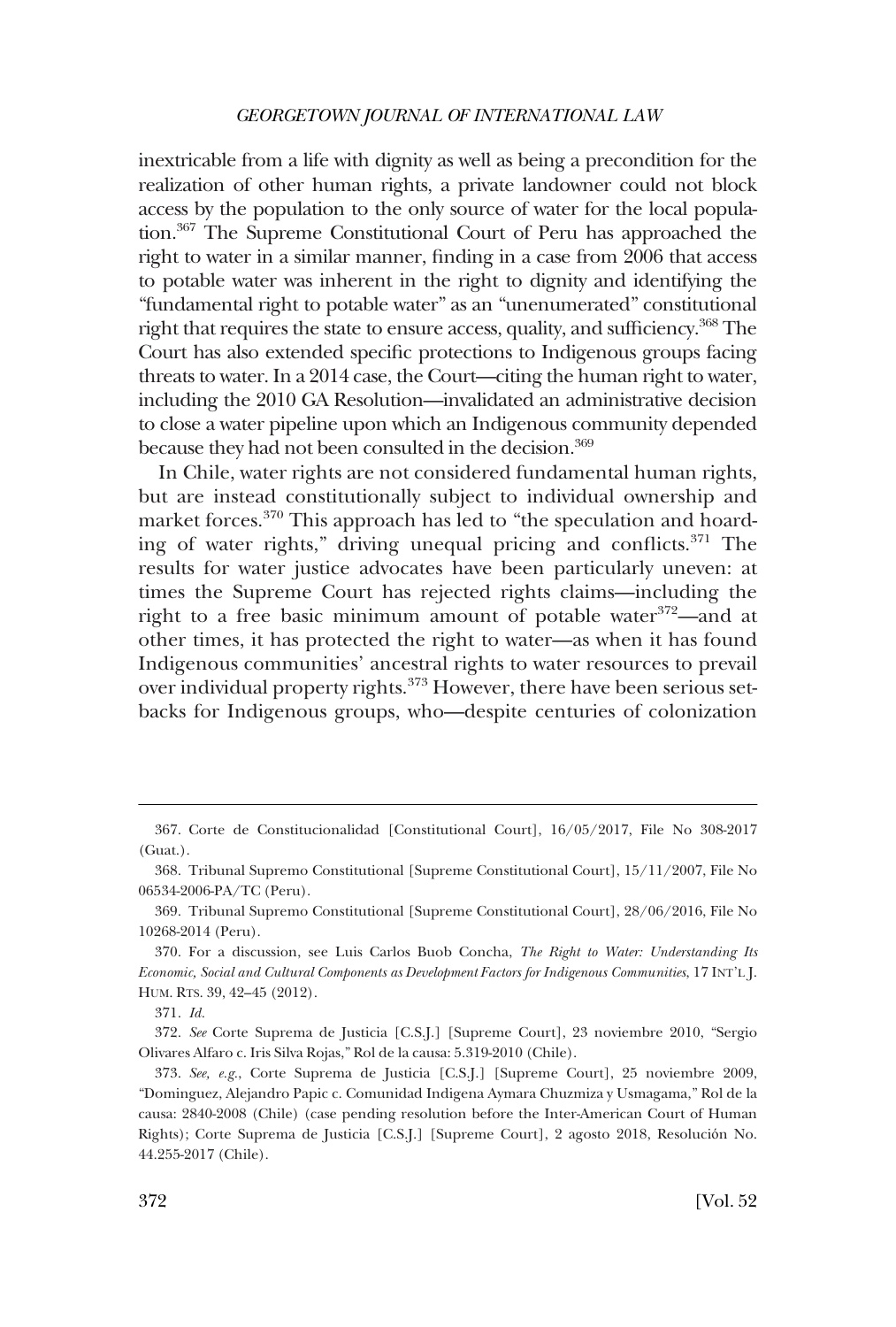inextricable from a life with dignity as well as being a precondition for the realization of other human rights, a private landowner could not block access by the population to the only source of water for the local population.[367] The Supreme Constitutional Court of Peru has approached the right to water in a similar manner, finding in a case from 2006 that access to potable water was inherent in the right to dignity and identifying the "fundamental right to potable water" as an "unenumerated" constitutional right that requires the state to ensure access, quality, and sufficiency.[368] The Court has also extended specific protections to Indigenous groups facing threats to water. In a 2014 case, the Court—citing the human right to water, including the 2010 GA Resolution—invalidated an administrative decision to close a water pipeline upon which an Indigenous community depended because they had not been consulted in the decision.[369]

In Chile, water rights are not considered fundamental human rights, but are instead constitutionally subject to individual ownership and market forces.[370] This approach has led to "the speculation and hoarding of water rights," driving unequal pricing and conflicts.[371] The results for water justice advocates have been particularly uneven: at times the Supreme Court has rejected rights claims—including the right to a free basic minimum amount of potable water[372]—and at other times, it has protected the right to water—as when it has found Indigenous communities' ancestral rights to water resources to prevail over individual property rights.[373] However, there have been serious setbacks for Indigenous groups, who—despite centuries of colonization

---

367. Corte de Constitucionalidad [Constitutional Court], 16/05/2017, File No 308-2017 (Guat.).

368. Tribunal Supremo Constitutional [Supreme Constitutional Court], 15/11/2007, File No 06534-2006-PA/TC (Peru).

369. Tribunal Supremo Constitutional [Supreme Constitutional Court], 28/06/2016, File No 10268-2014 (Peru).

370. For a discussion, see Luis Carlos Buob Concha, *The Right to Water: Understanding Its Economic, Social and Cultural Components as Development Factors for Indigenous Communities*, 17 INT'L J. HUM. RTS. 39, 42–45 (2012).

371. *Id.*

372. *See* Corte Suprema de Justicia [C.S.J.] [Supreme Court], 23 noviembre 2010, "Sergio Olivares Alfaro c. Iris Silva Rojas," Rol de la causa: 5.319-2010 (Chile).

373. *See, e.g.*, Corte Suprema de Justicia [C.S.J.] [Supreme Court], 25 noviembre 2009, "Dominguez, Alejandro Papic c. Comunidad Indigena Aymara Chuzmiza y Usmagama," Rol de la causa: 2840-2008 (Chile) (case pending resolution before the Inter-American Court of Human Rights); Corte Suprema de Justicia [C.S.J.] [Supreme Court], 2 agosto 2018, Resolución No. 44.255-2017 (Chile).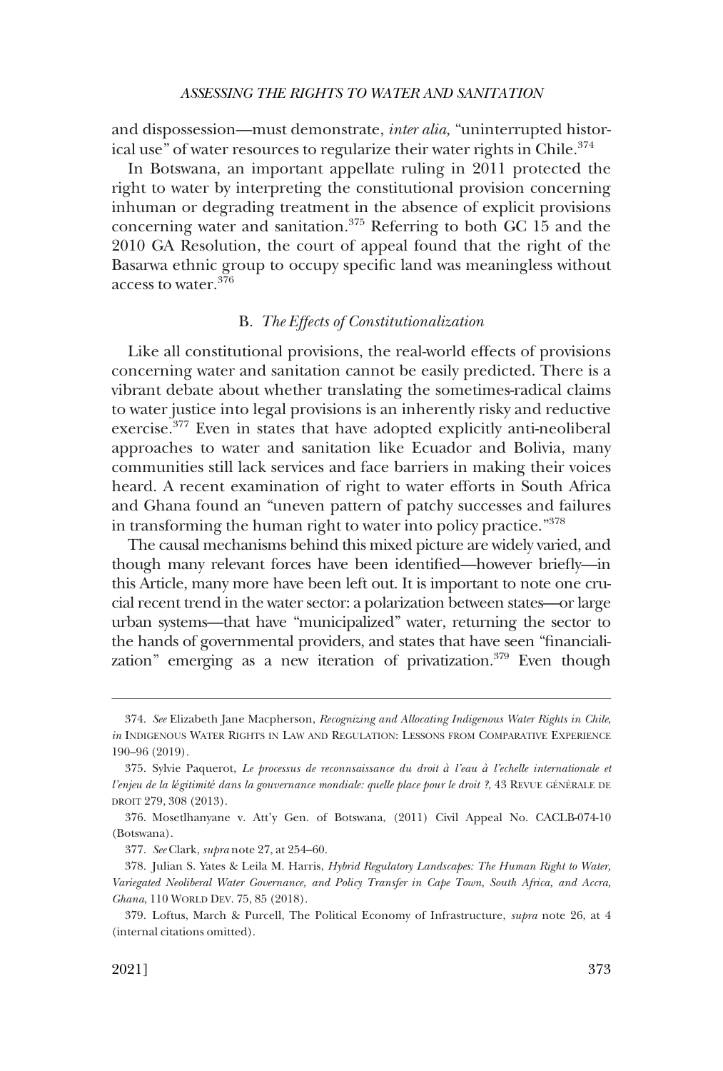and dispossession—must demonstrate, *inter alia,* "uninterrupted historical use" of water resources to regularize their water rights in Chile.[374]

In Botswana, an important appellate ruling in 2011 protected the right to water by interpreting the constitutional provision concerning inhuman or degrading treatment in the absence of explicit provisions concerning water and sanitation.[375] Referring to both GC 15 and the 2010 GA Resolution, the court of appeal found that the right of the Basarwa ethnic group to occupy specific land was meaningless without access to water.[376]

### B. *The Effects of Constitutionalization*

Like all constitutional provisions, the real-world effects of provisions concerning water and sanitation cannot be easily predicted. There is a vibrant debate about whether translating the sometimes-radical claims to water justice into legal provisions is an inherently risky and reductive exercise.[377] Even in states that have adopted explicitly anti-neoliberal approaches to water and sanitation like Ecuador and Bolivia, many communities still lack services and face barriers in making their voices heard. A recent examination of right to water efforts in South Africa and Ghana found an "uneven pattern of patchy successes and failures in transforming the human right to water into policy practice."[378]

The causal mechanisms behind this mixed picture are widely varied, and though many relevant forces have been identified—however briefly—in this Article, many more have been left out. It is important to note one crucial recent trend in the water sector: a polarization between states—or large urban systems—that have "municipalized" water, returning the sector to the hands of governmental providers, and states that have seen "financialization" emerging as a new iteration of privatization.[379] Even though

---

374. *See* Elizabeth Jane Macpherson, *Recognizing and Allocating Indigenous Water Rights in Chile*, *in* INDIGENOUS WATER RIGHTS IN LAW AND REGULATION: LESSONS FROM COMPARATIVE EXPERIENCE 190–96 (2019).

375. Sylvie Paquerot, *Le processus de reconnsaissance du droit à l'eau à l'echelle internationale et l'enjeu de la légitimité dans la gouvernance mondiale: quelle place pour le droit ?*, 43 REVUE GÉNÉRALE DE DROIT 279, 308 (2013).

376. Mosetlhanyane v. Att'y Gen. of Botswana, (2011) Civil Appeal No. CACLB-074-10 (Botswana).

377. *See* Clark, *supra* note 27, at 254–60.

378. Julian S. Yates & Leila M. Harris, *Hybrid Regulatory Landscapes: The Human Right to Water, Variegated Neoliberal Water Governance, and Policy Transfer in Cape Town, South Africa, and Accra, Ghana*, 110 WORLD DEV. 75, 85 (2018).

379. Loftus, March & Purcell, The Political Economy of Infrastructure, *supra* note 26, at 4 (internal citations omitted).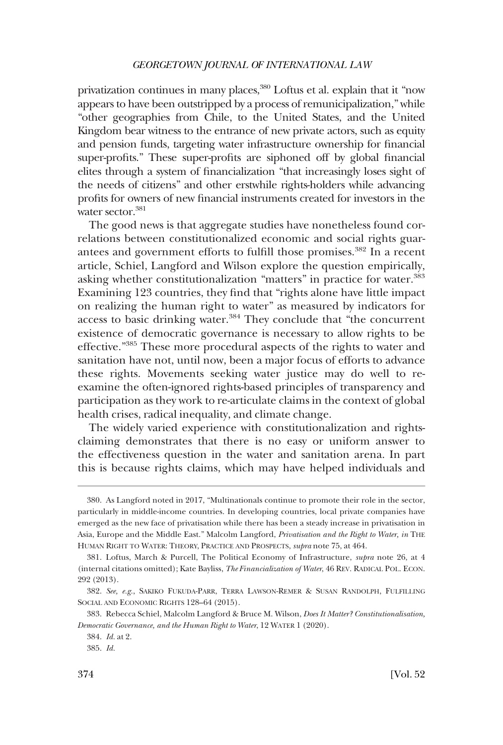privatization continues in many places,[380] Loftus et al. explain that it "now appears to have been outstripped by a process of remunicipalization," while "other geographies from Chile, to the United States, and the United Kingdom bear witness to the entrance of new private actors, such as equity and pension funds, targeting water infrastructure ownership for financial super-profits." These super-profits are siphoned off by global financial elites through a system of financialization "that increasingly loses sight of the needs of citizens" and other erstwhile rights-holders while advancing profits for owners of new financial instruments created for investors in the water sector.[381]

The good news is that aggregate studies have nonetheless found correlations between constitutionalized economic and social rights guarantees and government efforts to fulfill those promises.[382] In a recent article, Schiel, Langford and Wilson explore the question empirically, asking whether constitutionalization "matters" in practice for water.[383] Examining 123 countries, they find that "rights alone have little impact on realizing the human right to water" as measured by indicators for access to basic drinking water.[384] They conclude that "the concurrent existence of democratic governance is necessary to allow rights to be effective."[385] These more procedural aspects of the rights to water and sanitation have not, until now, been a major focus of efforts to advance these rights. Movements seeking water justice may do well to re-examine the often-ignored rights-based principles of transparency and participation as they work to re-articulate claims in the context of global health crises, radical inequality, and climate change.

The widely varied experience with constitutionalization and rights-claiming demonstrates that there is no easy or uniform answer to the effectiveness question in the water and sanitation arena. In part this is because rights claims, which may have helped individuals and

---

380. As Langford noted in 2017, "Multinationals continue to promote their role in the sector, particularly in middle-income countries. In developing countries, local private companies have emerged as the new face of privatisation while there has been a steady increase in privatisation in Asia, Europe and the Middle East." Malcolm Langford, *Privatisation and the Right to Water*, *in* THE HUMAN RIGHT TO WATER: THEORY, PRACTICE AND PROSPECTS, *supra* note 75, at 464.

381. Loftus, March & Purcell, The Political Economy of Infrastructure, *supra* note 26, at 4 (internal citations omitted); Kate Bayliss, *The Financialization of Water*, 46 REV. RADICAL POL. ECON. 292 (2013).

382. *See, e.g.*, SAKIKO FUKUDA-PARR, TERRA LAWSON-REMER & SUSAN RANDOLPH, FULFILLING SOCIAL AND ECONOMIC RIGHTS 128–64 (2015).

383. Rebecca Schiel, Malcolm Langford & Bruce M. Wilson, *Does It Matter? Constitutionalisation, Democratic Governance, and the Human Right to Water*, 12 WATER 1 (2020).

384. *Id.* at 2.

385. *Id.*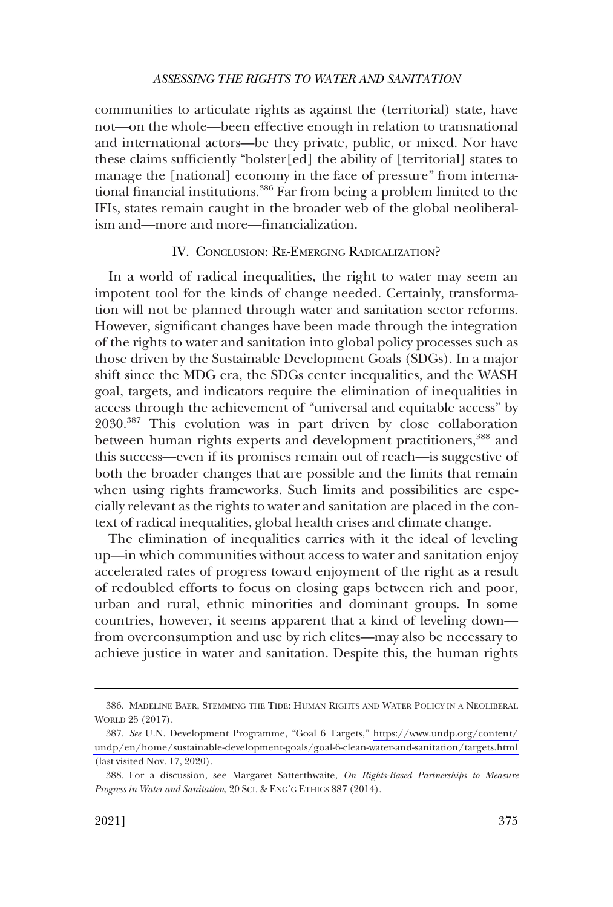communities to articulate rights as against the (territorial) state, have not—on the whole—been effective enough in relation to transnational and international actors—be they private, public, or mixed. Nor have these claims sufficiently "bolster[ed] the ability of [territorial] states to manage the [national] economy in the face of pressure" from international financial institutions.[386] Far from being a problem limited to the IFIs, states remain caught in the broader web of the global neoliberalism and—more and more—financialization.

## IV. Conclusion: Re-Emerging Radicalization?

In a world of radical inequalities, the right to water may seem an impotent tool for the kinds of change needed. Certainly, transformation will not be planned through water and sanitation sector reforms. However, significant changes have been made through the integration of the rights to water and sanitation into global policy processes such as those driven by the Sustainable Development Goals (SDGs). In a major shift since the MDG era, the SDGs center inequalities, and the WASH goal, targets, and indicators require the elimination of inequalities in access through the achievement of "universal and equitable access" by 2030.[387] This evolution was in part driven by close collaboration between human rights experts and development practitioners,[388] and this success—even if its promises remain out of reach—is suggestive of both the broader changes that are possible and the limits that remain when using rights frameworks. Such limits and possibilities are especially relevant as the rights to water and sanitation are placed in the context of radical inequalities, global health crises and climate change.

The elimination of inequalities carries with it the ideal of leveling up—in which communities without access to water and sanitation enjoy accelerated rates of progress toward enjoyment of the right as a result of redoubled efforts to focus on closing gaps between rich and poor, urban and rural, ethnic minorities and dominant groups. In some countries, however, it seems apparent that a kind of leveling down—from overconsumption and use by rich elites—may also be necessary to achieve justice in water and sanitation. Despite this, the human rights

---

386. Madeline Baer, Stemming the Tide: Human Rights and Water Policy in a Neoliberal World 25 (2017).

387. *See* U.N. Development Programme, "Goal 6 Targets," https://www.undp.org/content/undp/en/home/sustainable-development-goals/goal-6-clean-water-and-sanitation/targets.html (last visited Nov. 17, 2020).

388. For a discussion, see Margaret Satterthwaite, *On Rights-Based Partnerships to Measure Progress in Water and Sanitation,* 20 Sci. & Eng'g Ethics 887 (2014).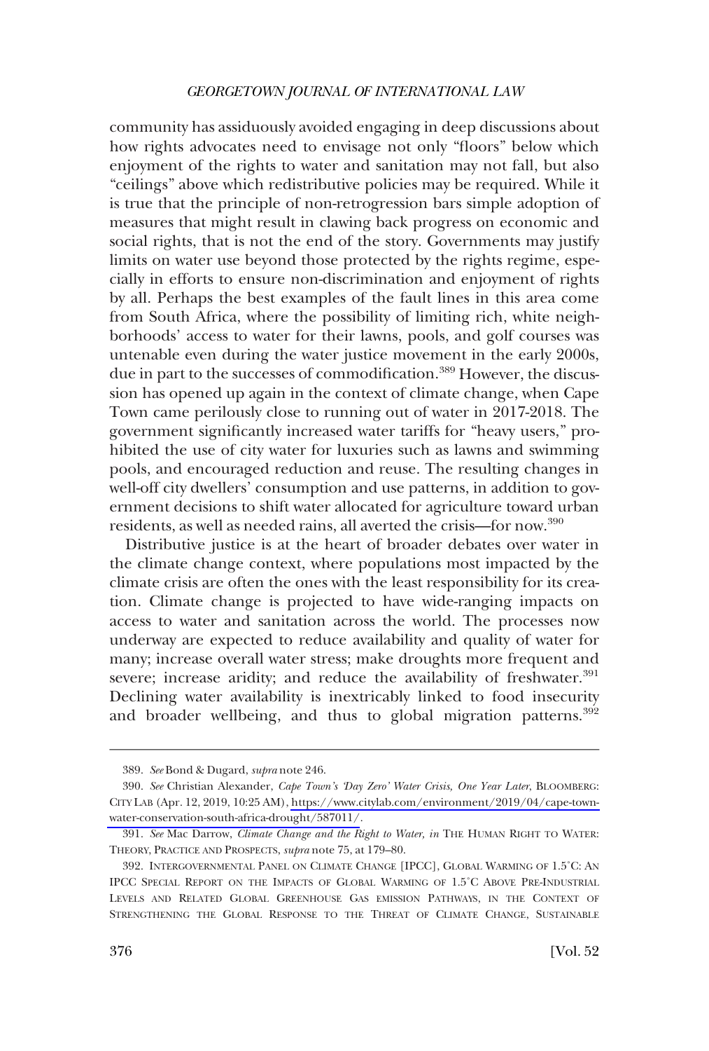community has assiduously avoided engaging in deep discussions about how rights advocates need to envisage not only "floors" below which enjoyment of the rights to water and sanitation may not fall, but also "ceilings" above which redistributive policies may be required. While it is true that the principle of non-retrogression bars simple adoption of measures that might result in clawing back progress on economic and social rights, that is not the end of the story. Governments may justify limits on water use beyond those protected by the rights regime, especially in efforts to ensure non-discrimination and enjoyment of rights by all. Perhaps the best examples of the fault lines in this area come from South Africa, where the possibility of limiting rich, white neighborhoods' access to water for their lawns, pools, and golf courses was untenable even during the water justice movement in the early 2000s, due in part to the successes of commodification.[389] However, the discussion has opened up again in the context of climate change, when Cape Town came perilously close to running out of water in 2017-2018. The government significantly increased water tariffs for "heavy users," prohibited the use of city water for luxuries such as lawns and swimming pools, and encouraged reduction and reuse. The resulting changes in well-off city dwellers' consumption and use patterns, in addition to government decisions to shift water allocated for agriculture toward urban residents, as well as needed rains, all averted the crisis—for now.[390]

Distributive justice is at the heart of broader debates over water in the climate change context, where populations most impacted by the climate crisis are often the ones with the least responsibility for its creation. Climate change is projected to have wide-ranging impacts on access to water and sanitation across the world. The processes now underway are expected to reduce availability and quality of water for many; increase overall water stress; make droughts more frequent and severe; increase aridity; and reduce the availability of freshwater.[391] Declining water availability is inextricably linked to food insecurity and broader wellbeing, and thus to global migration patterns.[392]

---

389. *See* Bond & Dugard, *supra* note 246.

390. *See* Christian Alexander, *Cape Town's 'Day Zero' Water Crisis, One Year Later*, BLOOMBERG: CITYLAB (Apr. 12, 2019, 10:25 AM), https://www.citylab.com/environment/2019/04/cape-town-water-conservation-south-africa-drought/587011/.

391. *See* Mac Darrow, *Climate Change and the Right to Water*, *in* THE HUMAN RIGHT TO WATER: THEORY, PRACTICE AND PROSPECTS, *supra* note 75, at 179–80.

392. INTERGOVERNMENTAL PANEL ON CLIMATE CHANGE [IPCC], GLOBAL WARMING OF 1.5°C: AN IPCC SPECIAL REPORT ON THE IMPACTS OF GLOBAL WARMING OF 1.5°C ABOVE PRE-INDUSTRIAL LEVELS AND RELATED GLOBAL GREENHOUSE GAS EMISSION PATHWAYS, IN THE CONTEXT OF STRENGTHENING THE GLOBAL RESPONSE TO THE THREAT OF CLIMATE CHANGE, SUSTAINABLE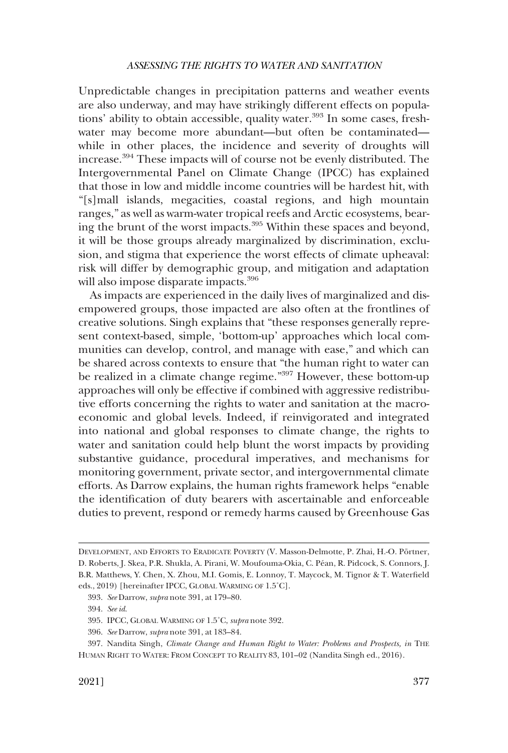Unpredictable changes in precipitation patterns and weather events are also underway, and may have strikingly different effects on populations' ability to obtain accessible, quality water.[393] In some cases, freshwater may become more abundant—but often be contaminated—while in other places, the incidence and severity of droughts will increase.[394] These impacts will of course not be evenly distributed. The Intergovernmental Panel on Climate Change (IPCC) has explained that those in low and middle income countries will be hardest hit, with "[s]mall islands, megacities, coastal regions, and high mountain ranges," as well as warm-water tropical reefs and Arctic ecosystems, bearing the brunt of the worst impacts.[395] Within these spaces and beyond, it will be those groups already marginalized by discrimination, exclusion, and stigma that experience the worst effects of climate upheaval: risk will differ by demographic group, and mitigation and adaptation will also impose disparate impacts.[396]

As impacts are experienced in the daily lives of marginalized and disempowered groups, those impacted are also often at the frontlines of creative solutions. Singh explains that "these responses generally represent context-based, simple, 'bottom-up' approaches which local communities can develop, control, and manage with ease," and which can be shared across contexts to ensure that "the human right to water can be realized in a climate change regime."[397] However, these bottom-up approaches will only be effective if combined with aggressive redistributive efforts concerning the rights to water and sanitation at the macroeconomic and global levels. Indeed, if reinvigorated and integrated into national and global responses to climate change, the rights to water and sanitation could help blunt the worst impacts by providing substantive guidance, procedural imperatives, and mechanisms for monitoring government, private sector, and intergovernmental climate efforts. As Darrow explains, the human rights framework helps "enable the identification of duty bearers with ascertainable and enforceable duties to prevent, respond or remedy harms caused by Greenhouse Gas

---

DEVELOPMENT, AND EFFORTS TO ERADICATE POVERTY (V. Masson-Delmotte, P. Zhai, H.-O. Pörtner, D. Roberts, J. Skea, P.R. Shukla, A. Pirani, W. Moufouma-Okia, C. Péan, R. Pidcock, S. Connors, J. B.R. Matthews, Y. Chen, X. Zhou, M.I. Gomis, E. Lonnoy, T. Maycock, M. Tignor & T. Waterfield eds., 2019) [hereinafter IPCC, GLOBAL WARMING OF 1.5°C].

393. *See* Darrow, *supra* note 391, at 179–80.

394. *See id.*

395. IPCC, GLOBAL WARMING OF 1.5°C, *supra* note 392.

396. *See* Darrow, *supra* note 391, at 183–84.

397. Nandita Singh, *Climate Change and Human Right to Water: Problems and Prospects*, *in* THE HUMAN RIGHT TO WATER: FROM CONCEPT TO REALITY 83, 101–02 (Nandita Singh ed., 2016).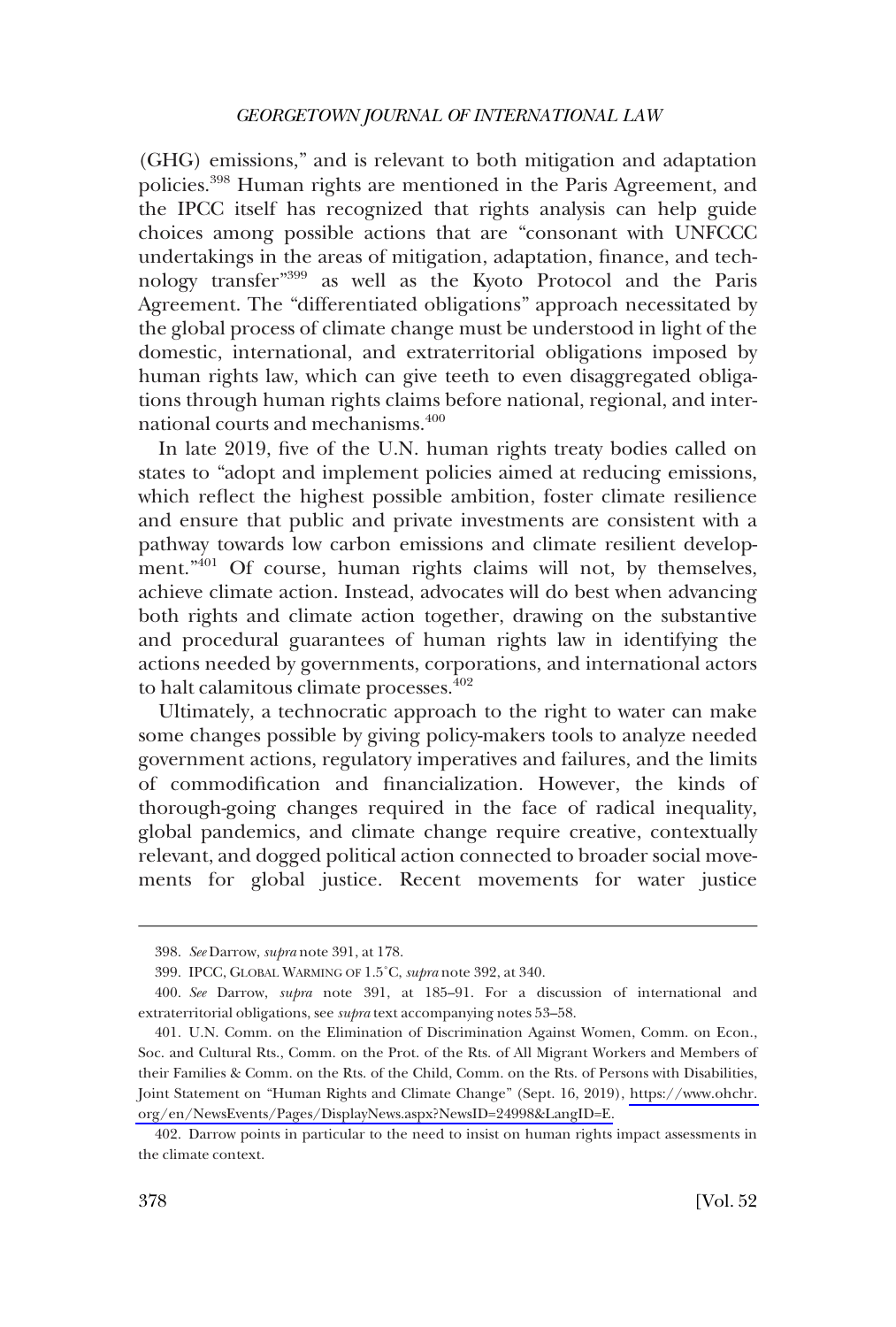(GHG) emissions," and is relevant to both mitigation and adaptation policies.[398] Human rights are mentioned in the Paris Agreement, and the IPCC itself has recognized that rights analysis can help guide choices among possible actions that are "consonant with UNFCCC undertakings in the areas of mitigation, adaptation, finance, and technology transfer"[399] as well as the Kyoto Protocol and the Paris Agreement. The "differentiated obligations" approach necessitated by the global process of climate change must be understood in light of the domestic, international, and extraterritorial obligations imposed by human rights law, which can give teeth to even disaggregated obligations through human rights claims before national, regional, and international courts and mechanisms.[400]

In late 2019, five of the U.N. human rights treaty bodies called on states to "adopt and implement policies aimed at reducing emissions, which reflect the highest possible ambition, foster climate resilience and ensure that public and private investments are consistent with a pathway towards low carbon emissions and climate resilient development."[401] Of course, human rights claims will not, by themselves, achieve climate action. Instead, advocates will do best when advancing both rights and climate action together, drawing on the substantive and procedural guarantees of human rights law in identifying the actions needed by governments, corporations, and international actors to halt calamitous climate processes.[402]

Ultimately, a technocratic approach to the right to water can make some changes possible by giving policy-makers tools to analyze needed government actions, regulatory imperatives and failures, and the limits of commodification and financialization. However, the kinds of thorough-going changes required in the face of radical inequality, global pandemics, and climate change require creative, contextually relevant, and dogged political action connected to broader social movements for global justice. Recent movements for water justice

---

398. *See* Darrow, *supra* note 391, at 178.

399. IPCC, GLOBAL WARMING OF 1.5°C, *supra* note 392, at 340.

400. *See* Darrow, *supra* note 391, at 185–91. For a discussion of international and extraterritorial obligations, see *supra* text accompanying notes 53–58.

401. U.N. Comm. on the Elimination of Discrimination Against Women, Comm. on Econ., Soc. and Cultural Rts., Comm. on the Prot. of the Rts. of All Migrant Workers and Members of their Families & Comm. on the Rts. of the Child, Comm. on the Rts. of Persons with Disabilities, Joint Statement on "Human Rights and Climate Change" (Sept. 16, 2019), https://www.ohchr.org/en/NewsEvents/Pages/DisplayNews.aspx?NewsID=24998&LangID=E.

402. Darrow points in particular to the need to insist on human rights impact assessments in the climate context.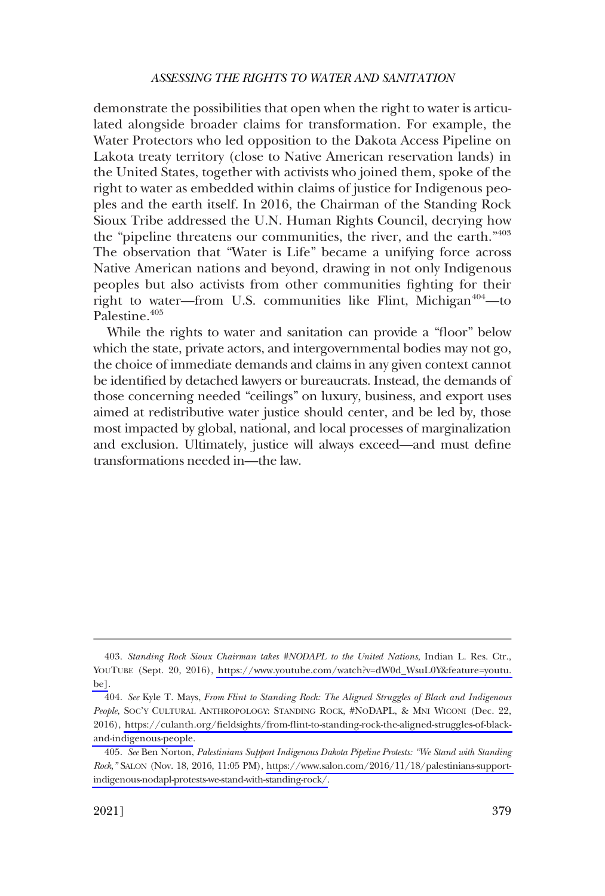demonstrate the possibilities that open when the right to water is articulated alongside broader claims for transformation. For example, the Water Protectors who led opposition to the Dakota Access Pipeline on Lakota treaty territory (close to Native American reservation lands) in the United States, together with activists who joined them, spoke of the right to water as embedded within claims of justice for Indigenous peoples and the earth itself. In 2016, the Chairman of the Standing Rock Sioux Tribe addressed the U.N. Human Rights Council, decrying how the "pipeline threatens our communities, the river, and the earth."[403] The observation that "Water is Life" became a unifying force across Native American nations and beyond, drawing in not only Indigenous peoples but also activists from other communities fighting for their right to water—from U.S. communities like Flint, Michigan[404]—to Palestine.[405]

While the rights to water and sanitation can provide a "floor" below which the state, private actors, and intergovernmental bodies may not go, the choice of immediate demands and claims in any given context cannot be identified by detached lawyers or bureaucrats. Instead, the demands of those concerning needed "ceilings" on luxury, business, and export uses aimed at redistributive water justice should center, and be led by, those most impacted by global, national, and local processes of marginalization and exclusion. Ultimately, justice will always exceed—and must define transformations needed in—the law.

---

403. *Standing Rock Sioux Chairman takes #NODAPL to the United Nations*, Indian L. Res. Ctr., YOUTUBE (Sept. 20, 2016), https://www.youtube.com/watch?v=dW0d_WsuL0Y&feature=youtu.be].

404. *See* Kyle T. Mays, *From Flint to Standing Rock: The Aligned Struggles of Black and Indigenous People*, SOC'Y CULTURAL ANTHROPOLOGY: STANDING ROCK, #NODAPL, & MNI WICONI (Dec. 22, 2016), https://culanth.org/fieldsights/from-flint-to-standing-rock-the-aligned-struggles-of-black-and-indigenous-people.

405. *See* Ben Norton, *Palestinians Support Indigenous Dakota Pipeline Protests: "We Stand with Standing Rock,"* SALON (Nov. 18, 2016, 11:05 PM), https://www.salon.com/2016/11/18/palestinians-support-indigenous-nodapl-protests-we-stand-with-standing-rock/.